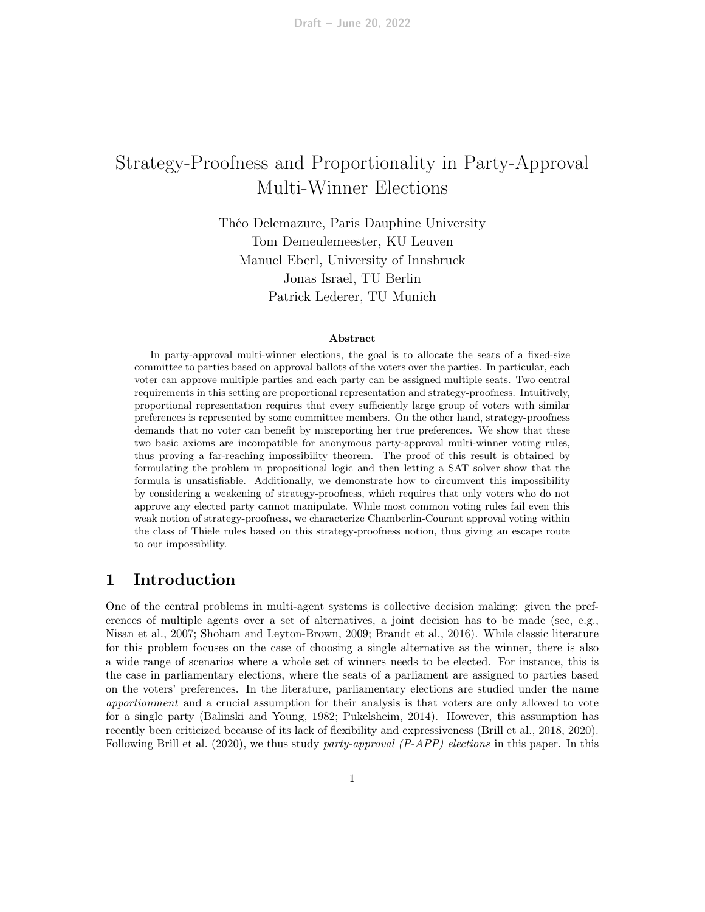# Strategy-Proofness and Proportionality in Party-Approval Multi-Winner Elections

Théo Delemazure, Paris Dauphine University
Tom Demeulemeester, KU Leuven
Manuel Eberl, University of Innsbruck
Jonas Israel, TU Berlin
Patrick Lederer, TU Munich

### Abstract

In party-approval multi-winner elections, the goal is to allocate the seats of a fixed-size committee to parties based on approval ballots of the voters over the parties. In particular, each voter can approve multiple parties and each party can be assigned multiple seats. Two central requirements in this setting are proportional representation and strategy-proofness. Intuitively, proportional representation requires that every sufficiently large group of voters with similar preferences is represented by some committee members. On the other hand, strategy-proofness demands that no voter can benefit by misreporting her true preferences. We show that these two basic axioms are incompatible for anonymous party-approval multi-winner voting rules, thus proving a far-reaching impossibility theorem. The proof of this result is obtained by formulating the problem in propositional logic and then letting a SAT solver show that the formula is unsatisfiable. Additionally, we demonstrate how to circumvent this impossibility by considering a weakening of strategy-proofness, which requires that only voters who do not approve any elected party cannot manipulate. While most common voting rules fail even this weak notion of strategy-proofness, we characterize Chamberlin-Courant approval voting within the class of Thiele rules based on this strategy-proofness notion, thus giving an escape route to our impossibility.

## 1 Introduction

One of the central problems in multi-agent systems is collective decision making: given the preferences of multiple agents over a set of alternatives, a joint decision has to be made (see, e.g., Nisan et al., 2007; Shoham and Leyton-Brown, 2009; Brandt et al., 2016). While classic literature for this problem focuses on the case of choosing a single alternative as the winner, there is also a wide range of scenarios where a whole set of winners needs to be elected. For instance, this is the case in parliamentary elections, where the seats of a parliament are assigned to parties based on the voters' preferences. In the literature, parliamentary elections are studied under the name *apportionment* and a crucial assumption for their analysis is that voters are only allowed to vote for a single party (Balinski and Young, 1982; Pukelsheim, 2014). However, this assumption has recently been criticized because of its lack of flexibility and expressiveness (Brill et al., 2018, 2020). Following Brill et al. (2020), we thus study *party-approval (P-APP) elections* in this paper. In this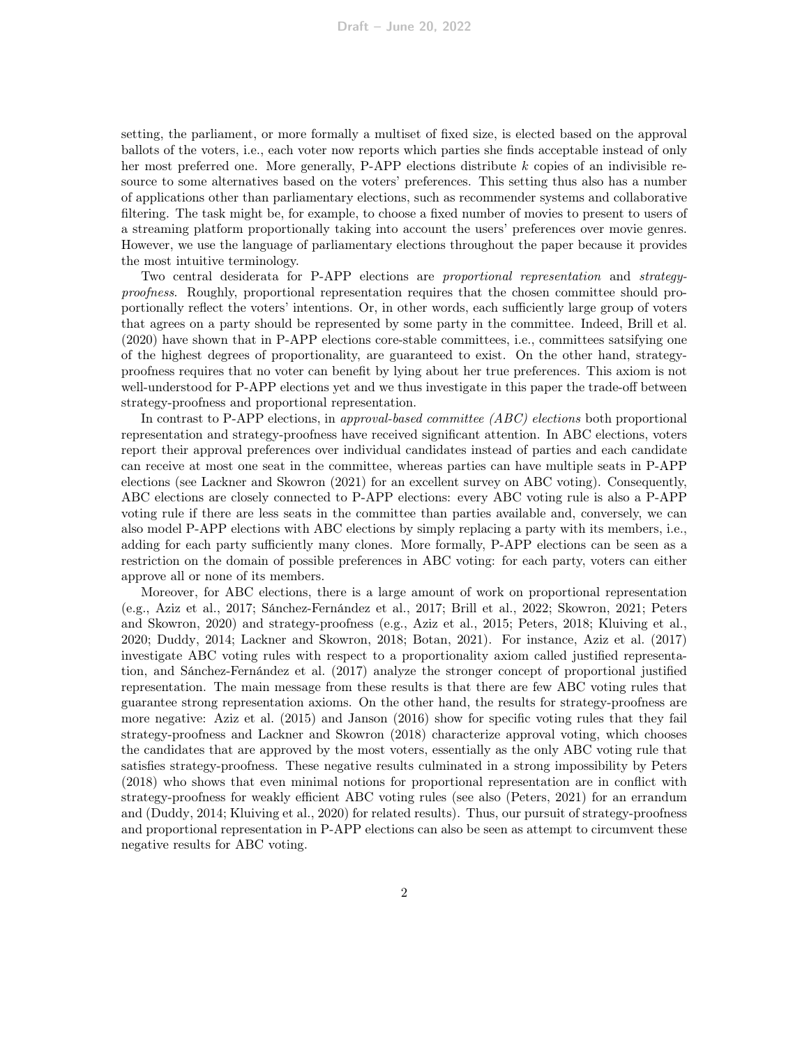setting, the parliament, or more formally a multiset of fixed size, is elected based on the approval ballots of the voters, i.e., each voter now reports which parties she finds acceptable instead of only her most preferred one. More generally, P-APP elections distribute $k$ copies of an indivisible resource to some alternatives based on the voters' preferences. This setting thus also has a number of applications other than parliamentary elections, such as recommender systems and collaborative filtering. The task might be, for example, to choose a fixed number of movies to present to users of a streaming platform proportionally taking into account the users' preferences over movie genres. However, we use the language of parliamentary elections throughout the paper because it provides the most intuitive terminology.

Two central desiderata for P-APP elections are *proportional representation* and *strategy-proofness*. Roughly, proportional representation requires that the chosen committee should proportionally reflect the voters' intentions. Or, in other words, each sufficiently large group of voters that agrees on a party should be represented by some party in the committee. Indeed, Brill et al. (2020) have shown that in P-APP elections core-stable committees, i.e., committees satsifying one of the highest degrees of proportionality, are guaranteed to exist. On the other hand, strategy-proofness requires that no voter can benefit by lying about her true preferences. This axiom is not well-understood for P-APP elections yet and we thus investigate in this paper the trade-off between strategy-proofness and proportional representation.

In contrast to P-APP elections, in *approval-based committee (ABC) elections* both proportional representation and strategy-proofness have received significant attention. In ABC elections, voters report their approval preferences over individual candidates instead of parties and each candidate can receive at most one seat in the committee, whereas parties can have multiple seats in P-APP elections (see Lackner and Skowron (2021) for an excellent survey on ABC voting). Consequently, ABC elections are closely connected to P-APP elections: every ABC voting rule is also a P-APP voting rule if there are less seats in the committee than parties available and, conversely, we can also model P-APP elections with ABC elections by simply replacing a party with its members, i.e., adding for each party sufficiently many clones. More formally, P-APP elections can be seen as a restriction on the domain of possible preferences in ABC voting: for each party, voters can either approve all or none of its members.

Moreover, for ABC elections, there is a large amount of work on proportional representation (e.g., Aziz et al., 2017; Sánchez-Fernández et al., 2017; Brill et al., 2022; Skowron, 2021; Peters and Skowron, 2020) and strategy-proofness (e.g., Aziz et al., 2015; Peters, 2018; Kluiving et al., 2020; Duddy, 2014; Lackner and Skowron, 2018; Botan, 2021). For instance, Aziz et al. (2017) investigate ABC voting rules with respect to a proportionality axiom called justified representation, and Sánchez-Fernández et al. (2017) analyze the stronger concept of proportional justified representation. The main message from these results is that there are few ABC voting rules that guarantee strong representation axioms. On the other hand, the results for strategy-proofness are more negative: Aziz et al. (2015) and Janson (2016) show for specific voting rules that they fail strategy-proofness and Lackner and Skowron (2018) characterize approval voting, which chooses the candidates that are approved by the most voters, essentially as the only ABC voting rule that satisfies strategy-proofness. These negative results culminated in a strong impossibility by Peters (2018) who shows that even minimal notions for proportional representation are in conflict with strategy-proofness for weakly efficient ABC voting rules (see also (Peters, 2021) for an errandum and (Duddy, 2014; Kluiving et al., 2020) for related results). Thus, our pursuit of strategy-proofness and proportional representation in P-APP elections can also be seen as attempt to circumvent these negative results for ABC voting.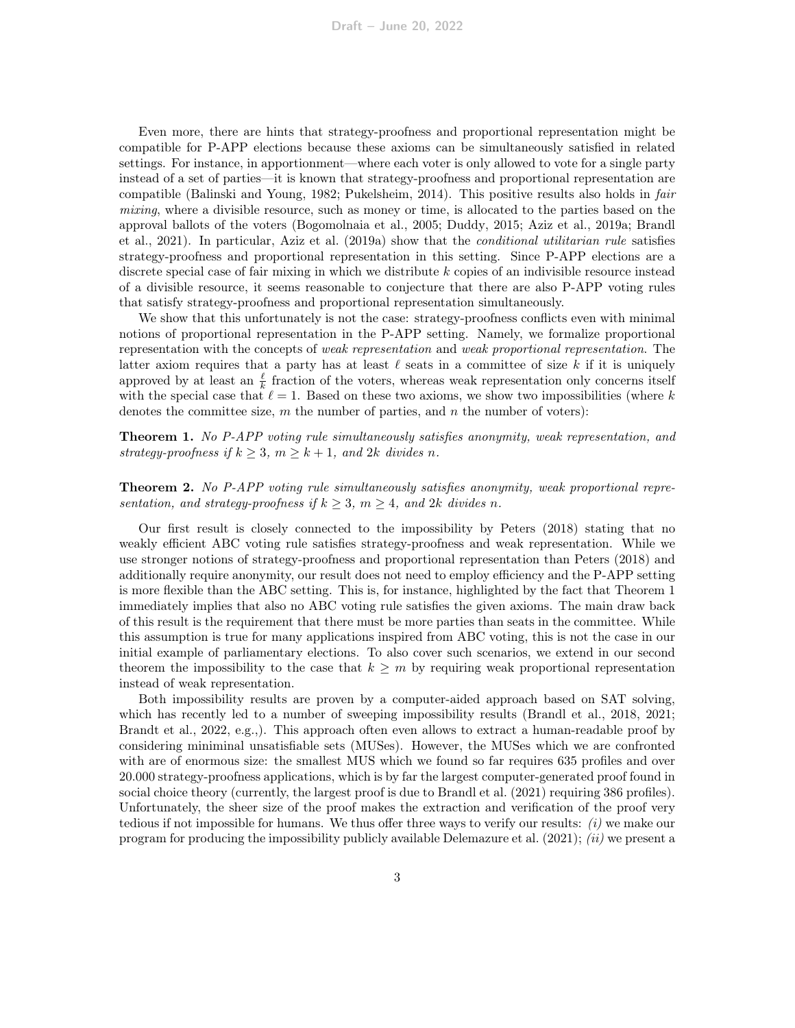Even more, there are hints that strategy-proofness and proportional representation might be compatible for P-APP elections because these axioms can be simultaneously satisfied in related settings. For instance, in apportionment—where each voter is only allowed to vote for a single party instead of a set of parties—it is known that strategy-proofness and proportional representation are compatible (Balinski and Young, 1982; Pukelsheim, 2014). This positive results also holds in *fair mixing*, where a divisible resource, such as money or time, is allocated to the parties based on the approval ballots of the voters (Bogomolnaia et al., 2005; Duddy, 2015; Aziz et al., 2019a; Brandl et al., 2021). In particular, Aziz et al. (2019a) show that the *conditional utilitarian rule* satisfies strategy-proofness and proportional representation in this setting. Since P-APP elections are a discrete special case of fair mixing in which we distribute $k$ copies of an indivisible resource instead of a divisible resource, it seems reasonable to conjecture that there are also P-APP voting rules that satisfy strategy-proofness and proportional representation simultaneously.

We show that this unfortunately is not the case: strategy-proofness conflicts even with minimal notions of proportional representation in the P-APP setting. Namely, we formalize proportional representation with the concepts of *weak representation* and *weak proportional representation*. The latter axiom requires that a party has at least $\ell$ seats in a committee of size $k$ if it is uniquely approved by at least an $\frac{\ell}{k}$ fraction of the voters, whereas weak representation only concerns itself with the special case that $\ell = 1$. Based on these two axioms, we show two impossibilities (where $k$ denotes the committee size, $m$ the number of parties, and $n$ the number of voters):

**Theorem 1.** *No P-APP voting rule simultaneously satisfies anonymity, weak representation, and strategy-proofness if $k \geq 3$, $m \geq k+1$, and $2k$ divides $n$.*

**Theorem 2.** *No P-APP voting rule simultaneously satisfies anonymity, weak proportional representation, and strategy-proofness if $k \geq 3$, $m \geq 4$, and $2k$ divides $n$.*

Our first result is closely connected to the impossibility by Peters (2018) stating that no weakly efficient ABC voting rule satisfies strategy-proofness and weak representation. While we use stronger notions of strategy-proofness and proportional representation than Peters (2018) and additionally require anonymity, our result does not need to employ efficiency and the P-APP setting is more flexible than the ABC setting. This is, for instance, highlighted by the fact that Theorem 1 immediately implies that also no ABC voting rule satisfies the given axioms. The main draw back of this result is the requirement that there must be more parties than seats in the committee. While this assumption is true for many applications inspired from ABC voting, this is not the case in our initial example of parliamentary elections. To also cover such scenarios, we extend in our second theorem the impossibility to the case that $k \geq m$ by requiring weak proportional representation instead of weak representation.

Both impossibility results are proven by a computer-aided approach based on SAT solving, which has recently led to a number of sweeping impossibility results (Brandl et al., 2018, 2021; Brandt et al., 2022, e.g.,). This approach often even allows to extract a human-readable proof by considering miniminal unsatisfiable sets (MUSes). However, the MUSes which we are confronted with are of enormous size: the smallest MUS which we found so far requires 635 profiles and over 20.000 strategy-proofness applications, which is by far the largest computer-generated proof found in social choice theory (currently, the largest proof is due to Brandl et al. (2021) requiring 386 profiles). Unfortunately, the sheer size of the proof makes the extraction and verification of the proof very tedious if not impossible for humans. We thus offer three ways to verify our results: *(i)* we make our program for producing the impossibility publicly available Delemazure et al. (2021); *(ii)* we present a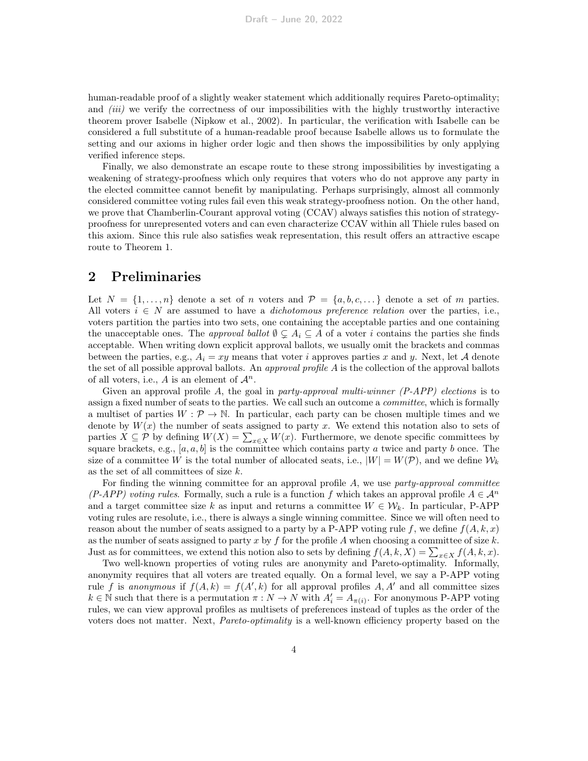human-readable proof of a slightly weaker statement which additionally requires Pareto-optimality; and *(iii)* we verify the correctness of our impossibilities with the highly trustworthy interactive theorem prover Isabelle (Nipkow et al., 2002). In particular, the verification with Isabelle can be considered a full substitute of a human-readable proof because Isabelle allows us to formulate the setting and our axioms in higher order logic and then shows the impossibilities by only applying verified inference steps.

Finally, we also demonstrate an escape route to these strong impossibilities by investigating a weakening of strategy-proofness which only requires that voters who do not approve any party in the elected committee cannot benefit by manipulating. Perhaps surprisingly, almost all commonly considered committee voting rules fail even this weak strategy-proofness notion. On the other hand, we prove that Chamberlin-Courant approval voting (CCAV) always satisfies this notion of strategy-proofness for unrepresented voters and can even characterize CCAV within all Thiele rules based on this axiom. Since this rule also satisfies weak representation, this result offers an attractive escape route to Theorem 1.

## 2 Preliminaries

Let $N = \{1, \dots, n\}$ denote a set of $n$ voters and $\mathcal{P} = \{a, b, c, \dots\}$ denote a set of $m$ parties. All voters $i \in N$ are assumed to have a *dichotomous preference relation* over the parties, i.e., voters partition the parties into two sets, one containing the acceptable parties and one containing the unacceptable ones. The *approval ballot* $\emptyset \subsetneq A_i \subseteq A$ of a voter $i$ contains the parties she finds acceptable. When writing down explicit approval ballots, we usually omit the brackets and commas between the parties, e.g., $A_i = xy$ means that voter $i$ approves parties $x$ and $y$. Next, let $\mathcal{A}$ denote the set of all possible approval ballots. An *approval profile* $A$ is the collection of the approval ballots of all voters, i.e., $A$ is an element of $\mathcal{A}^n$.

Given an approval profile $A$, the goal in *party-approval multi-winner (P-APP) elections* is to assign a fixed number of seats to the parties. We call such an outcome a *committee*, which is formally a multiset of parties $W : \mathcal{P} \to \mathbb{N}$. In particular, each party can be chosen multiple times and we denote by $W(x)$ the number of seats assigned to party $x$. We extend this notation also to sets of parties $X \subseteq \mathcal{P}$ by defining $W(X) = \sum_{x \in X} W(x)$. Furthermore, we denote specific committees by square brackets, e.g., $[a, a, b]$ is the committee which contains party $a$ twice and party $b$ once. The size of a committee $W$ is the total number of allocated seats, i.e., $|W| = W(\mathcal{P})$, and we define $\mathcal{W}_k$ as the set of all committees of size $k$.

For finding the winning committee for an approval profile $A$, we use *party-approval committee (P-APP) voting rules*. Formally, such a rule is a function $f$ which takes an approval profile $A \in \mathcal{A}^n$ and a target committee size $k$ as input and returns a committee $W \in \mathcal{W}_k$. In particular, P-APP voting rules are resolute, i.e., there is always a single winning committee. Since we will often need to reason about the number of seats assigned to a party by a P-APP voting rule $f$, we define $f(A, k, x)$ as the number of seats assigned to party $x$ by $f$ for the profile $A$ when choosing a committee of size $k$. Just as for committees, we extend this notion also to sets by defining $f(A, k, X) = \sum_{x \in X} f(A, k, x)$.

Two well-known properties of voting rules are anonymity and Pareto-optimality. Informally, anonymity requires that all voters are treated equally. On a formal level, we say a P-APP voting rule $f$ is *anonymous* if $f(A, k) = f(A', k)$ for all approval profiles $A, A'$ and all committee sizes $k \in \mathbb{N}$ such that there is a permutation $\pi : N \to N$ with $A'_i = A_{\pi(i)}$. For anonymous P-APP voting rules, we can view approval profiles as multisets of preferences instead of tuples as the order of the voters does not matter. Next, *Pareto-optimality* is a well-known efficiency property based on the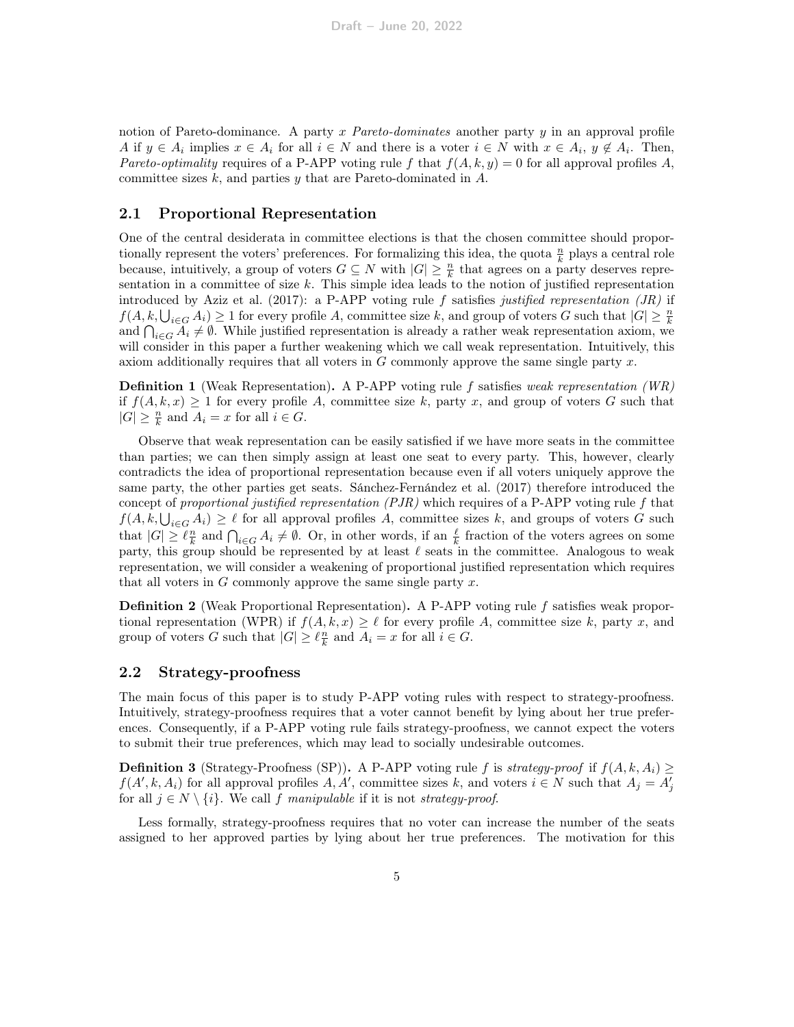notion of Pareto-dominance. A party $x$ *Pareto-dominates* another party $y$ in an approval profile $A$ if $y \in A_i$ implies $x \in A_i$ for all $i \in N$ and there is a voter $i \in N$ with $x \in A_i$, $y \notin A_i$. Then, *Pareto-optimality* requires of a P-APP voting rule $f$ that $f(A, k, y) = 0$ for all approval profiles $A$, committee sizes $k$, and parties $y$ that are Pareto-dominated in $A$.

## 2.1 Proportional Representation

One of the central desiderata in committee elections is that the chosen committee should proportionally represent the voters' preferences. For formalizing this idea, the quota $\frac{n}{k}$ plays a central role because, intuitively, a group of voters $G \subseteq N$ with $|G| \geq \frac{n}{k}$ that agrees on a party deserves representation in a committee of size $k$. This simple idea leads to the notion of justified representation introduced by Aziz et al. (2017): a P-APP voting rule $f$ satisfies *justified representation (JR)* if $f(A, k, \bigcup_{i \in G} A_i) \geq 1$ for every profile $A$, committee size $k$, and group of voters $G$ such that $|G| \geq \frac{n}{k}$ and $\bigcap_{i \in G} A_i \neq \emptyset$. While justified representation is already a rather weak representation axiom, we will consider in this paper a further weakening which we call weak representation. Intuitively, this axiom additionally requires that all voters in $G$ commonly approve the same single party $x$.

**Definition 1** (Weak Representation)**.** A P-APP voting rule $f$ satisfies *weak representation (WR)* if $f(A, k, x) \geq 1$ for every profile $A$, committee size $k$, party $x$, and group of voters $G$ such that $|G| \geq \frac{n}{k}$ and $A_i = x$ for all $i \in G$.

Observe that weak representation can be easily satisfied if we have more seats in the committee than parties; we can then simply assign at least one seat to every party. This, however, clearly contradicts the idea of proportional representation because even if all voters uniquely approve the same party, the other parties get seats. Sánchez-Fernández et al. (2017) therefore introduced the concept of *proportional justified representation (PJR)* which requires of a P-APP voting rule $f$ that $f(A, k, \bigcup_{i \in G} A_i) \geq \ell$ for all approval profiles $A$, committee sizes $k$, and groups of voters $G$ such that $|G| \geq \ell \frac{n}{k}$ and $\bigcap_{i \in G} A_i \neq \emptyset$. Or, in other words, if an $\frac{\ell}{k}$ fraction of the voters agrees on some party, this group should be represented by at least $\ell$ seats in the committee. Analogous to weak representation, we will consider a weakening of proportional justified representation which requires that all voters in $G$ commonly approve the same single party $x$.

**Definition 2** (Weak Proportional Representation)**.** A P-APP voting rule $f$ satisfies weak proportional representation (WPR) if $f(A, k, x) \geq \ell$ for every profile $A$, committee size $k$, party $x$, and group of voters $G$ such that $|G| \geq \ell \frac{n}{k}$ and $A_i = x$ for all $i \in G$.

## 2.2 Strategy-proofness

The main focus of this paper is to study P-APP voting rules with respect to strategy-proofness. Intuitively, strategy-proofness requires that a voter cannot benefit by lying about her true preferences. Consequently, if a P-APP voting rule fails strategy-proofness, we cannot expect the voters to submit their true preferences, which may lead to socially undesirable outcomes.

**Definition 3** (Strategy-Proofness (SP))**.** A P-APP voting rule $f$ is *strategy-proof* if $f(A, k, A_i) \geq f(A', k, A_i)$ for all approval profiles $A, A'$, committee sizes $k$, and voters $i \in N$ such that $A_j = A'_j$ for all $j \in N \setminus \{i\}$. We call $f$ *manipulable* if it is not *strategy-proof*.

Less formally, strategy-proofness requires that no voter can increase the number of the seats assigned to her approved parties by lying about her true preferences. The motivation for this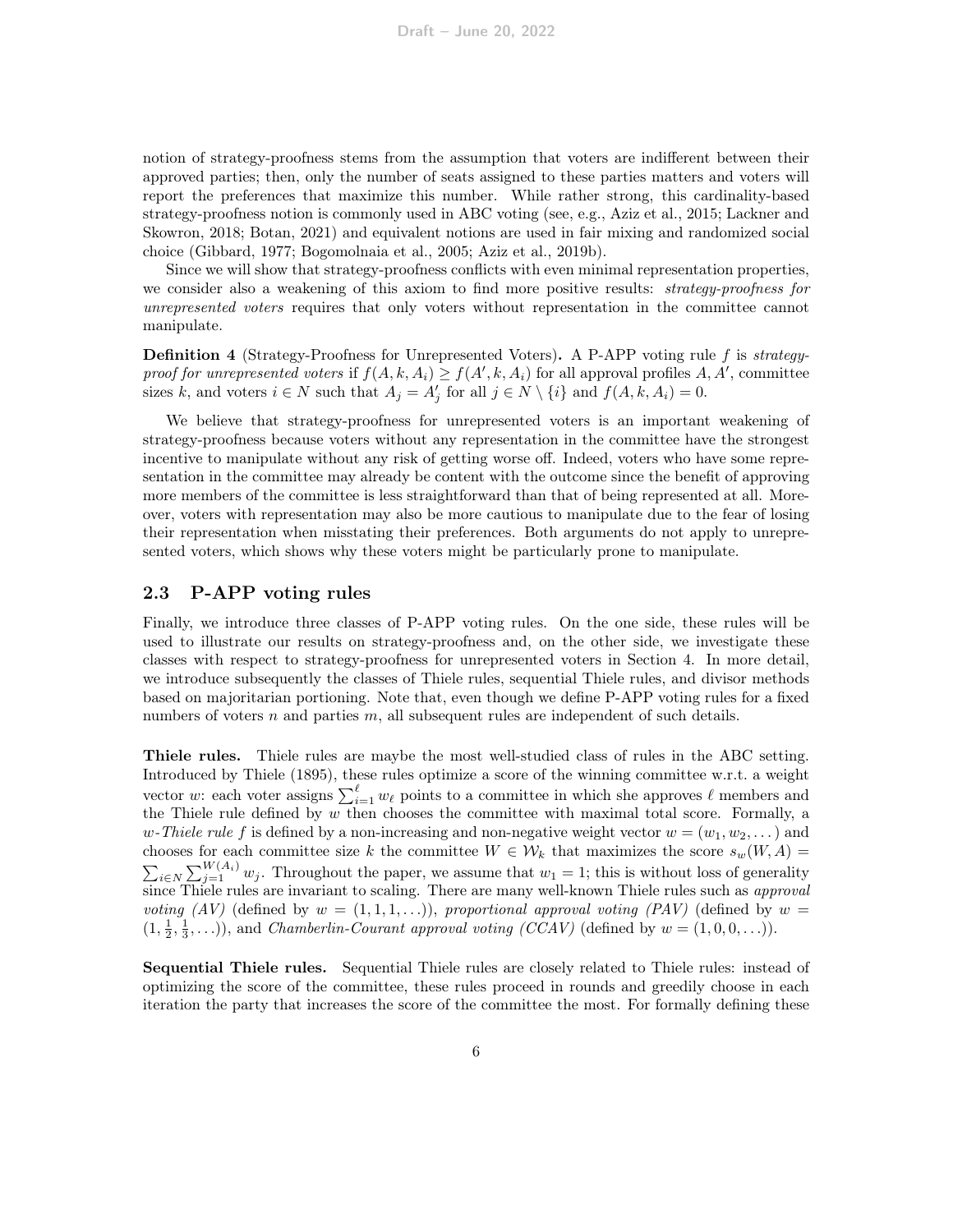notion of strategy-proofness stems from the assumption that voters are indifferent between their approved parties; then, only the number of seats assigned to these parties matters and voters will report the preferences that maximize this number. While rather strong, this cardinality-based strategy-proofness notion is commonly used in ABC voting (see, e.g., Aziz et al., 2015; Lackner and Skowron, 2018; Botan, 2021) and equivalent notions are used in fair mixing and randomized social choice (Gibbard, 1977; Bogomolnaia et al., 2005; Aziz et al., 2019b).

Since we will show that strategy-proofness conflicts with even minimal representation properties, we consider also a weakening of this axiom to find more positive results: *strategy-proofness for unrepresented voters* requires that only voters without representation in the committee cannot manipulate.

**Definition 4** (Strategy-Proofness for Unrepresented Voters)**.** A P-APP voting rule $f$ is *strategy-proof for unrepresented voters* if $f(A, k, A_i) \geq f(A', k, A_i)$ for all approval profiles $A, A'$, committee sizes $k$, and voters $i \in N$ such that $A_j = A'_j$ for all $j \in N \setminus \{i\}$ and $f(A, k, A_i) = 0$.

We believe that strategy-proofness for unrepresented voters is an important weakening of strategy-proofness because voters without any representation in the committee have the strongest incentive to manipulate without any risk of getting worse off. Indeed, voters who have some representation in the committee may already be content with the outcome since the benefit of approving more members of the committee is less straightforward than that of being represented at all. Moreover, voters with representation may also be more cautious to manipulate due to the fear of losing their representation when misstating their preferences. Both arguments do not apply to unrepresented voters, which shows why these voters might be particularly prone to manipulate.

## 2.3 P-APP voting rules

Finally, we introduce three classes of P-APP voting rules. On the one side, these rules will be used to illustrate our results on strategy-proofness and, on the other side, we investigate these classes with respect to strategy-proofness for unrepresented voters in Section 4. In more detail, we introduce subsequently the classes of Thiele rules, sequential Thiele rules, and divisor methods based on majoritarian portioning. Note that, even though we define P-APP voting rules for a fixed numbers of voters $n$ and parties $m$, all subsequent rules are independent of such details.

**Thiele rules.** Thiele rules are maybe the most well-studied class of rules in the ABC setting. Introduced by Thiele (1895), these rules optimize a score of the winning committee w.r.t. a weight vector $w$: each voter assigns $\sum_{i=1}^{\ell} w_\ell$ points to a committee in which she approves $\ell$ members and the Thiele rule defined by $w$ then chooses the committee with maximal total score. Formally, a *$w$-Thiele rule* $f$ is defined by a non-increasing and non-negative weight vector $w = (w_1, w_2, \dots)$ and chooses for each committee size $k$ the committee $W \in \mathcal{W}_k$ that maximizes the score $s_w(W, A) = \sum_{i \in N} \sum_{j=1}^{W(A_i)} w_j$. Throughout the paper, we assume that $w_1 = 1$; this is without loss of generality since Thiele rules are invariant to scaling. There are many well-known Thiele rules such as *approval voting (AV)* (defined by $w = (1, 1, 1, \dots)$), *proportional approval voting (PAV)* (defined by $w = (1, \frac{1}{2}, \frac{1}{3}, \dots)$), and *Chamberlin-Courant approval voting (CCAV)* (defined by $w = (1, 0, 0, \dots)$).

**Sequential Thiele rules.** Sequential Thiele rules are closely related to Thiele rules: instead of optimizing the score of the committee, these rules proceed in rounds and greedily choose in each iteration the party that increases the score of the committee the most. For formally defining these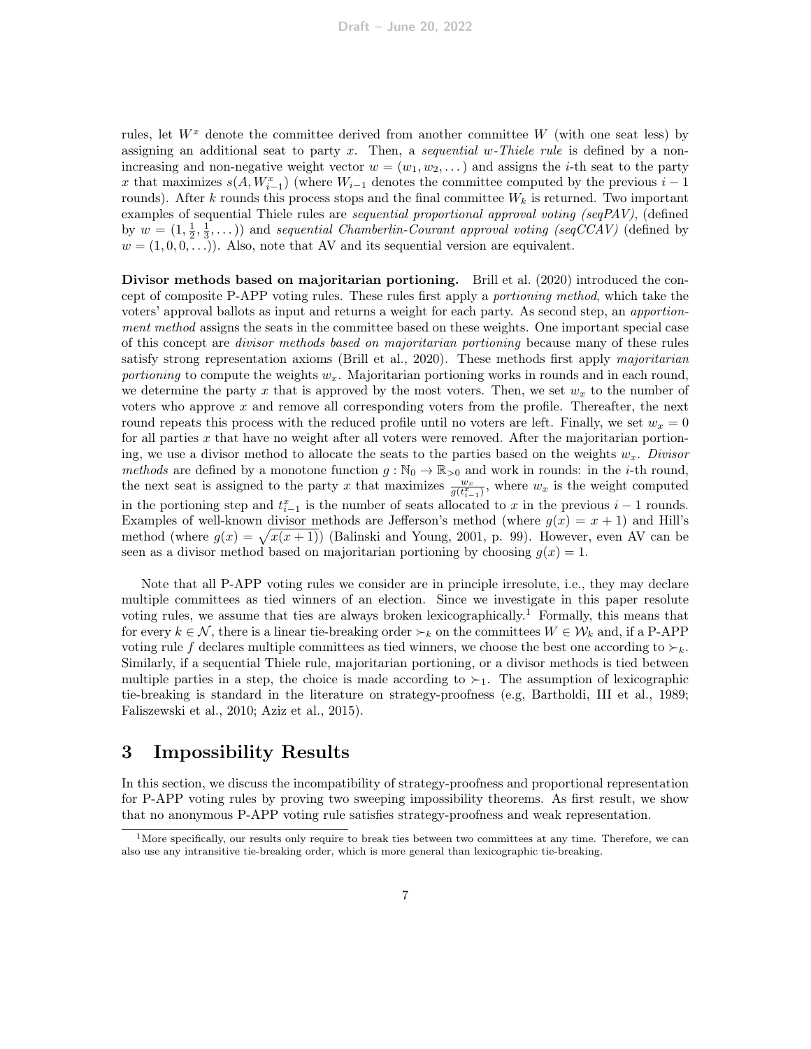rules, let $W^x$ denote the committee derived from another committee $W$ (with one seat less) by assigning an additional seat to party $x$. Then, a *sequential $w$-Thiele rule* is defined by a non-increasing and non-negative weight vector $w = (w_1, w_2, \dots)$ and assigns the $i$-th seat to the party $x$ that maximizes $s(A, W_{i-1}^x)$ (where $W_{i-1}$ denotes the committee computed by the previous $i-1$ rounds). After $k$ rounds this process stops and the final committee $W_k$ is returned. Two important examples of sequential Thiele rules are *sequential proportional approval voting (seqPAV)*, (defined by $w = (1, \frac{1}{2}, \frac{1}{3}, \dots)$) and *sequential Chamberlin-Courant approval voting (seqCCAV)* (defined by $w = (1, 0, 0, \dots)$). Also, note that AV and its sequential version are equivalent.

**Divisor methods based on majoritarian portioning.** Brill et al. (2020) introduced the concept of composite P-APP voting rules. These rules first apply a *portioning method*, which take the voters' approval ballots as input and returns a weight for each party. As second step, an *apportionment method* assigns the seats in the committee based on these weights. One important special case of this concept are *divisor methods based on majoritarian portioning* because many of these rules satisfy strong representation axioms (Brill et al., 2020). These methods first apply *majoritarian portioning* to compute the weights $w_x$. Majoritarian portioning works in rounds and in each round, we determine the party $x$ that is approved by the most voters. Then, we set $w_x$ to the number of voters who approve $x$ and remove all corresponding voters from the profile. Thereafter, the next round repeats this process with the reduced profile until no voters are left. Finally, we set $w_x = 0$ for all parties $x$ that have no weight after all voters were removed. After the majoritarian portioning, we use a divisor method to allocate the seats to the parties based on the weights $w_x$. *Divisor methods* are defined by a monotone function $g : \mathbb{N}_0 \to \mathbb{R}_{>0}$ and work in rounds: in the $i$-th round, the next seat is assigned to the party $x$ that maximizes $\frac{w_x}{g(t_{i-1}^x)}$, where $w_x$ is the weight computed in the portioning step and $t_{i-1}^x$ is the number of seats allocated to $x$ in the previous $i-1$ rounds. Examples of well-known divisor methods are Jefferson's method (where $g(x) = x + 1$) and Hill's method (where $g(x) = \sqrt{x(x+1)}$) (Balinski and Young, 2001, p. 99). However, even AV can be seen as a divisor method based on majoritarian portioning by choosing $g(x) = 1$.

Note that all P-APP voting rules we consider are in principle irresolute, i.e., they may declare multiple committees as tied winners of an election. Since we investigate in this paper resolute voting rules, we assume that ties are always broken lexicographically.[1] Formally, this means that for every $k \in \mathcal{N}$, there is a linear tie-breaking order $\succ_k$ on the committees $W \in \mathcal{W}_k$ and, if a P-APP voting rule $f$ declares multiple committees as tied winners, we choose the best one according to $\succ_k$. Similarly, if a sequential Thiele rule, majoritarian portioning, or a divisor methods is tied between multiple parties in a step, the choice is made according to $\succ_1$. The assumption of lexicographic tie-breaking is standard in the literature on strategy-proofness (e.g, Bartholdi, III et al., 1989; Faliszewski et al., 2010; Aziz et al., 2015).

## 3 Impossibility Results

In this section, we discuss the incompatibility of strategy-proofness and proportional representation for P-APP voting rules by proving two sweeping impossibility theorems. As first result, we show that no anonymous P-APP voting rule satisfies strategy-proofness and weak representation.

[1] More specifically, our results only require to break ties between two committees at any time. Therefore, we can also use any intransitive tie-breaking order, which is more general than lexicographic tie-breaking.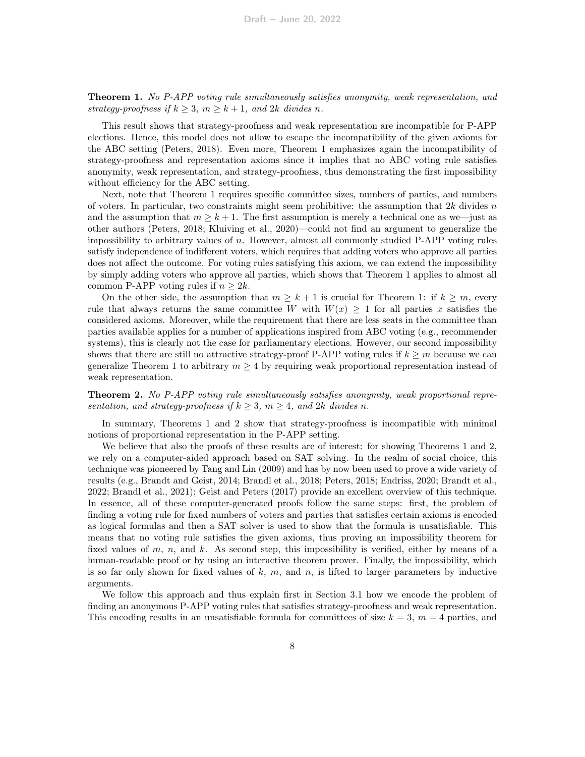**Theorem 1.** *No P-APP voting rule simultaneously satisfies anonymity, weak representation, and strategy-proofness if $k \geq 3$, $m \geq k+1$, and $2k$ divides $n$.*

This result shows that strategy-proofness and weak representation are incompatible for P-APP elections. Hence, this model does not allow to escape the incompatibility of the given axioms for the ABC setting (Peters, 2018). Even more, Theorem 1 emphasizes again the incompatibility of strategy-proofness and representation axioms since it implies that no ABC voting rule satisfies anonymity, weak representation, and strategy-proofness, thus demonstrating the first impossibility without efficiency for the ABC setting.

Next, note that Theorem 1 requires specific committee sizes, numbers of parties, and numbers of voters. In particular, two constraints might seem prohibitive: the assumption that $2k$ divides $n$ and the assumption that $m \geq k+1$. The first assumption is merely a technical one as we—just as other authors (Peters, 2018; Kluiving et al., 2020)—could not find an argument to generalize the impossibility to arbitrary values of $n$. However, almost all commonly studied P-APP voting rules satisfy independence of indifferent voters, which requires that adding voters who approve all parties does not affect the outcome. For voting rules satisfying this axiom, we can extend the impossibility by simply adding voters who approve all parties, which shows that Theorem 1 applies to almost all common P-APP voting rules if $n \geq 2k$.

On the other side, the assumption that $m \geq k+1$ is crucial for Theorem 1: if $k \geq m$, every rule that always returns the same committee $W$ with $W(x) \geq 1$ for all parties $x$ satisfies the considered axioms. Moreover, while the requirement that there are less seats in the committee than parties available applies for a number of applications inspired from ABC voting (e.g., recommender systems), this is clearly not the case for parliamentary elections. However, our second impossibility shows that there are still no attractive strategy-proof P-APP voting rules if $k \geq m$ because we can generalize Theorem 1 to arbitrary $m \geq 4$ by requiring weak proportional representation instead of weak representation.

**Theorem 2.** *No P-APP voting rule simultaneously satisfies anonymity, weak proportional representation, and strategy-proofness if $k \geq 3$, $m \geq 4$, and $2k$ divides $n$.*

In summary, Theorems 1 and 2 show that strategy-proofness is incompatible with minimal notions of proportional representation in the P-APP setting.

We believe that also the proofs of these results are of interest: for showing Theorems 1 and 2, we rely on a computer-aided approach based on SAT solving. In the realm of social choice, this technique was pioneered by Tang and Lin (2009) and has by now been used to prove a wide variety of results (e.g., Brandt and Geist, 2014; Brandl et al., 2018; Peters, 2018; Endriss, 2020; Brandt et al., 2022; Brandl et al., 2021); Geist and Peters (2017) provide an excellent overview of this technique. In essence, all of these computer-generated proofs follow the same steps: first, the problem of finding a voting rule for fixed numbers of voters and parties that satisfies certain axioms is encoded as logical formulas and then a SAT solver is used to show that the formula is unsatisfiable. This means that no voting rule satisfies the given axioms, thus proving an impossibility theorem for fixed values of $m$, $n$, and $k$. As second step, this impossibility is verified, either by means of a human-readable proof or by using an interactive theorem prover. Finally, the impossibility, which is so far only shown for fixed values of $k$, $m$, and $n$, is lifted to larger parameters by inductive arguments.

We follow this approach and thus explain first in Section 3.1 how we encode the problem of finding an anonymous P-APP voting rules that satisfies strategy-proofness and weak representation. This encoding results in an unsatisfiable formula for committees of size $k = 3$, $m = 4$ parties, and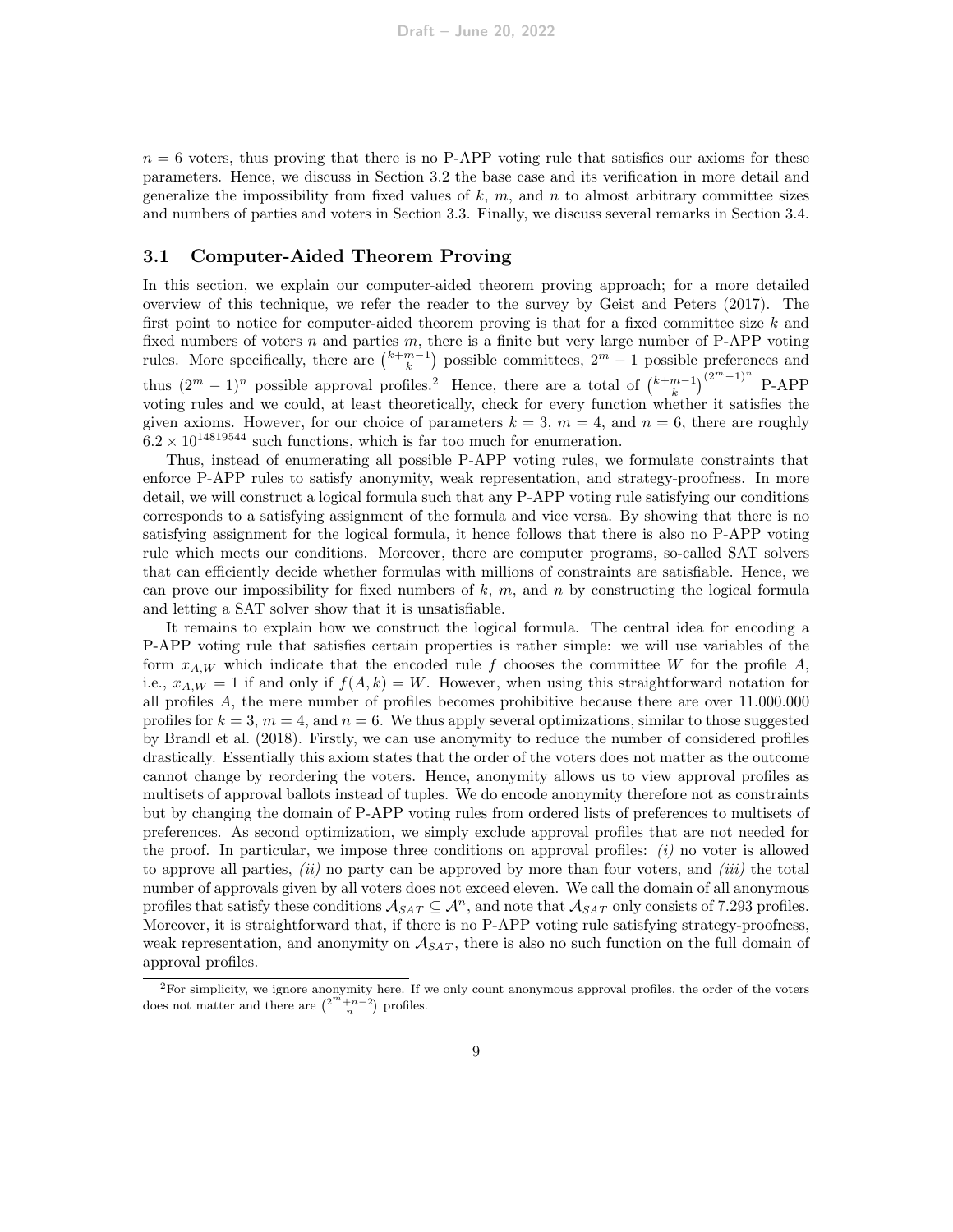$n = 6$ voters, thus proving that there is no P-APP voting rule that satisfies our axioms for these parameters. Hence, we discuss in Section 3.2 the base case and its verification in more detail and generalize the impossibility from fixed values of $k$, $m$, and $n$ to almost arbitrary committee sizes and numbers of parties and voters in Section 3.3. Finally, we discuss several remarks in Section 3.4.

### 3.1 Computer-Aided Theorem Proving

In this section, we explain our computer-aided theorem proving approach; for a more detailed overview of this technique, we refer the reader to the survey by Geist and Peters (2017). The first point to notice for computer-aided theorem proving is that for a fixed committee size $k$ and fixed numbers of voters $n$ and parties $m$, there is a finite but very large number of P-APP voting rules. More specifically, there are $\binom{k+m-1}{k}$ possible committees, $2^m - 1$ possible preferences and thus $(2^m - 1)^n$ possible approval profiles.[2] Hence, there are a total of $\binom{k+m-1}{k}^{(2^m-1)^n}$ P-APP voting rules and we could, at least theoretically, check for every function whether it satisfies the given axioms. However, for our choice of parameters $k = 3$, $m = 4$, and $n = 6$, there are roughly $6.2 \times 10^{14819544}$ such functions, which is far too much for enumeration.

Thus, instead of enumerating all possible P-APP voting rules, we formulate constraints that enforce P-APP rules to satisfy anonymity, weak representation, and strategy-proofness. In more detail, we will construct a logical formula such that any P-APP voting rule satisfying our conditions corresponds to a satisfying assignment of the formula and vice versa. By showing that there is no satisfying assignment for the logical formula, it hence follows that there is also no P-APP voting rule which meets our conditions. Moreover, there are computer programs, so-called SAT solvers that can efficiently decide whether formulas with millions of constraints are satisfiable. Hence, we can prove our impossibility for fixed numbers of $k$, $m$, and $n$ by constructing the logical formula and letting a SAT solver show that it is unsatisfiable.

It remains to explain how we construct the logical formula. The central idea for encoding a P-APP voting rule that satisfies certain properties is rather simple: we will use variables of the form $x_{A,W}$ which indicate that the encoded rule $f$ chooses the committee $W$ for the profile $A$, i.e., $x_{A,W} = 1$ if and only if $f(A, k) = W$. However, when using this straightforward notation for all profiles $A$, the mere number of profiles becomes prohibitive because there are over 11.000.000 profiles for $k = 3$, $m = 4$, and $n = 6$. We thus apply several optimizations, similar to those suggested by Brandl et al. (2018). Firstly, we can use anonymity to reduce the number of considered profiles drastically. Essentially this axiom states that the order of the voters does not matter as the outcome cannot change by reordering the voters. Hence, anonymity allows us to view approval profiles as multisets of approval ballots instead of tuples. We do encode anonymity therefore not as constraints but by changing the domain of P-APP voting rules from ordered lists of preferences to multisets of preferences. As second optimization, we simply exclude approval profiles that are not needed for the proof. In particular, we impose three conditions on approval profiles: *(i)* no voter is allowed to approve all parties, *(ii)* no party can be approved by more than four voters, and *(iii)* the total number of approvals given by all voters does not exceed eleven. We call the domain of all anonymous profiles that satisfy these conditions $\mathcal{A}_{SAT} \subseteq \mathcal{A}^n$, and note that $\mathcal{A}_{SAT}$ only consists of 7.293 profiles. Moreover, it is straightforward that, if there is no P-APP voting rule satisfying strategy-proofness, weak representation, and anonymity on $\mathcal{A}_{SAT}$, there is also no such function on the full domain of approval profiles.

[2] For simplicity, we ignore anonymity here. If we only count anonymous approval profiles, the order of the voters does not matter and there are $\binom{2^m+n-2}{n}$ profiles.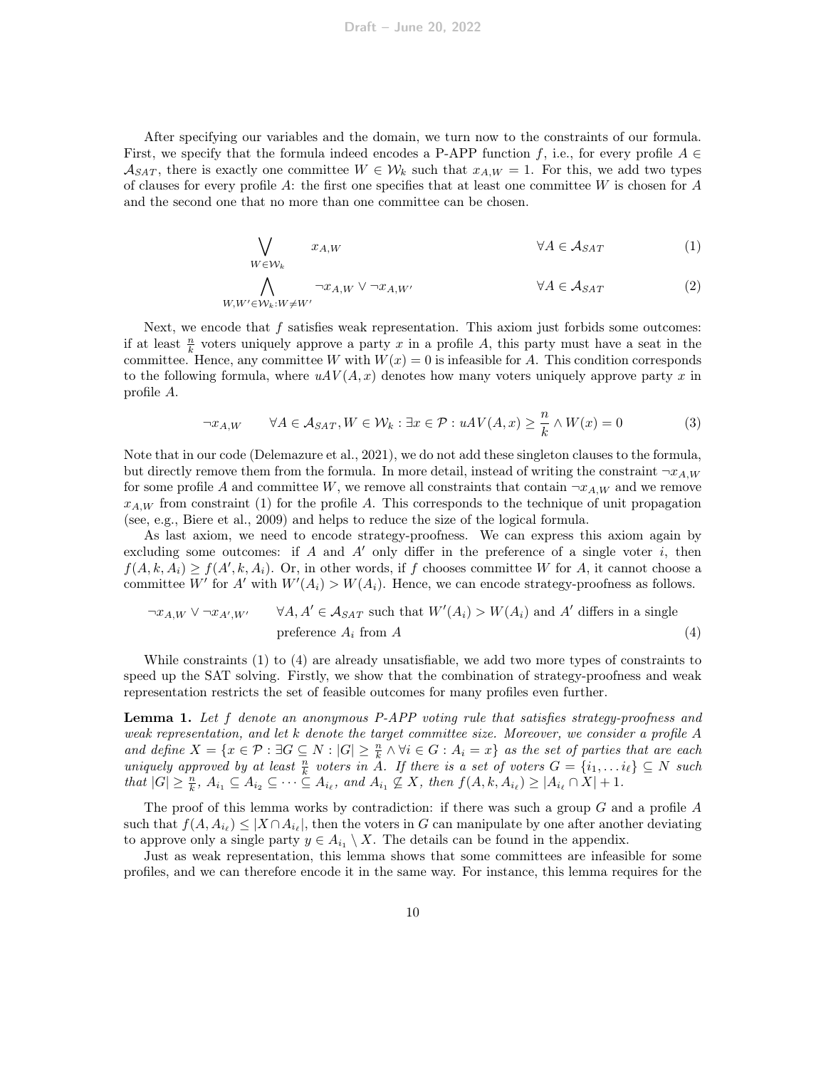After specifying our variables and the domain, we turn now to the constraints of our formula. First, we specify that the formula indeed encodes a P-APP function $f$, i.e., for every profile $A \in \mathcal{A}_{SAT}$, there is exactly one committee $W \in \mathcal{W}_k$ such that $x_{A,W} = 1$. For this, we add two types of clauses for every profile $A$: the first one specifies that at least one committee $W$ is chosen for $A$ and the second one that no more than one committee can be chosen.

$$\bigvee_{W \in \mathcal{W}_k} x_{A,W} \qquad \forall A \in \mathcal{A}_{SAT} \tag{1}$$

$$\bigwedge_{W,W' \in \mathcal{W}_k : W \neq W'} \neg x_{A,W} \vee \neg x_{A,W'} \qquad \forall A \in \mathcal{A}_{SAT} \tag{2}$$

Next, we encode that $f$ satisfies weak representation. This axiom just forbids some outcomes: if at least $\frac{n}{k}$ voters uniquely approve a party $x$ in a profile $A$, this party must have a seat in the committee. Hence, any committee $W$ with $W(x) = 0$ is infeasible for $A$. This condition corresponds to the following formula, where $uAV(A, x)$ denotes how many voters uniquely approve party $x$ in profile $A$.

$$\neg x_{A,W} \qquad \forall A \in \mathcal{A}_{SAT}, W \in \mathcal{W}_k : \exists x \in \mathcal{P} : uAV(A, x) \geq \frac{n}{k} \wedge W(x) = 0 \tag{3}$$

Note that in our code (Delemazure et al., 2021), we do not add these singleton clauses to the formula, but directly remove them from the formula. In more detail, instead of writing the constraint $\neg x_{A,W}$ for some profile $A$ and committee $W$, we remove all constraints that contain $\neg x_{A,W}$ and we remove $x_{A,W}$ from constraint (1) for the profile $A$. This corresponds to the technique of unit propagation (see, e.g., Biere et al., 2009) and helps to reduce the size of the logical formula.

As last axiom, we need to encode strategy-proofness. We can express this axiom again by excluding some outcomes: if $A$ and $A'$ only differ in the preference of a single voter $i$, then $f(A, k, A_i) \geq f(A', k, A_i)$. Or, in other words, if $f$ chooses committee $W$ for $A$, it cannot choose a committee $W'$ for $A'$ with $W'(A_i) > W(A_i)$. Hence, we can encode strategy-proofness as follows.

$$\neg x_{A,W} \vee \neg x_{A',W'} \qquad \forall A, A' \in \mathcal{A}_{SAT} \text{ such that } W'(A_i) > W(A_i) \text{ and } A' \text{ differs in a single preference } A_i \text{ from } A \tag{4}$$

While constraints (1) to (4) are already unsatisfiable, we add two more types of constraints to speed up the SAT solving. Firstly, we show that the combination of strategy-proofness and weak representation restricts the set of feasible outcomes for many profiles even further.

**Lemma 1.** *Let $f$ denote an anonymous P-APP voting rule that satisfies strategy-proofness and weak representation, and let $k$ denote the target committee size. Moreover, we consider a profile $A$ and define $X = \{x \in \mathcal{P} : \exists G \subseteq N : |G| \geq \frac{n}{k} \wedge \forall i \in G : A_i = x\}$ as the set of parties that are each uniquely approved by at least $\frac{n}{k}$ voters in $A$. If there is a set of voters $G = \{i_1, \dots i_\ell\} \subseteq N$ such that $|G| \geq \frac{n}{k}$, $A_{i_1} \subseteq A_{i_2} \subseteq \dots \subseteq A_{i_\ell}$, and $A_{i_1} \not\subseteq X$, then $f(A, k, A_{i_\ell}) \geq |A_{i_\ell} \cap X| + 1$.*

The proof of this lemma works by contradiction: if there was such a group $G$ and a profile $A$ such that $f(A, A_{i_\ell}) \leq |X \cap A_{i_\ell}|$, then the voters in $G$ can manipulate by one after another deviating to approve only a single party $y \in A_{i_1} \setminus X$. The details can be found in the appendix.

Just as weak representation, this lemma shows that some committees are infeasible for some profiles, and we can therefore encode it in the same way. For instance, this lemma requires for the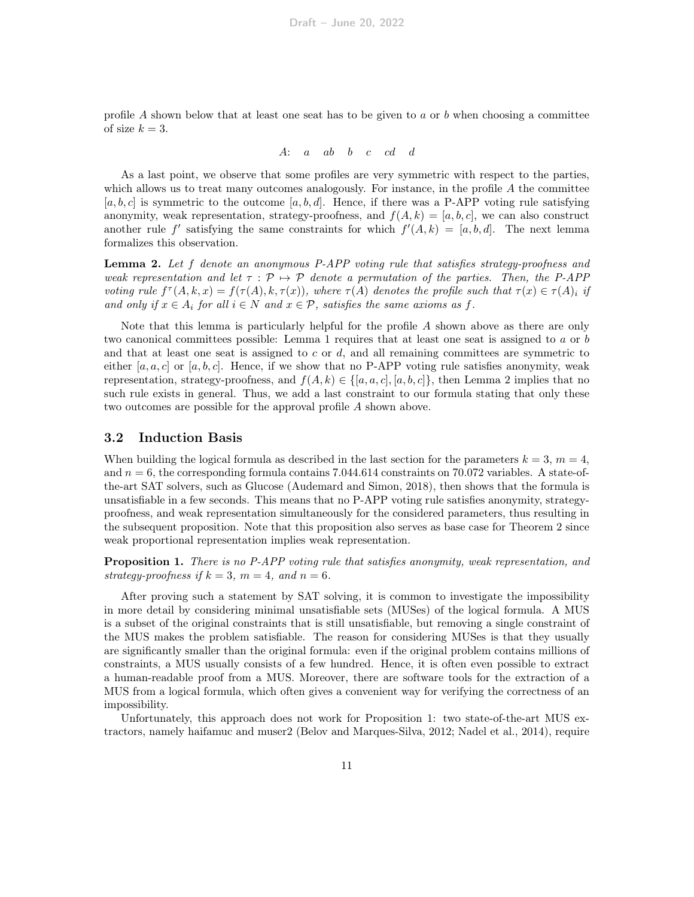profile $A$ shown below that at least one seat has to be given to $a$ or $b$ when choosing a committee of size $k = 3$.

$$A: \quad a \quad ab \quad b \quad c \quad cd \quad d$$

As a last point, we observe that some profiles are very symmetric with respect to the parties, which allows us to treat many outcomes analogously. For instance, in the profile $A$ the committee $[a, b, c]$ is symmetric to the outcome $[a, b, d]$. Hence, if there was a P-APP voting rule satisfying anonymity, weak representation, strategy-proofness, and $f(A, k) = [a, b, c]$, we can also construct another rule $f'$ satisfying the same constraints for which $f'(A, k) = [a, b, d]$. The next lemma formalizes this observation.

**Lemma 2.** *Let $f$ denote an anonymous P-APP voting rule that satisfies strategy-proofness and weak representation and let $\tau : \mathcal{P} \mapsto \mathcal{P}$ denote a permutation of the parties. Then, the P-APP voting rule $f^\tau(A, k, x) = f(\tau(A), k, \tau(x))$, where $\tau(A)$ denotes the profile such that $\tau(x) \in \tau(A)_i$ if and only if $x \in A_i$ for all $i \in N$ and $x \in \mathcal{P}$, satisfies the same axioms as $f$.*

Note that this lemma is particularly helpful for the profile $A$ shown above as there are only two canonical committees possible: Lemma 1 requires that at least one seat is assigned to $a$ or $b$ and that at least one seat is assigned to $c$ or $d$, and all remaining committees are symmetric to either $[a, a, c]$ or $[a, b, c]$. Hence, if we show that no P-APP voting rule satisfies anonymity, weak representation, strategy-proofness, and $f(A, k) \in \{[a, a, c], [a, b, c]\}$, then Lemma 2 implies that no such rule exists in general. Thus, we add a last constraint to our formula stating that only these two outcomes are possible for the approval profile $A$ shown above.

## 3.2 Induction Basis

When building the logical formula as described in the last section for the parameters $k = 3$, $m = 4$, and $n = 6$, the corresponding formula contains 7.044.614 constraints on 70.072 variables. A state-of-the-art SAT solvers, such as Glucose (Audemard and Simon, 2018), then shows that the formula is unsatisfiable in a few seconds. This means that no P-APP voting rule satisfies anonymity, strategy-proofness, and weak representation simultaneously for the considered parameters, thus resulting in the subsequent proposition. Note that this proposition also serves as base case for Theorem 2 since weak proportional representation implies weak representation.

**Proposition 1.** *There is no P-APP voting rule that satisfies anonymity, weak representation, and strategy-proofness if $k = 3$, $m = 4$, and $n = 6$.*

After proving such a statement by SAT solving, it is common to investigate the impossibility in more detail by considering minimal unsatisfiable sets (MUSes) of the logical formula. A MUS is a subset of the original constraints that is still unsatisfiable, but removing a single constraint of the MUS makes the problem satisfiable. The reason for considering MUSes is that they usually are significantly smaller than the original formula: even if the original problem contains millions of constraints, a MUS usually consists of a few hundred. Hence, it is often even possible to extract a human-readable proof from a MUS. Moreover, there are software tools for the extraction of a MUS from a logical formula, which often gives a convenient way for verifying the correctness of an impossibility.

Unfortunately, this approach does not work for Proposition 1: two state-of-the-art MUS extractors, namely haifamuc and muser2 (Belov and Marques-Silva, 2012; Nadel et al., 2014), require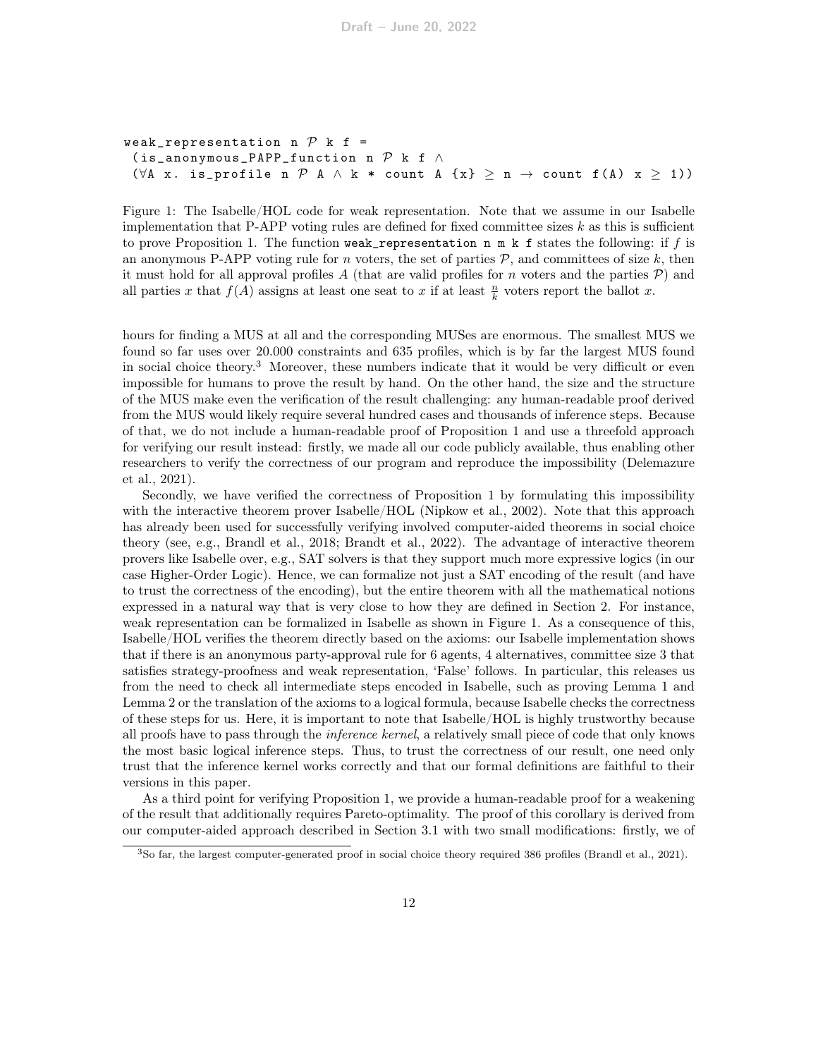```
weak_representation n 𝒫 k f =
 (is_anonymous_PAPP_function n 𝒫 k f ∧
 (∀A x. is_profile n 𝒫 A ∧ k * count A {x} ≥ n → count f(A) x ≥ 1))
```

Figure 1: The Isabelle/HOL code for weak representation. Note that we assume in our Isabelle implementation that P-APP voting rules are defined for fixed committee sizes $k$ as this is sufficient to prove Proposition 1. The function `weak_representation n m k f` states the following: if $f$ is an anonymous P-APP voting rule for $n$ voters, the set of parties $\mathcal{P}$, and committees of size $k$, then it must hold for all approval profiles $A$ (that are valid profiles for $n$ voters and the parties $\mathcal{P}$) and all parties $x$ that $f(A)$ assigns at least one seat to $x$ if at least $\frac{n}{k}$ voters report the ballot $x$.

hours for finding a MUS at all and the corresponding MUSes are enormous. The smallest MUS we found so far uses over 20.000 constraints and 635 profiles, which is by far the largest MUS found in social choice theory.[3] Moreover, these numbers indicate that it would be very difficult or even impossible for humans to prove the result by hand. On the other hand, the size and the structure of the MUS make even the verification of the result challenging: any human-readable proof derived from the MUS would likely require several hundred cases and thousands of inference steps. Because of that, we do not include a human-readable proof of Proposition 1 and use a threefold approach for verifying our result instead: firstly, we made all our code publicly available, thus enabling other researchers to verify the correctness of our program and reproduce the impossibility (Delemazure et al., 2021).

Secondly, we have verified the correctness of Proposition 1 by formulating this impossibility with the interactive theorem prover Isabelle/HOL (Nipkow et al., 2002). Note that this approach has already been used for successfully verifying involved computer-aided theorems in social choice theory (see, e.g., Brandl et al., 2018; Brandt et al., 2022). The advantage of interactive theorem provers like Isabelle over, e.g., SAT solvers is that they support much more expressive logics (in our case Higher-Order Logic). Hence, we can formalize not just a SAT encoding of the result (and have to trust the correctness of the encoding), but the entire theorem with all the mathematical notions expressed in a natural way that is very close to how they are defined in Section 2. For instance, weak representation can be formalized in Isabelle as shown in Figure 1. As a consequence of this, Isabelle/HOL verifies the theorem directly based on the axioms: our Isabelle implementation shows that if there is an anonymous party-approval rule for 6 agents, 4 alternatives, committee size 3 that satisfies strategy-proofness and weak representation, 'False' follows. In particular, this releases us from the need to check all intermediate steps encoded in Isabelle, such as proving Lemma 1 and Lemma 2 or the translation of the axioms to a logical formula, because Isabelle checks the correctness of these steps for us. Here, it is important to note that Isabelle/HOL is highly trustworthy because all proofs have to pass through the *inference kernel*, a relatively small piece of code that only knows the most basic logical inference steps. Thus, to trust the correctness of our result, one need only trust that the inference kernel works correctly and that our formal definitions are faithful to their versions in this paper.

As a third point for verifying Proposition 1, we provide a human-readable proof for a weakening of the result that additionally requires Pareto-optimality. The proof of this corollary is derived from our computer-aided approach described in Section 3.1 with two small modifications: firstly, we of

[3] So far, the largest computer-generated proof in social choice theory required 386 profiles (Brandl et al., 2021).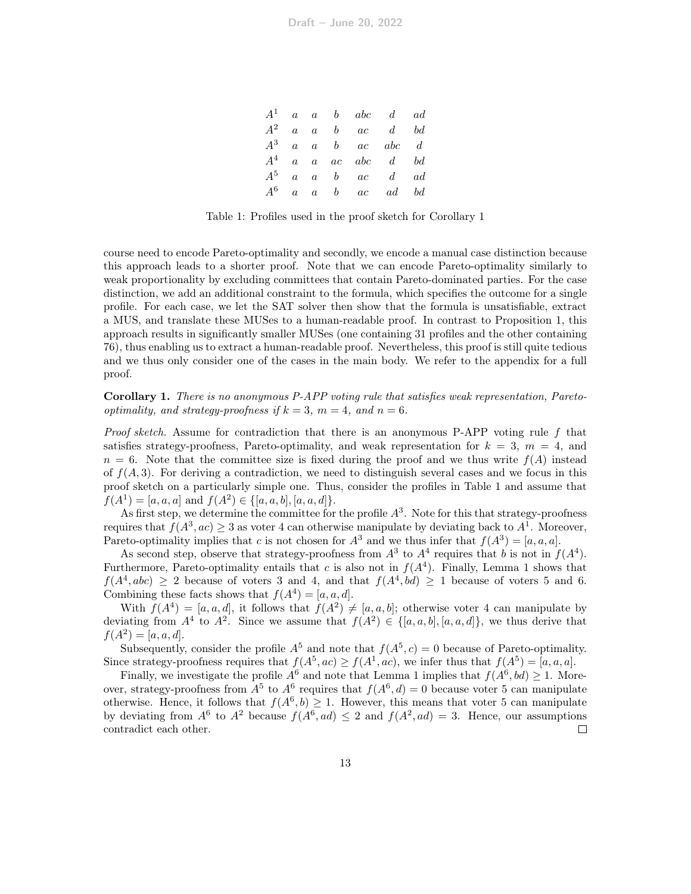| | | | | | | |
|---|---|---|---|---|---|---|
| $A^1$ | $a$ | $a$ | $b$ | $abc$ | $d$ | $ad$ |
| $A^2$ | $a$ | $a$ | $b$ | $ac$ | $d$ | $bd$ |
| $A^3$ | $a$ | $a$ | $b$ | $ac$ | $abc$ | $d$ |
| $A^4$ | $a$ | $a$ | $ac$ | $abc$ | $d$ | $bd$ |
| $A^5$ | $a$ | $a$ | $b$ | $ac$ | $d$ | $ad$ |
| $A^6$ | $a$ | $a$ | $b$ | $ac$ | $ad$ | $bd$ |

Table 1: Profiles used in the proof sketch for Corollary 1

course need to encode Pareto-optimality and secondly, we encode a manual case distinction because this approach leads to a shorter proof. Note that we can encode Pareto-optimality similarly to weak proportionality by excluding committees that contain Pareto-dominated parties. For the case distinction, we add an additional constraint to the formula, which specifies the outcome for a single profile. For each case, we let the SAT solver then show that the formula is unsatisfiable, extract a MUS, and translate these MUSes to a human-readable proof. In contrast to Proposition 1, this approach results in significantly smaller MUSes (one containing 31 profiles and the other containing 76), thus enabling us to extract a human-readable proof. Nevertheless, this proof is still quite tedious and we thus only consider one of the cases in the main body. We refer to the appendix for a full proof.

**Corollary 1.** *There is no anonymous P-APP voting rule that satisfies weak representation, Pareto-optimality, and strategy-proofness if $k = 3$, $m = 4$, and $n = 6$.*

*Proof sketch.* Assume for contradiction that there is an anonymous P-APP voting rule $f$ that satisfies strategy-proofness, Pareto-optimality, and weak representation for $k = 3$, $m = 4$, and $n = 6$. Note that the committee size is fixed during the proof and we thus write $f(A)$ instead of $f(A, 3)$. For deriving a contradiction, we need to distinguish several cases and we focus in this proof sketch on a particularly simple one. Thus, consider the profiles in Table 1 and assume that $f(A^1) = [a, a, a]$ and $f(A^2) \in \{[a, a, b], [a, a, d]\}$.

As first step, we determine the committee for the profile $A^3$. Note for this that strategy-proofness requires that $f(A^3, ac) \geq 3$ as voter 4 can otherwise manipulate by deviating back to $A^1$. Moreover, Pareto-optimality implies that $c$ is not chosen for $A^3$ and we thus infer that $f(A^3) = [a, a, a]$.

As second step, observe that strategy-proofness from $A^3$ to $A^4$ requires that $b$ is not in $f(A^4)$. Furthermore, Pareto-optimality entails that $c$ is also not in $f(A^4)$. Finally, Lemma 1 shows that $f(A^4, abc) \geq 2$ because of voters 3 and 4, and that $f(A^4, bd) \geq 1$ because of voters 5 and 6. Combining these facts shows that $f(A^4) = [a, a, d]$.

With $f(A^4) = [a, a, d]$, it follows that $f(A^2) \neq [a, a, b]$; otherwise voter 4 can manipulate by deviating from $A^4$ to $A^2$. Since we assume that $f(A^2) \in \{[a, a, b], [a, a, d]\}$, we thus derive that $f(A^2) = [a, a, d]$.

Subsequently, consider the profile $A^5$ and note that $f(A^5, c) = 0$ because of Pareto-optimality. Since strategy-proofness requires that $f(A^5, ac) \geq f(A^1, ac)$, we infer thus that $f(A^5) = [a, a, a]$.

Finally, we investigate the profile $A^6$ and note that Lemma 1 implies that $f(A^6, bd) \geq 1$. Moreover, strategy-proofness from $A^5$ to $A^6$ requires that $f(A^6, d) = 0$ because voter 5 can manipulate otherwise. Hence, it follows that $f(A^6, b) \geq 1$. However, this means that voter 5 can manipulate by deviating from $A^6$ to $A^2$ because $f(A^6, ad) \leq 2$ and $f(A^2, ad) = 3$. Hence, our assumptions contradict each other. □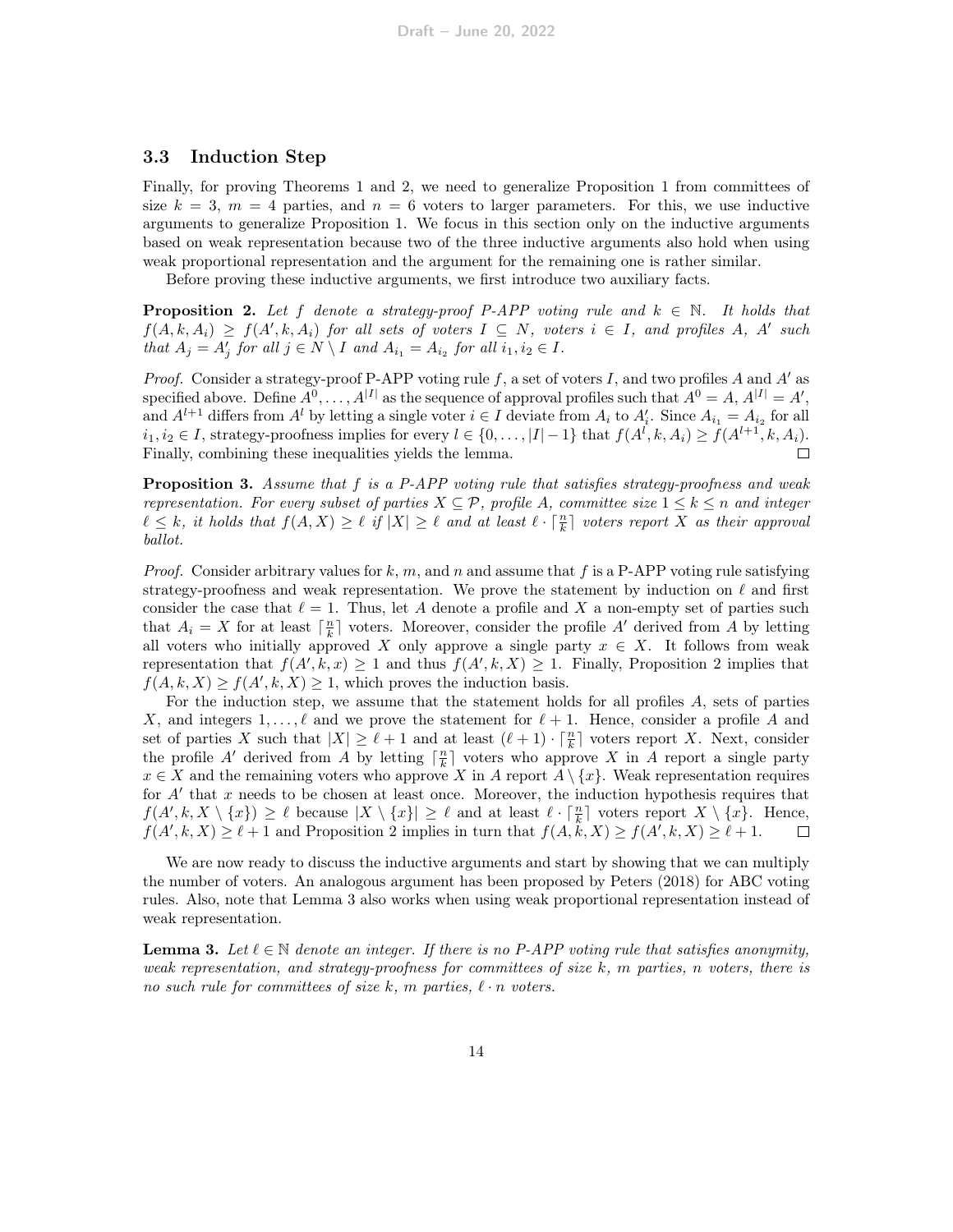### 3.3 Induction Step

Finally, for proving Theorems 1 and 2, we need to generalize Proposition 1 from committees of size $k = 3$, $m = 4$ parties, and $n = 6$ voters to larger parameters. For this, we use inductive arguments to generalize Proposition 1. We focus in this section only on the inductive arguments based on weak representation because two of the three inductive arguments also hold when using weak proportional representation and the argument for the remaining one is rather similar.

Before proving these inductive arguments, we first introduce two auxiliary facts.

**Proposition 2.** *Let $f$ denote a strategy-proof P-APP voting rule and $k \in \mathbb{N}$. It holds that $f(A, k, A_i) \geq f(A', k, A_i)$ for all sets of voters $I \subseteq N$, voters $i \in I$, and profiles $A$, $A'$ such that $A_j = A'_j$ for all $j \in N \setminus I$ and $A_{i_1} = A_{i_2}$ for all $i_1, i_2 \in I$.*

*Proof.* Consider a strategy-proof P-APP voting rule $f$, a set of voters $I$, and two profiles $A$ and $A'$ as specified above. Define $A^0, \dots, A^{|I|}$ as the sequence of approval profiles such that $A^0 = A$, $A^{|I|} = A'$, and $A^{l+1}$ differs from $A^l$ by letting a single voter $i \in I$ deviate from $A_i$ to $A'_i$. Since $A_{i_1} = A_{i_2}$ for all $i_1, i_2 \in I$, strategy-proofness implies for every $l \in \{0, \dots, |I|-1\}$ that $f(A^l, k, A_i) \geq f(A^{l+1}, k, A_i)$. Finally, combining these inequalities yields the lemma. $\square$

**Proposition 3.** *Assume that $f$ is a P-APP voting rule that satisfies strategy-proofness and weak representation. For every subset of parties $X \subseteq \mathcal{P}$, profile $A$, committee size $1 \leq k \leq n$ and integer $\ell \leq k$, it holds that $f(A, X) \geq \ell$ if $|X| \geq \ell$ and at least $\ell \cdot \lceil \frac{n}{k} \rceil$ voters report $X$ as their approval ballot.*

*Proof.* Consider arbitrary values for $k$, $m$, and $n$ and assume that $f$ is a P-APP voting rule satisfying strategy-proofness and weak representation. We prove the statement by induction on $\ell$ and first consider the case that $\ell = 1$. Thus, let $A$ denote a profile and $X$ a non-empty set of parties such that $A_i = X$ for at least $\lceil \frac{n}{k} \rceil$ voters. Moreover, consider the profile $A'$ derived from $A$ by letting all voters who initially approved $X$ only approve a single party $x \in X$. It follows from weak representation that $f(A', k, x) \geq 1$ and thus $f(A', k, X) \geq 1$. Finally, Proposition 2 implies that $f(A, k, X) \geq f(A', k, X) \geq 1$, which proves the induction basis.

For the induction step, we assume that the statement holds for all profiles $A$, sets of parties $X$, and integers $1, \dots, \ell$ and we prove the statement for $\ell + 1$. Hence, consider a profile $A$ and set of parties $X$ such that $|X| \geq \ell + 1$ and at least $(\ell + 1) \cdot \lceil \frac{n}{k} \rceil$ voters report $X$. Next, consider the profile $A'$ derived from $A$ by letting $\lceil \frac{n}{k} \rceil$ voters who approve $X$ in $A$ report a single party $x \in X$ and the remaining voters who approve $X$ in $A$ report $A \setminus \{x\}$. Weak representation requires for $A'$ that $x$ needs to be chosen at least once. Moreover, the induction hypothesis requires that $f(A', k, X \setminus \{x\}) \geq \ell$ because $|X \setminus \{x\}| \geq \ell$ and at least $\ell \cdot \lceil \frac{n}{k} \rceil$ voters report $X \setminus \{x\}$. Hence, $f(A', k, X) \geq \ell + 1$ and Proposition 2 implies in turn that $f(A, k, X) \geq f(A', k, X) \geq \ell + 1$. $\square$

We are now ready to discuss the inductive arguments and start by showing that we can multiply the number of voters. An analogous argument has been proposed by Peters (2018) for ABC voting rules. Also, note that Lemma 3 also works when using weak proportional representation instead of weak representation.

**Lemma 3.** *Let $\ell \in \mathbb{N}$ denote an integer. If there is no P-APP voting rule that satisfies anonymity, weak representation, and strategy-proofness for committees of size $k$, $m$ parties, $n$ voters, there is no such rule for committees of size $k$, $m$ parties, $\ell \cdot n$ voters.*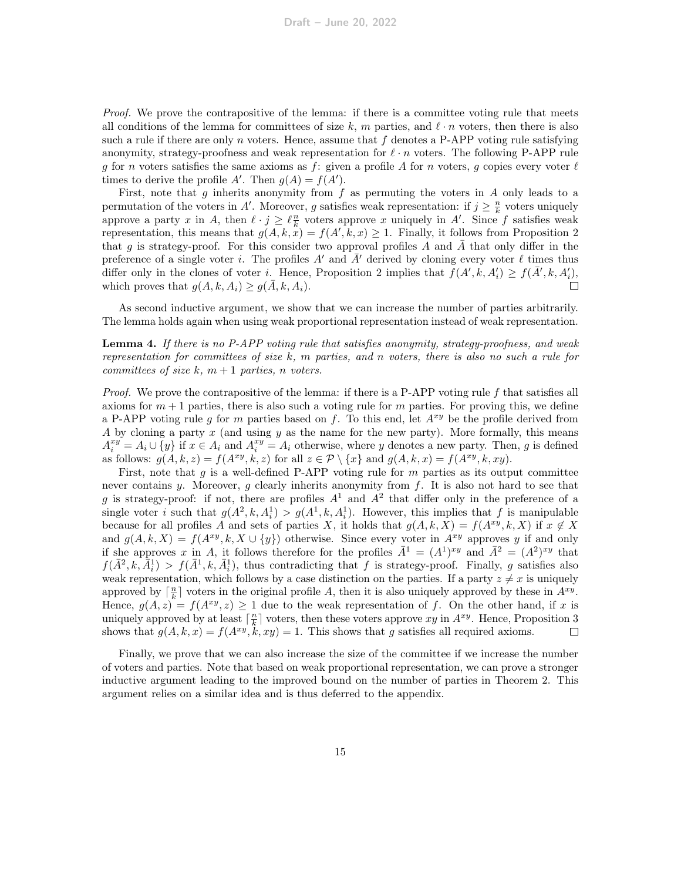*Proof.* We prove the contrapositive of the lemma: if there is a committee voting rule that meets all conditions of the lemma for committees of size $k$, $m$ parties, and $\ell \cdot n$ voters, then there is also such a rule if there are only $n$ voters. Hence, assume that $f$ denotes a P-APP voting rule satisfying anonymity, strategy-proofness and weak representation for $\ell \cdot n$ voters. The following P-APP rule $g$ for $n$ voters satisfies the same axioms as $f$: given a profile $A$ for $n$ voters, $g$ copies every voter $\ell$ times to derive the profile $A'$. Then $g(A) = f(A')$.

First, note that $g$ inherits anonymity from $f$ as permuting the voters in $A$ only leads to a permutation of the voters in $A'$. Moreover, $g$ satisfies weak representation: if $j \geq \frac{n}{k}$ voters uniquely approve a party $x$ in $A$, then $\ell \cdot j \geq \ell \frac{n}{k}$ voters approve $x$ uniquely in $A'$. Since $f$ satisfies weak representation, this means that $g(A, k, x) = f(A', k, x) \geq 1$. Finally, it follows from Proposition 2 that $g$ is strategy-proof. For this consider two approval profiles $A$ and $\bar{A}$ that only differ in the preference of a single voter $i$. The profiles $A'$ and $\bar{A}'$ derived by cloning every voter $\ell$ times thus differ only in the clones of voter $i$. Hence, Proposition 2 implies that $f(A', k, A_i') \geq f(\bar{A}', k, A_i')$, which proves that $g(A, k, A_i) \geq g(\bar{A}, k, A_i)$. ☐

As second inductive argument, we show that we can increase the number of parties arbitrarily. The lemma holds again when using weak proportional representation instead of weak representation.

**Lemma 4.** *If there is no P-APP voting rule that satisfies anonymity, strategy-proofness, and weak representation for committees of size $k$, $m$ parties, and $n$ voters, there is also no such a rule for committees of size $k$, $m+1$ parties, $n$ voters.*

*Proof.* We prove the contrapositive of the lemma: if there is a P-APP voting rule $f$ that satisfies all axioms for $m+1$ parties, there is also such a voting rule for $m$ parties. For proving this, we define a P-APP voting rule $g$ for $m$ parties based on $f$. To this end, let $A^{xy}$ be the profile derived from $A$ by cloning a party $x$ (and using $y$ as the name for the new party). More formally, this means $A_i^{xy} = A_i \cup \{y\}$ if $x \in A_i$ and $A_i^{xy} = A_i$ otherwise, where $y$ denotes a new party. Then, $g$ is defined as follows: $g(A, k, z) = f(A^{xy}, k, z)$ for all $z \in \mathcal{P} \setminus \{x\}$ and $g(A, k, x) = f(A^{xy}, k, xy)$.

First, note that $g$ is a well-defined P-APP voting rule for $m$ parties as its output committee never contains $y$. Moreover, $g$ clearly inherits anonymity from $f$. It is also not hard to see that $g$ is strategy-proof: if not, there are profiles $A^1$ and $A^2$ that differ only in the preference of a single voter $i$ such that $g(A^2, k, A_i^1) > g(A^1, k, A_i^1)$. However, this implies that $f$ is manipulable because for all profiles $A$ and sets of parties $X$, it holds that $g(A, k, X) = f(A^{xy}, k, X)$ if $x \notin X$ and $g(A, k, X) = f(A^{xy}, k, X \cup \{y\})$ otherwise. Since every voter in $A^{xy}$ approves $y$ if and only if she approves $x$ in $A$, it follows therefore for the profiles $\bar{A}^1 = (A^1)^{xy}$ and $\bar{A}^2 = (A^2)^{xy}$ that $f(\bar{A}^2, k, \bar{A}_i^1) > f(\bar{A}^1, k, \bar{A}_i^1)$, thus contradicting that $f$ is strategy-proof. Finally, $g$ satisfies also weak representation, which follows by a case distinction on the parties. If a party $z \neq x$ is uniquely approved by $\lceil \frac{n}{k} \rceil$ voters in the original profile $A$, then it is also uniquely approved by these in $A^{xy}$. Hence, $g(A, z) = f(A^{xy}, z) \geq 1$ due to the weak representation of $f$. On the other hand, if $x$ is uniquely approved by at least $\lceil \frac{n}{k} \rceil$ voters, then these voters approve $xy$ in $A^{xy}$. Hence, Proposition 3 shows that $g(A, k, x) = f(A^{xy}, k, xy) = 1$. This shows that $g$ satisfies all required axioms. ☐

Finally, we prove that we can also increase the size of the committee if we increase the number of voters and parties. Note that based on weak proportional representation, we can prove a stronger inductive argument leading to the improved bound on the number of parties in Theorem 2. This argument relies on a similar idea and is thus deferred to the appendix.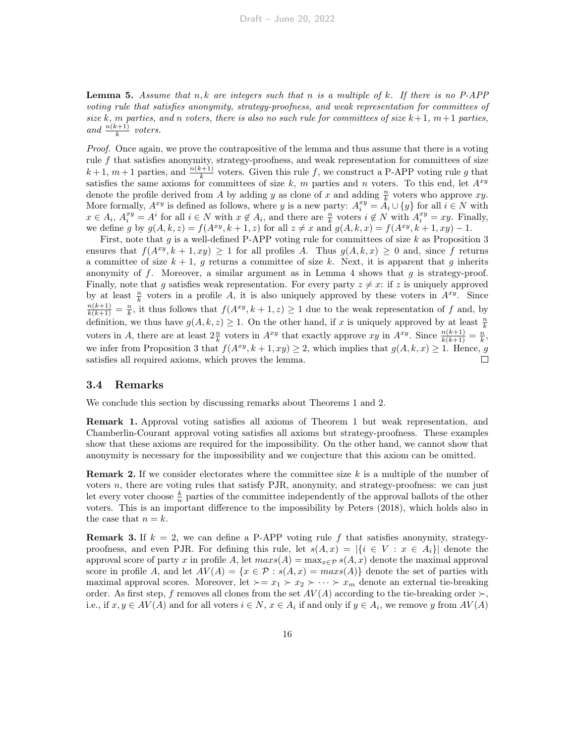**Lemma 5.** *Assume that $n, k$ are integers such that $n$ is a multiple of $k$. If there is no P-APP voting rule that satisfies anonymity, strategy-proofness, and weak representation for committees of size $k$, $m$ parties, and $n$ voters, there is also no such rule for committees of size $k+1$, $m+1$ parties, and $\frac{n(k+1)}{k}$ voters.*

*Proof.* Once again, we prove the contrapositive of the lemma and thus assume that there is a voting rule $f$ that satisfies anonymity, strategy-proofness, and weak representation for committees of size $k+1$, $m+1$ parties, and $\frac{n(k+1)}{k}$ voters. Given this rule $f$, we construct a P-APP voting rule $g$ that satisfies the same axioms for committees of size $k$, $m$ parties and $n$ voters. To this end, let $A^{xy}$ denote the profile derived from $A$ by adding $y$ as clone of $x$ and adding $\frac{n}{k}$ voters who approve $xy$. More formally, $A^{xy}$ is defined as follows, where $y$ is a new party: $A_i^{xy} = A_i \cup \{y\}$ for all $i \in N$ with $x \in A_i$, $A_i^{xy} = A^i$ for all $i \in N$ with $x \notin A_i$, and there are $\frac{n}{k}$ voters $i \notin N$ with $A_i^{xy} = xy$. Finally, we define $g$ by $g(A, k, z) = f(A^{xy}, k+1, z)$ for all $z \neq x$ and $g(A, k, x) = f(A^{xy}, k+1, xy) - 1$.

First, note that $g$ is a well-defined P-APP voting rule for committees of size $k$ as Proposition 3 ensures that $f(A^{xy}, k+1, xy) \geq 1$ for all profiles $A$. Thus $g(A, k, x) \geq 0$ and, since $f$ returns a committee of size $k+1$, $g$ returns a committee of size $k$. Next, it is apparent that $g$ inherits anonymity of $f$. Moreover, a similar argument as in Lemma 4 shows that $g$ is strategy-proof. Finally, note that $g$ satisfies weak representation. For every party $z \neq x$: if $z$ is uniquely approved by at least $\frac{n}{k}$ voters in a profile $A$, it is also uniquely approved by these voters in $A^{xy}$. Since $\frac{n(k+1)}{k(k+1)} = \frac{n}{k}$, it thus follows that $f(A^{xy}, k+1, z) \geq 1$ due to the weak representation of $f$ and, by definition, we thus have $g(A, k, z) \geq 1$. On the other hand, if $x$ is uniquely approved by at least $\frac{n}{k}$ voters in $A$, there are at least $2\frac{n}{k}$ voters in $A^{xy}$ that exactly approve $xy$ in $A^{xy}$. Since $\frac{n(k+1)}{k(k+1)} = \frac{n}{k}$, we infer from Proposition 3 that $f(A^{xy}, k+1, xy) \geq 2$, which implies that $g(A, k, x) \geq 1$. Hence, $g$ satisfies all required axioms, which proves the lemma. □

### 3.4 Remarks

We conclude this section by discussing remarks about Theorems 1 and 2.

**Remark 1.** Approval voting satisfies all axioms of Theorem 1 but weak representation, and Chamberlin-Courant approval voting satisfies all axioms but strategy-proofness. These examples show that these axioms are required for the impossibility. On the other hand, we cannot show that anonymity is necessary for the impossibility and we conjecture that this axiom can be omitted.

**Remark 2.** If we consider electorates where the committee size $k$ is a multiple of the number of voters $n$, there are voting rules that satisfy PJR, anonymity, and strategy-proofness: we can just let every voter choose $\frac{k}{n}$ parties of the committee independently of the approval ballots of the other voters. This is an important difference to the impossibility by Peters (2018), which holds also in the case that $n = k$.

**Remark 3.** If $k = 2$, we can define a P-APP voting rule $f$ that satisfies anonymity, strategy-proofness, and even PJR. For defining this rule, let $s(A, x) = |\{i \in V : x \in A_i\}|$ denote the approval score of party $x$ in profile $A$, let $maxs(A) = \max_{x \in \mathcal{P}} s(A, x)$ denote the maximal approval score in profile $A$, and let $AV(A) = \{x \in \mathcal{P} : s(A, x) = maxs(A)\}$ denote the set of parties with maximal approval scores. Moreover, let $\succ = x_1 \succ x_2 \succ \dots \succ x_m$ denote an external tie-breaking order. As first step, $f$ removes all clones from the set $AV(A)$ according to the tie-breaking order $\succ$, i.e., if $x, y \in AV(A)$ and for all voters $i \in N$, $x \in A_i$ if and only if $y \in A_i$, we remove $y$ from $AV(A)$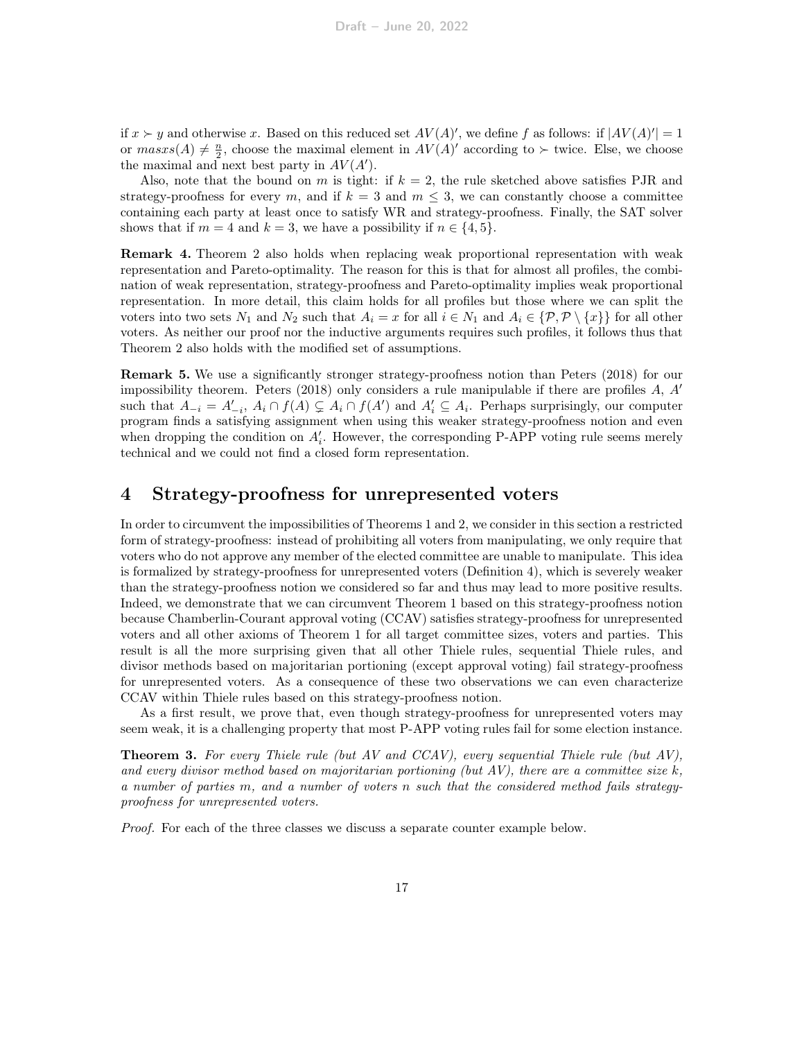if $x \succ y$ and otherwise $x$. Based on this reduced set $AV(A)'$, we define $f$ as follows: if $|AV(A)'| = 1$ or $masxs(A) \neq \frac{n}{2}$, choose the maximal element in $AV(A)'$ according to $\succ$ twice. Else, we choose the maximal and next best party in $AV(A')$.

Also, note that the bound on $m$ is tight: if $k = 2$, the rule sketched above satisfies PJR and strategy-proofness for every $m$, and if $k = 3$ and $m \leq 3$, we can constantly choose a committee containing each party at least once to satisfy WR and strategy-proofness. Finally, the SAT solver shows that if $m = 4$ and $k = 3$, we have a possibility if $n \in \{4, 5\}$.

**Remark 4.** Theorem 2 also holds when replacing weak proportional representation with weak representation and Pareto-optimality. The reason for this is that for almost all profiles, the combination of weak representation, strategy-proofness and Pareto-optimality implies weak proportional representation. In more detail, this claim holds for all profiles but those where we can split the voters into two sets $N_1$ and $N_2$ such that $A_i = x$ for all $i \in N_1$ and $A_i \in \{\mathcal{P}, \mathcal{P} \setminus \{x\}\}$ for all other voters. As neither our proof nor the inductive arguments requires such profiles, it follows thus that Theorem 2 also holds with the modified set of assumptions.

**Remark 5.** We use a significantly stronger strategy-proofness notion than Peters (2018) for our impossibility theorem. Peters (2018) only considers a rule manipulable if there are profiles $A$, $A'$ such that $A_{-i} = A'_{-i}$, $A_i \cap f(A) \subsetneq A_i \cap f(A')$ and $A'_i \subseteq A_i$. Perhaps surprisingly, our computer program finds a satisfying assignment when using this weaker strategy-proofness notion and even when dropping the condition on $A'_i$. However, the corresponding P-APP voting rule seems merely technical and we could not find a closed form representation.

# 4 Strategy-proofness for unrepresented voters

In order to circumvent the impossibilities of Theorems 1 and 2, we consider in this section a restricted form of strategy-proofness: instead of prohibiting all voters from manipulating, we only require that voters who do not approve any member of the elected committee are unable to manipulate. This idea is formalized by strategy-proofness for unrepresented voters (Definition 4), which is severely weaker than the strategy-proofness notion we considered so far and thus may lead to more positive results. Indeed, we demonstrate that we can circumvent Theorem 1 based on this strategy-proofness notion because Chamberlin-Courant approval voting (CCAV) satisfies strategy-proofness for unrepresented voters and all other axioms of Theorem 1 for all target committee sizes, voters and parties. This result is all the more surprising given that all other Thiele rules, sequential Thiele rules, and divisor methods based on majoritarian portioning (except approval voting) fail strategy-proofness for unrepresented voters. As a consequence of these two observations we can even characterize CCAV within Thiele rules based on this strategy-proofness notion.

As a first result, we prove that, even though strategy-proofness for unrepresented voters may seem weak, it is a challenging property that most P-APP voting rules fail for some election instance.

**Theorem 3.** *For every Thiele rule (but AV and CCAV), every sequential Thiele rule (but AV), and every divisor method based on majoritarian portioning (but AV), there are a committee size $k$, a number of parties $m$, and a number of voters $n$ such that the considered method fails strategy-proofness for unrepresented voters.*

*Proof.* For each of the three classes we discuss a separate counter example below.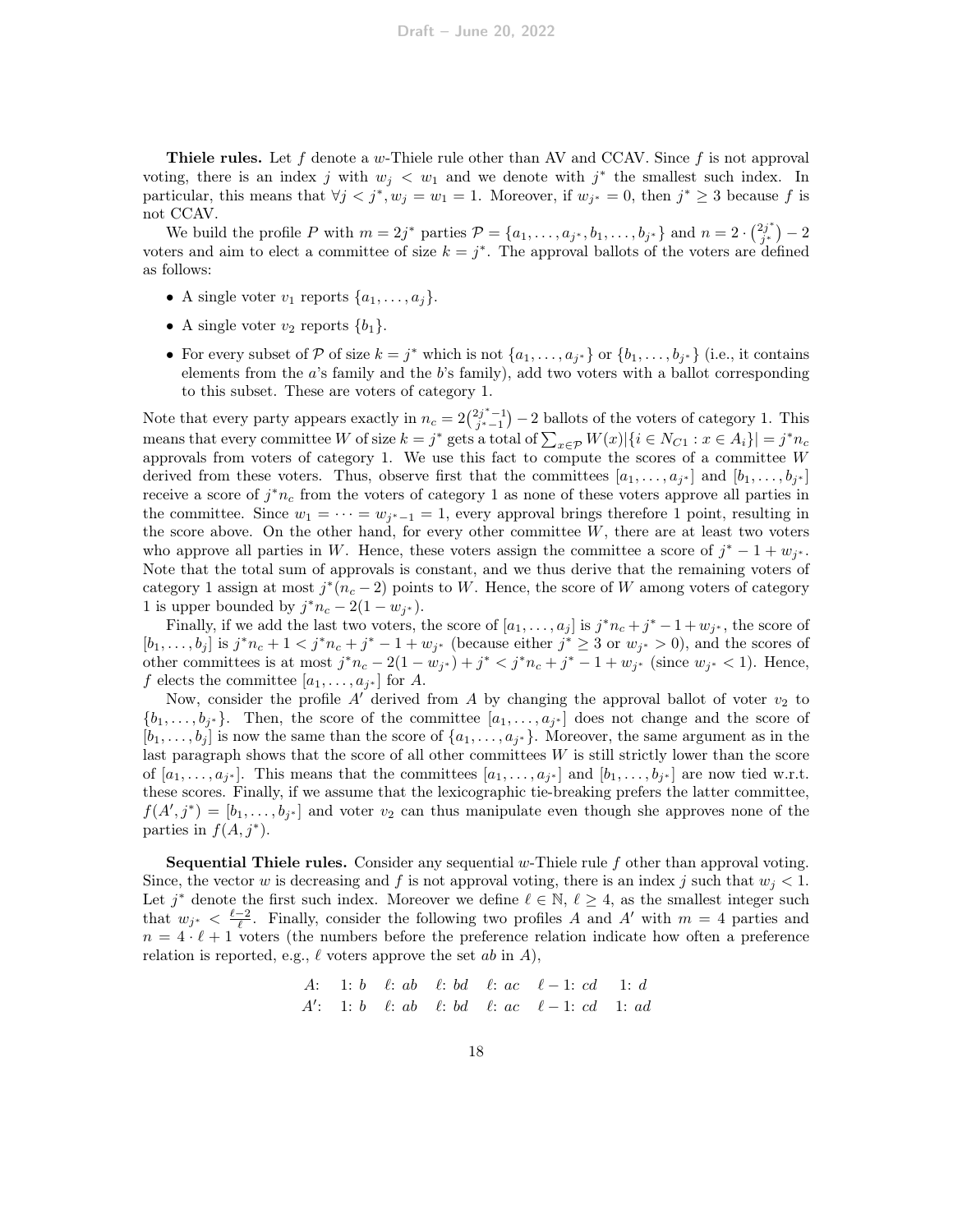**Thiele rules.** Let $f$ denote a $w$-Thiele rule other than AV and CCAV. Since $f$ is not approval voting, there is an index $j$ with $w_j < w_1$ and we denote with $j^*$ the smallest such index. In particular, this means that $\forall j < j^*, w_j = w_1 = 1$. Moreover, if $w_{j^*} = 0$, then $j^* \geq 3$ because $f$ is not CCAV.

We build the profile $P$ with $m = 2j^*$ parties $\mathcal{P} = \{a_1, \dots, a_{j^*}, b_1, \dots, b_{j^*}\}$ and $n = 2 \cdot \binom{2j^*}{j^*} - 2$ voters and aim to elect a committee of size $k = j^*$. The approval ballots of the voters are defined as follows:

- A single voter $v_1$ reports $\{a_1, \dots, a_j\}$.
- A single voter $v_2$ reports $\{b_1\}$.
- For every subset of $\mathcal{P}$ of size $k = j^*$ which is not $\{a_1, \dots, a_{j^*}\}$ or $\{b_1, \dots, b_{j^*}\}$ (i.e., it contains elements from the $a$'s family and the $b$'s family), add two voters with a ballot corresponding to this subset. These are voters of category 1.

Note that every party appears exactly in $n_c = 2\binom{2j^*-1}{j^*-1} - 2$ ballots of the voters of category 1. This means that every committee $W$ of size $k = j^*$ gets a total of $\sum_{x \in \mathcal{P}} W(x) |\{i \in N_{C1} : x \in A_i\}| = j^* n_c$ approvals from voters of category 1. We use this fact to compute the scores of a committee $W$ derived from these voters. Thus, observe first that the committees $[a_1, \dots, a_{j^*}]$ and $[b_1, \dots, b_{j^*}]$ receive a score of $j^* n_c$ from the voters of category 1 as none of these voters approve all parties in the committee. Since $w_1 = \dots = w_{j^*-1} = 1$, every approval brings therefore 1 point, resulting in the score above. On the other hand, for every other committee $W$, there are at least two voters who approve all parties in $W$. Hence, these voters assign the committee a score of $j^* - 1 + w_{j^*}$. Note that the total sum of approvals is constant, and we thus derive that the remaining voters of category 1 assign at most $j^*(n_c - 2)$ points to $W$. Hence, the score of $W$ among voters of category 1 is upper bounded by $j^* n_c - 2(1 - w_{j^*})$.

Finally, if we add the last two voters, the score of $[a_1, \dots, a_j]$ is $j^* n_c + j^* - 1 + w_{j^*}$, the score of $[b_1, \dots, b_j]$ is $j^* n_c + 1 < j^* n_c + j^* - 1 + w_{j^*}$ (because either $j^* \geq 3$ or $w_{j^*} > 0$), and the scores of other committees is at most $j^* n_c - 2(1 - w_{j^*}) + j^* < j^* n_c + j^* - 1 + w_{j^*}$ (since $w_{j^*} < 1$). Hence, $f$ elects the committee $[a_1, \dots, a_{j^*}]$ for $A$.

Now, consider the profile $A'$ derived from $A$ by changing the approval ballot of voter $v_2$ to $\{b_1, \dots, b_{j^*}\}$. Then, the score of the committee $[a_1, \dots, a_{j^*}]$ does not change and the score of $[b_1, \dots, b_j]$ is now the same than the score of $\{a_1, \dots, a_{j^*}\}$. Moreover, the same argument as in the last paragraph shows that the score of all other committees $W$ is still strictly lower than the score of $[a_1, \dots, a_{j^*}]$. This means that the committees $[a_1, \dots, a_{j^*}]$ and $[b_1, \dots, b_{j^*}]$ are now tied w.r.t. these scores. Finally, if we assume that the lexicographic tie-breaking prefers the latter committee, $f(A', j^*) = [b_1, \dots, b_{j^*}]$ and voter $v_2$ can thus manipulate even though she approves none of the parties in $f(A, j^*)$.

**Sequential Thiele rules.** Consider any sequential $w$-Thiele rule $f$ other than approval voting. Since, the vector $w$ is decreasing and $f$ is not approval voting, there is an index $j$ such that $w_j < 1$. Let $j^*$ denote the first such index. Moreover we define $\ell \in \mathbb{N}$, $\ell \geq 4$, as the smallest integer such that $w_{j^*} < \frac{\ell-2}{\ell}$. Finally, consider the following two profiles $A$ and $A'$ with $m = 4$ parties and $n = 4 \cdot \ell + 1$ voters (the numbers before the preference relation indicate how often a preference relation is reported, e.g., $\ell$ voters approve the set $ab$ in $A$),

$$
\begin{array}{lllllll}
A\colon & 1\colon b & \ell\colon ab & \ell\colon bd & \ell\colon ac & \ell-1\colon cd & 1\colon d \\
A'\colon & 1\colon b & \ell\colon ab & \ell\colon bd & \ell\colon ac & \ell-1\colon cd & 1\colon ad
\end{array}
$$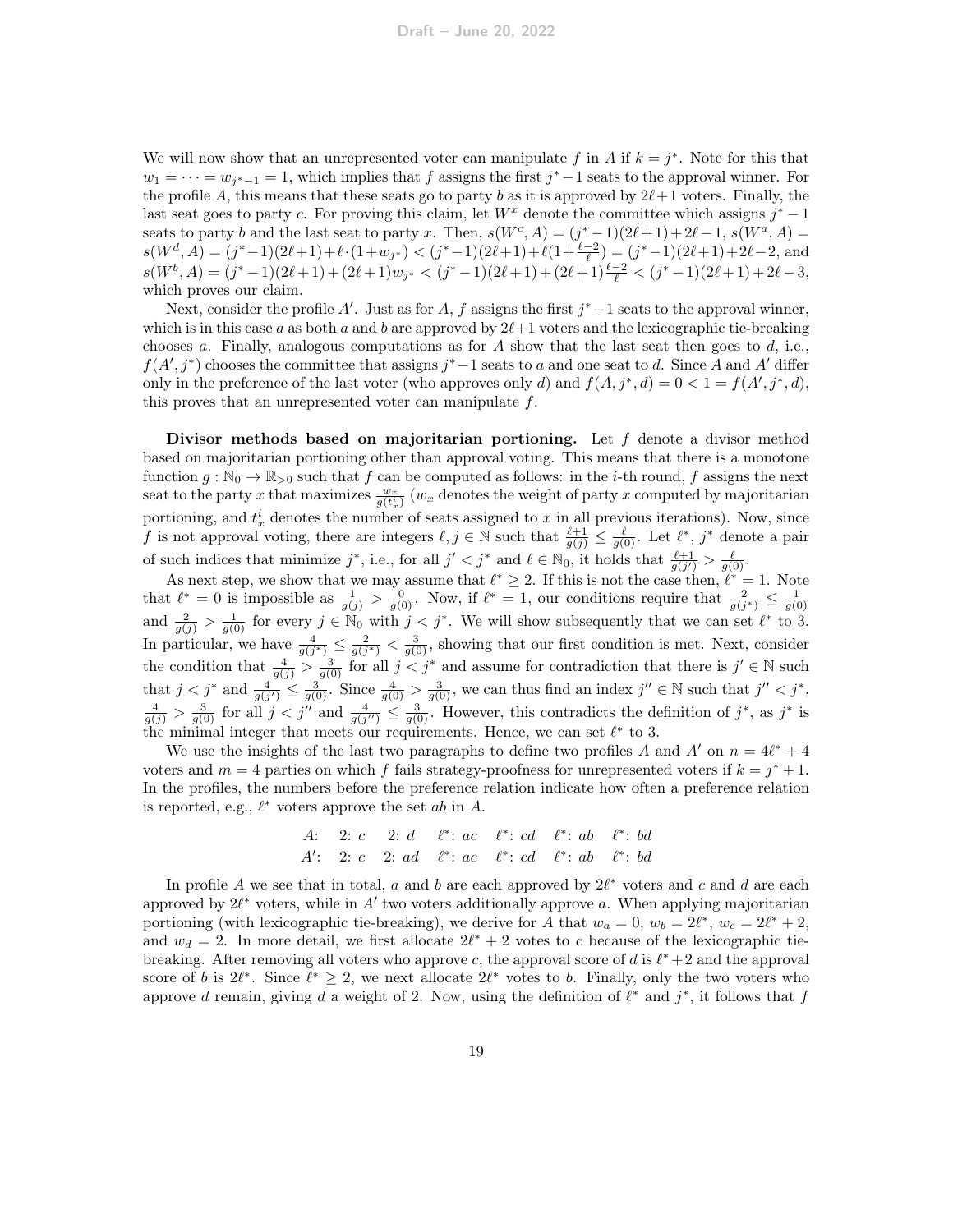We will now show that an unrepresented voter can manipulate $f$ in $A$ if $k = j^*$. Note for this that $w_1 = \dots = w_{j^*-1} = 1$, which implies that $f$ assigns the first $j^*-1$ seats to the approval winner. For the profile $A$, this means that these seats go to party $b$ as it is approved by $2\ell+1$ voters. Finally, the last seat goes to party $c$. For proving this claim, let $W^x$ denote the committee which assigns $j^*-1$ seats to party $b$ and the last seat to party $x$. Then, $s(W^c, A) = (j^*-1)(2\ell+1)+2\ell-1$, $s(W^a, A) = s(W^d, A) = (j^*-1)(2\ell+1)+\ell\cdot(1+w_{j^*}) < (j^*-1)(2\ell+1)+\ell(1+\frac{\ell-2}{\ell}) = (j^*-1)(2\ell+1)+2\ell-2$, and $s(W^b, A) = (j^*-1)(2\ell+1)+(2\ell+1)w_{j^*} < (j^*-1)(2\ell+1)+(2\ell+1)\frac{\ell-2}{\ell} < (j^*-1)(2\ell+1)+2\ell-3$, which proves our claim.

Next, consider the profile $A'$. Just as for $A$, $f$ assigns the first $j^*-1$ seats to the approval winner, which is in this case $a$ as both $a$ and $b$ are approved by $2\ell+1$ voters and the lexicographic tie-breaking chooses $a$. Finally, analogous computations as for $A$ show that the last seat then goes to $d$, i.e., $f(A', j^*)$ chooses the committee that assigns $j^*-1$ seats to $a$ and one seat to $d$. Since $A$ and $A'$ differ only in the preference of the last voter (who approves only $d$) and $f(A, j^*, d) = 0 < 1 = f(A', j^*, d)$, this proves that an unrepresented voter can manipulate $f$.

**Divisor methods based on majoritarian portioning.** Let $f$ denote a divisor method based on majoritarian portioning other than approval voting. This means that there is a monotone function $g : \mathbb{N}_0 \to \mathbb{R}_{>0}$ such that $f$ can be computed as follows: in the $i$-th round, $f$ assigns the next seat to the party $x$ that maximizes $\frac{w_x}{g(t_x^i)}$ ($w_x$ denotes the weight of party $x$ computed by majoritarian portioning, and $t_x^i$ denotes the number of seats assigned to $x$ in all previous iterations). Now, since $f$ is not approval voting, there are integers $\ell, j \in \mathbb{N}$ such that $\frac{\ell+1}{g(j)} \leq \frac{\ell}{g(0)}$. Let $\ell^*$, $j^*$ denote a pair of such indices that minimize $j^*$, i.e., for all $j' < j^*$ and $\ell \in \mathbb{N}_0$, it holds that $\frac{\ell+1}{g(j')} > \frac{\ell}{g(0)}$.

As next step, we show that we may assume that $\ell^* \geq 2$. If this is not the case then, $\ell^* = 1$. Note that $\ell^* = 0$ is impossible as $\frac{1}{g(j)} > \frac{0}{g(0)}$. Now, if $\ell^* = 1$, our conditions require that $\frac{2}{g(j^*)} \leq \frac{1}{g(0)}$ and $\frac{2}{g(j)} > \frac{1}{g(0)}$ for every $j \in \mathbb{N}_0$ with $j < j^*$. We will show subsequently that we can set $\ell^*$ to 3. In particular, we have $\frac{4}{g(j^*)} \leq \frac{2}{g(j^*)} < \frac{3}{g(0)}$, showing that our first condition is met. Next, consider the condition that $\frac{4}{g(j)} > \frac{3}{g(0)}$ for all $j < j^*$ and assume for contradiction that there is $j' \in \mathbb{N}$ such that $j < j^*$ and $\frac{4}{g(j')} \leq \frac{3}{g(0)}$. Since $\frac{4}{g(0)} > \frac{3}{g(0)}$, we can thus find an index $j'' \in \mathbb{N}$ such that $j'' < j^*$, $\frac{4}{g(j)} > \frac{3}{g(0)}$ for all $j < j''$ and $\frac{4}{g(j'')} \leq \frac{3}{g(0)}$. However, this contradicts the definition of $j^*$, as $j^*$ is the minimal integer that meets our requirements. Hence, we can set $\ell^*$ to 3.

We use the insights of the last two paragraphs to define two profiles $A$ and $A'$ on $n = 4\ell^* + 4$ voters and $m = 4$ parties on which $f$ fails strategy-proofness for unrepresented voters if $k = j^* + 1$. In the profiles, the numbers before the preference relation indicate how often a preference relation is reported, e.g., $\ell^*$ voters approve the set $ab$ in $A$.

$$A\colon\quad 2\colon c \quad 2\colon d \quad \ell^*\colon ac \quad \ell^*\colon cd \quad \ell^*\colon ab \quad \ell^*\colon bd$$
$$A'\colon\quad 2\colon c \quad 2\colon ad \quad \ell^*\colon ac \quad \ell^*\colon cd \quad \ell^*\colon ab \quad \ell^*\colon bd$$

In profile $A$ we see that in total, $a$ and $b$ are each approved by $2\ell^*$ voters and $c$ and $d$ are each approved by $2\ell^*$ voters, while in $A'$ two voters additionally approve $a$. When applying majoritarian portioning (with lexicographic tie-breaking), we derive for $A$ that $w_a = 0$, $w_b = 2\ell^*$, $w_c = 2\ell^* + 2$, and $w_d = 2$. In more detail, we first allocate $2\ell^* + 2$ votes to $c$ because of the lexicographic tie-breaking. After removing all voters who approve $c$, the approval score of $d$ is $\ell^* + 2$ and the approval score of $b$ is $2\ell^*$. Since $\ell^* \geq 2$, we next allocate $2\ell^*$ votes to $b$. Finally, only the two voters who approve $d$ remain, giving $d$ a weight of 2. Now, using the definition of $\ell^*$ and $j^*$, it follows that $f$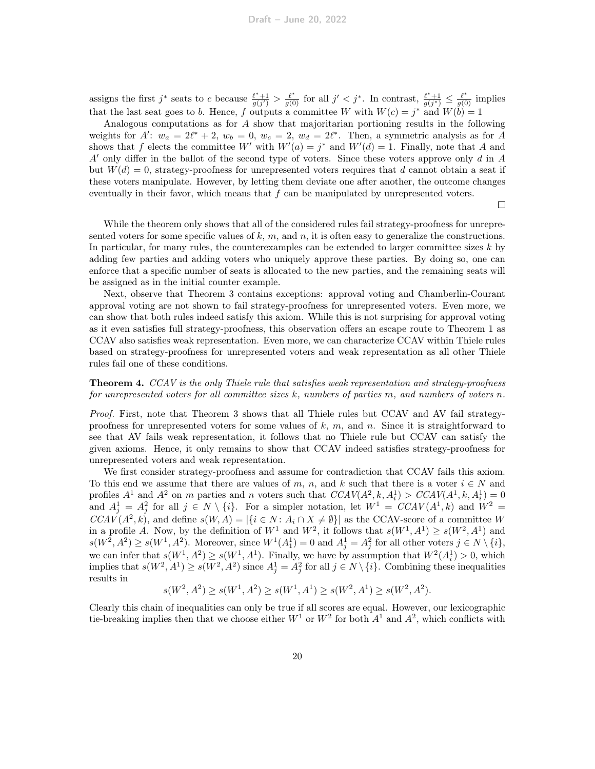assigns the first $j^*$ seats to $c$ because $\frac{\ell^*+1}{g(j')} > \frac{\ell^*}{g(0)}$ for all $j' < j^*$. In contrast, $\frac{\ell^*+1}{g(j^*)} \leq \frac{\ell^*}{g(0)}$ implies that the last seat goes to $b$. Hence, $f$ outputs a committee $W$ with $W(c) = j^*$ and $W(b) = 1$

Analogous computations as for $A$ show that majoritarian portioning results in the following weights for $A'$: $w_a = 2\ell^* + 2$, $w_b = 0$, $w_c = 2$, $w_d = 2\ell^*$. Then, a symmetric analysis as for $A$ shows that $f$ elects the committee $W'$ with $W'(a) = j^*$ and $W'(d) = 1$. Finally, note that $A$ and $A'$ only differ in the ballot of the second type of voters. Since these voters approve only $d$ in $A$ but $W(d) = 0$, strategy-proofness for unrepresented voters requires that $d$ cannot obtain a seat if these voters manipulate. However, by letting them deviate one after another, the outcome changes eventually in their favor, which means that $f$ can be manipulated by unrepresented voters. □

While the theorem only shows that all of the considered rules fail strategy-proofness for unrepresented voters for some specific values of $k$, $m$, and $n$, it is often easy to generalize the constructions. In particular, for many rules, the counterexamples can be extended to larger committee sizes $k$ by adding few parties and adding voters who uniquely approve these parties. By doing so, one can enforce that a specific number of seats is allocated to the new parties, and the remaining seats will be assigned as in the initial counter example.

Next, observe that Theorem 3 contains exceptions: approval voting and Chamberlin-Courant approval voting are not shown to fail strategy-proofness for unrepresented voters. Even more, we can show that both rules indeed satisfy this axiom. While this is not surprising for approval voting as it even satisfies full strategy-proofness, this observation offers an escape route to Theorem 1 as CCAV also satisfies weak representation. Even more, we can characterize CCAV within Thiele rules based on strategy-proofness for unrepresented voters and weak representation as all other Thiele rules fail one of these conditions.

**Theorem 4.** *CCAV is the only Thiele rule that satisfies weak representation and strategy-proofness for unrepresented voters for all committee sizes $k$, numbers of parties $m$, and numbers of voters $n$.*

*Proof.* First, note that Theorem 3 shows that all Thiele rules but CCAV and AV fail strategy-proofness for unrepresented voters for some values of $k$, $m$, and $n$. Since it is straightforward to see that AV fails weak representation, it follows that no Thiele rule but CCAV can satisfy the given axioms. Hence, it only remains to show that CCAV indeed satisfies strategy-proofness for unrepresented voters and weak representation.

We first consider strategy-proofness and assume for contradiction that CCAV fails this axiom. To this end we assume that there are values of $m$, $n$, and $k$ such that there is a voter $i \in N$ and profiles $A^1$ and $A^2$ on $m$ parties and $n$ voters such that $CCAV(A^2, k, A_i^1) > CCAV(A^1, k, A_i^1) = 0$ and $A_j^1 = A_j^2$ for all $j \in N \setminus \{i\}$. For a simpler notation, let $W^1 = CCAV(A^1, k)$ and $W^2 = CCAV(A^2, k)$, and define $s(W, A) = |\{i \in N : A_i \cap X \neq \emptyset\}|$ as the CCAV-score of a committee $W$ in a profile $A$. Now, by the definition of $W^1$ and $W^2$, it follows that $s(W^1, A^1) \geq s(W^2, A^1)$ and $s(W^2, A^2) \geq s(W^1, A^2)$. Moreover, since $W^1(A_1^1) = 0$ and $A_j^1 = A_j^2$ for all other voters $j \in N \setminus \{i\}$, we can infer that $s(W^1, A^2) \geq s(W^1, A^1)$. Finally, we have by assumption that $W^2(A_i^1) > 0$, which implies that $s(W^2, A^1) \geq s(W^2, A^2)$ since $A_j^1 = A_j^2$ for all $j \in N \setminus \{i\}$. Combining these inequalities results in

$$s(W^2, A^2) \geq s(W^1, A^2) \geq s(W^1, A^1) \geq s(W^2, A^1) \geq s(W^2, A^2).$$

Clearly this chain of inequalities can only be true if all scores are equal. However, our lexicographic tie-breaking implies then that we choose either $W^1$ or $W^2$ for both $A^1$ and $A^2$, which conflicts with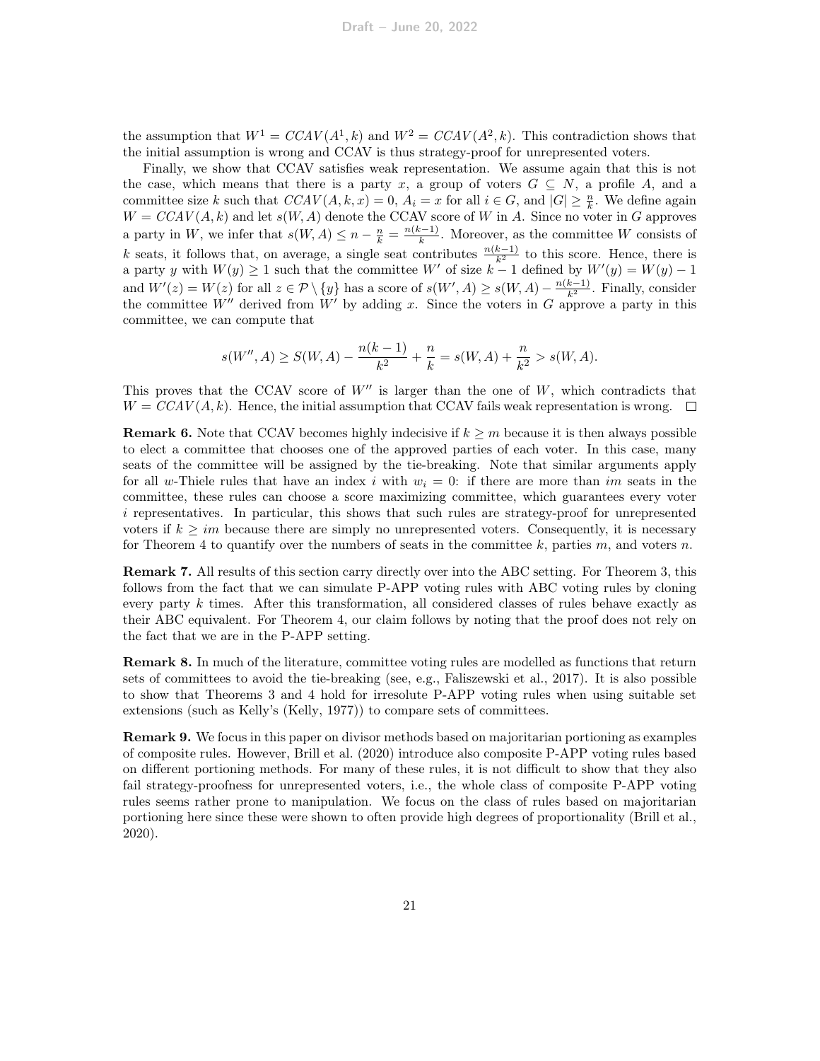the assumption that $W^1 = CCAV(A^1, k)$ and $W^2 = CCAV(A^2, k)$. This contradiction shows that the initial assumption is wrong and CCAV is thus strategy-proof for unrepresented voters.

Finally, we show that CCAV satisfies weak representation. We assume again that this is not the case, which means that there is a party $x$, a group of voters $G \subseteq N$, a profile $A$, and a committee size $k$ such that $CCAV(A, k, x) = 0$, $A_i = x$ for all $i \in G$, and $|G| \geq \frac{n}{k}$. We define again $W = CCAV(A, k)$ and let $s(W, A)$ denote the CCAV score of $W$ in $A$. Since no voter in $G$ approves a party in $W$, we infer that $s(W, A) \leq n - \frac{n}{k} = \frac{n(k-1)}{k}$. Moreover, as the committee $W$ consists of $k$ seats, it follows that, on average, a single seat contributes $\frac{n(k-1)}{k^2}$ to this score. Hence, there is a party $y$ with $W(y) \geq 1$ such that the committee $W'$ of size $k - 1$ defined by $W'(y) = W(y) - 1$ and $W'(z) = W(z)$ for all $z \in \mathcal{P} \setminus \{y\}$ has a score of $s(W', A) \geq s(W, A) - \frac{n(k-1)}{k^2}$. Finally, consider the committee $W''$ derived from $W'$ by adding $x$. Since the voters in $G$ approve a party in this committee, we can compute that

$$s(W'', A) \geq S(W, A) - \frac{n(k-1)}{k^2} + \frac{n}{k} = s(W, A) + \frac{n}{k^2} > s(W, A).$$

This proves that the CCAV score of $W''$ is larger than the one of $W$, which contradicts that $W = CCAV(A, k)$. Hence, the initial assumption that CCAV fails weak representation is wrong. $\square$

**Remark 6.** Note that CCAV becomes highly indecisive if $k \geq m$ because it is then always possible to elect a committee that chooses one of the approved parties of each voter. In this case, many seats of the committee will be assigned by the tie-breaking. Note that similar arguments apply for all $w$-Thiele rules that have an index $i$ with $w_i = 0$: if there are more than $im$ seats in the committee, these rules can choose a score maximizing committee, which guarantees every voter $i$ representatives. In particular, this shows that such rules are strategy-proof for unrepresented voters if $k \geq im$ because there are simply no unrepresented voters. Consequently, it is necessary for Theorem 4 to quantify over the numbers of seats in the committee $k$, parties $m$, and voters $n$.

**Remark 7.** All results of this section carry directly over into the ABC setting. For Theorem 3, this follows from the fact that we can simulate P-APP voting rules with ABC voting rules by cloning every party $k$ times. After this transformation, all considered classes of rules behave exactly as their ABC equivalent. For Theorem 4, our claim follows by noting that the proof does not rely on the fact that we are in the P-APP setting.

**Remark 8.** In much of the literature, committee voting rules are modelled as functions that return sets of committees to avoid the tie-breaking (see, e.g., Faliszewski et al., 2017). It is also possible to show that Theorems 3 and 4 hold for irresolute P-APP voting rules when using suitable set extensions (such as Kelly's (Kelly, 1977)) to compare sets of committees.

**Remark 9.** We focus in this paper on divisor methods based on majoritarian portioning as examples of composite rules. However, Brill et al. (2020) introduce also composite P-APP voting rules based on different portioning methods. For many of these rules, it is not difficult to show that they also fail strategy-proofness for unrepresented voters, i.e., the whole class of composite P-APP voting rules seems rather prone to manipulation. We focus on the class of rules based on majoritarian portioning here since these were shown to often provide high degrees of proportionality (Brill et al., 2020).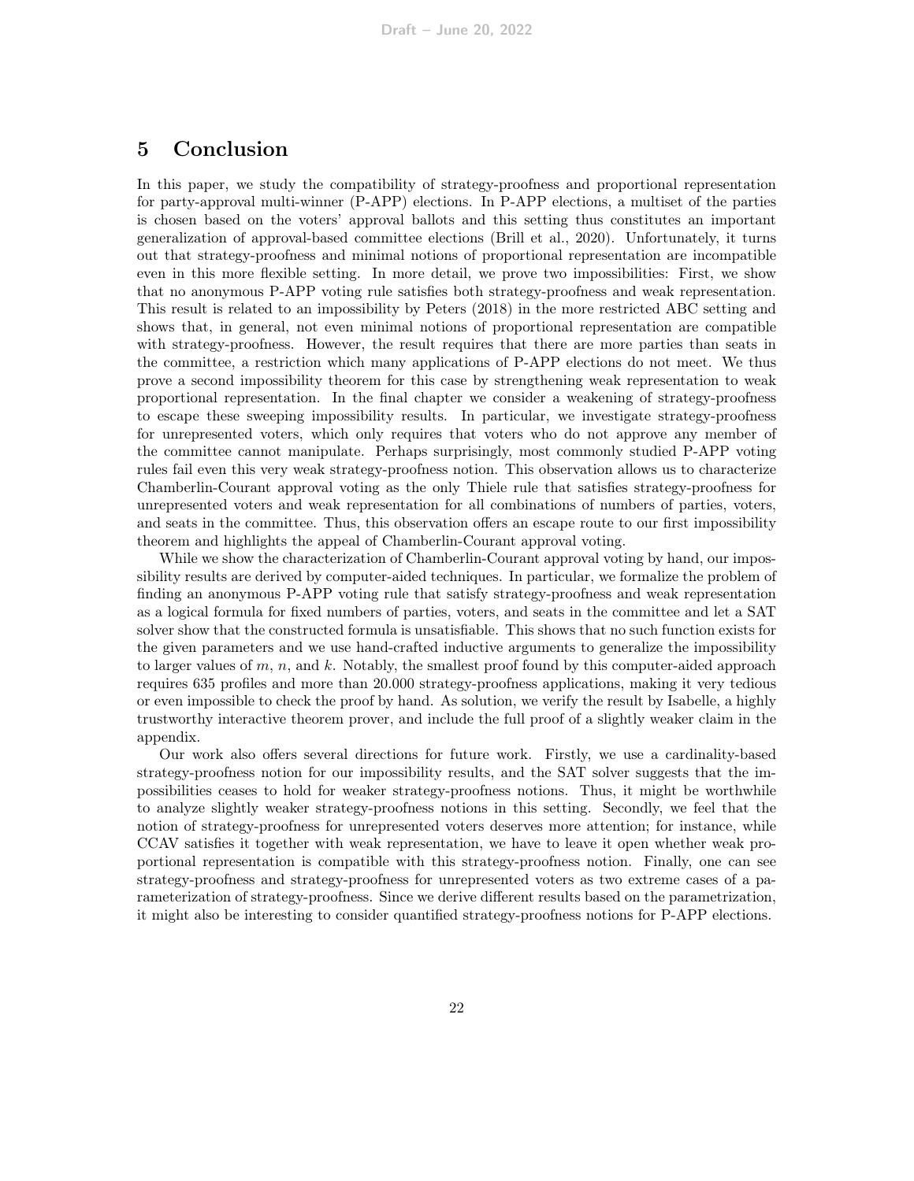## 5 Conclusion

In this paper, we study the compatibility of strategy-proofness and proportional representation for party-approval multi-winner (P-APP) elections. In P-APP elections, a multiset of the parties is chosen based on the voters' approval ballots and this setting thus constitutes an important generalization of approval-based committee elections (Brill et al., 2020). Unfortunately, it turns out that strategy-proofness and minimal notions of proportional representation are incompatible even in this more flexible setting. In more detail, we prove two impossibilities: First, we show that no anonymous P-APP voting rule satisfies both strategy-proofness and weak representation. This result is related to an impossibility by Peters (2018) in the more restricted ABC setting and shows that, in general, not even minimal notions of proportional representation are compatible with strategy-proofness. However, the result requires that there are more parties than seats in the committee, a restriction which many applications of P-APP elections do not meet. We thus prove a second impossibility theorem for this case by strengthening weak representation to weak proportional representation. In the final chapter we consider a weakening of strategy-proofness to escape these sweeping impossibility results. In particular, we investigate strategy-proofness for unrepresented voters, which only requires that voters who do not approve any member of the committee cannot manipulate. Perhaps surprisingly, most commonly studied P-APP voting rules fail even this very weak strategy-proofness notion. This observation allows us to characterize Chamberlin-Courant approval voting as the only Thiele rule that satisfies strategy-proofness for unrepresented voters and weak representation for all combinations of numbers of parties, voters, and seats in the committee. Thus, this observation offers an escape route to our first impossibility theorem and highlights the appeal of Chamberlin-Courant approval voting.

While we show the characterization of Chamberlin-Courant approval voting by hand, our impossibility results are derived by computer-aided techniques. In particular, we formalize the problem of finding an anonymous P-APP voting rule that satisfy strategy-proofness and weak representation as a logical formula for fixed numbers of parties, voters, and seats in the committee and let a SAT solver show that the constructed formula is unsatisfiable. This shows that no such function exists for the given parameters and we use hand-crafted inductive arguments to generalize the impossibility to larger values of $m$, $n$, and $k$. Notably, the smallest proof found by this computer-aided approach requires 635 profiles and more than 20.000 strategy-proofness applications, making it very tedious or even impossible to check the proof by hand. As solution, we verify the result by Isabelle, a highly trustworthy interactive theorem prover, and include the full proof of a slightly weaker claim in the appendix.

Our work also offers several directions for future work. Firstly, we use a cardinality-based strategy-proofness notion for our impossibility results, and the SAT solver suggests that the impossibilities ceases to hold for weaker strategy-proofness notions. Thus, it might be worthwhile to analyze slightly weaker strategy-proofness notions in this setting. Secondly, we feel that the notion of strategy-proofness for unrepresented voters deserves more attention; for instance, while CCAV satisfies it together with weak representation, we have to leave it open whether weak proportional representation is compatible with this strategy-proofness notion. Finally, one can see strategy-proofness and strategy-proofness for unrepresented voters as two extreme cases of a parameterization of strategy-proofness. Since we derive different results based on the parametrization, it might also be interesting to consider quantified strategy-proofness notions for P-APP elections.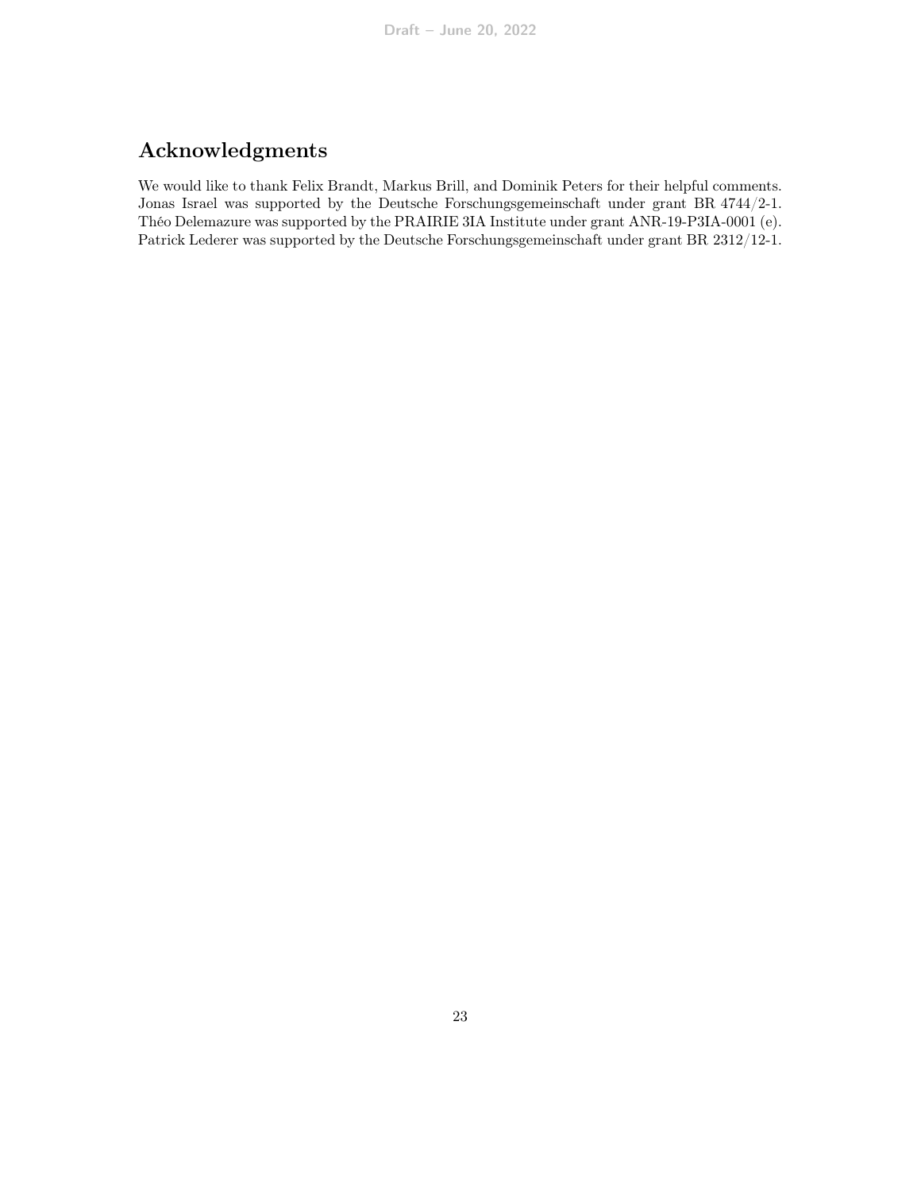## Acknowledgments

We would like to thank Felix Brandt, Markus Brill, and Dominik Peters for their helpful comments. Jonas Israel was supported by the Deutsche Forschungsgemeinschaft under grant BR 4744/2-1. Théo Delemazure was supported by the PRAIRIE 3IA Institute under grant ANR-19-P3IA-0001 (e). Patrick Lederer was supported by the Deutsche Forschungsgemeinschaft under grant BR 2312/12-1.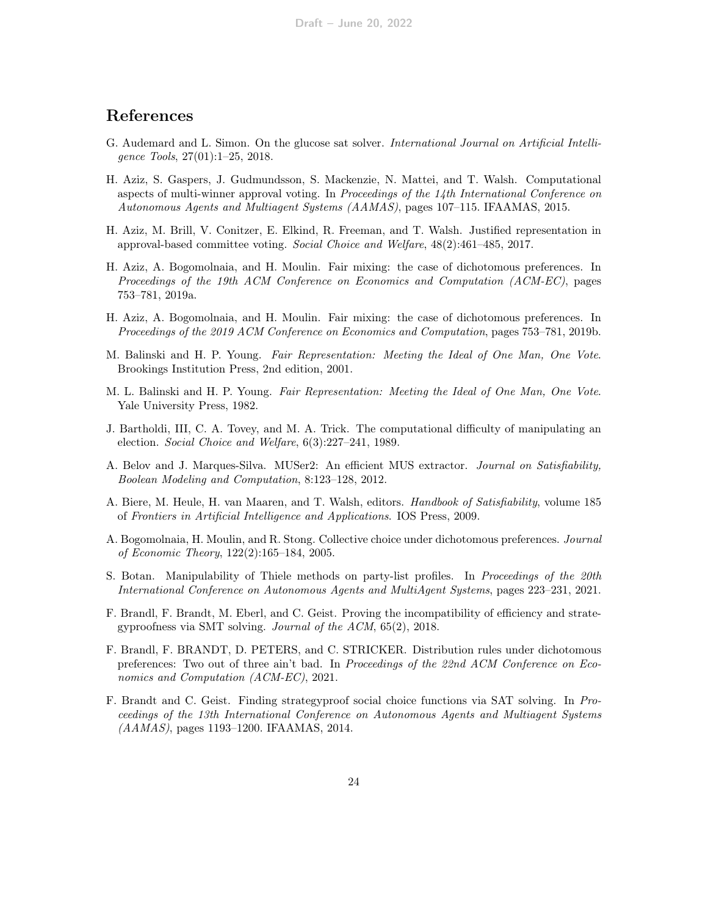## References

G. Audemard and L. Simon. On the glucose sat solver. *International Journal on Artificial Intelligence Tools*, 27(01):1–25, 2018.

H. Aziz, S. Gaspers, J. Gudmundsson, S. Mackenzie, N. Mattei, and T. Walsh. Computational aspects of multi-winner approval voting. In *Proceedings of the 14th International Conference on Autonomous Agents and Multiagent Systems (AAMAS)*, pages 107–115. IFAAMAS, 2015.

H. Aziz, M. Brill, V. Conitzer, E. Elkind, R. Freeman, and T. Walsh. Justified representation in approval-based committee voting. *Social Choice and Welfare*, 48(2):461–485, 2017.

H. Aziz, A. Bogomolnaia, and H. Moulin. Fair mixing: the case of dichotomous preferences. In *Proceedings of the 19th ACM Conference on Economics and Computation (ACM-EC)*, pages 753–781, 2019a.

H. Aziz, A. Bogomolnaia, and H. Moulin. Fair mixing: the case of dichotomous preferences. In *Proceedings of the 2019 ACM Conference on Economics and Computation*, pages 753–781, 2019b.

M. Balinski and H. P. Young. *Fair Representation: Meeting the Ideal of One Man, One Vote*. Brookings Institution Press, 2nd edition, 2001.

M. L. Balinski and H. P. Young. *Fair Representation: Meeting the Ideal of One Man, One Vote*. Yale University Press, 1982.

J. Bartholdi, III, C. A. Tovey, and M. A. Trick. The computational difficulty of manipulating an election. *Social Choice and Welfare*, 6(3):227–241, 1989.

A. Belov and J. Marques-Silva. MUSer2: An efficient MUS extractor. *Journal on Satisfiability, Boolean Modeling and Computation*, 8:123–128, 2012.

A. Biere, M. Heule, H. van Maaren, and T. Walsh, editors. *Handbook of Satisfiability*, volume 185 of *Frontiers in Artificial Intelligence and Applications*. IOS Press, 2009.

A. Bogomolnaia, H. Moulin, and R. Stong. Collective choice under dichotomous preferences. *Journal of Economic Theory*, 122(2):165–184, 2005.

S. Botan. Manipulability of Thiele methods on party-list profiles. In *Proceedings of the 20th International Conference on Autonomous Agents and MultiAgent Systems*, pages 223–231, 2021.

F. Brandl, F. Brandt, M. Eberl, and C. Geist. Proving the incompatibility of efficiency and strategyproofness via SMT solving. *Journal of the ACM*, 65(2), 2018.

F. Brandl, F. BRANDT, D. PETERS, and C. STRICKER. Distribution rules under dichotomous preferences: Two out of three ain't bad. In *Proceedings of the 22nd ACM Conference on Economics and Computation (ACM-EC)*, 2021.

F. Brandt and C. Geist. Finding strategyproof social choice functions via SAT solving. In *Proceedings of the 13th International Conference on Autonomous Agents and Multiagent Systems (AAMAS)*, pages 1193–1200. IFAAMAS, 2014.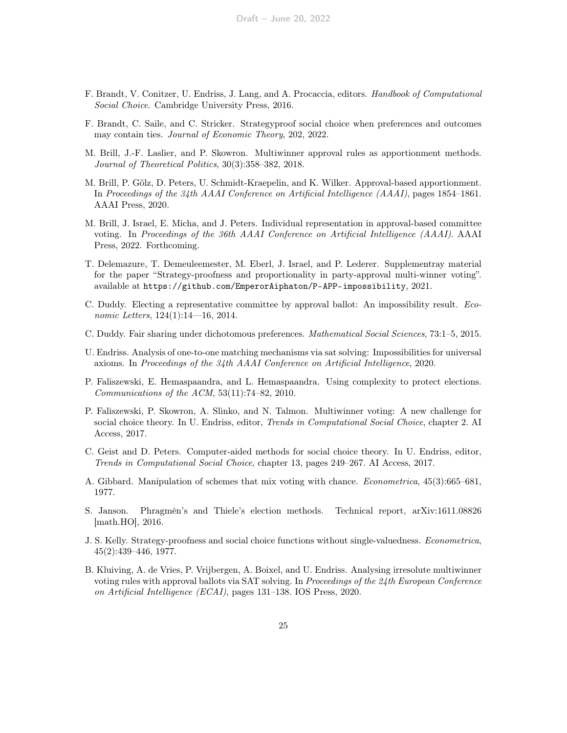F. Brandt, V. Conitzer, U. Endriss, J. Lang, and A. Procaccia, editors. *Handbook of Computational Social Choice*. Cambridge University Press, 2016.

F. Brandt, C. Saile, and C. Stricker. Strategyproof social choice when preferences and outcomes may contain ties. *Journal of Economic Theory*, 202, 2022.

M. Brill, J.-F. Laslier, and P. Skowron. Multiwinner approval rules as apportionment methods. *Journal of Theoretical Politics*, 30(3):358–382, 2018.

M. Brill, P. Gölz, D. Peters, U. Schmidt-Kraepelin, and K. Wilker. Approval-based apportionment. In *Proceedings of the 34th AAAI Conference on Artificial Intelligence (AAAI)*, pages 1854–1861. AAAI Press, 2020.

M. Brill, J. Israel, E. Micha, and J. Peters. Individual representation in approval-based committee voting. In *Proceedings of the 36th AAAI Conference on Artificial Intelligence (AAAI)*. AAAI Press, 2022. Forthcoming.

T. Delemazure, T. Demeuleemester, M. Eberl, J. Israel, and P. Lederer. Supplementray material for the paper "Strategy-proofness and proportionality in party-approval multi-winner voting". available at `https://github.com/EmperorAiphaton/P-APP-impossibility`, 2021.

C. Duddy. Electing a representative committee by approval ballot: An impossibility result. *Economic Letters*, 124(1):14—16, 2014.

C. Duddy. Fair sharing under dichotomous preferences. *Mathematical Social Sciences*, 73:1–5, 2015.

U. Endriss. Analysis of one-to-one matching mechanisms via sat solving: Impossibilities for universal axioms. In *Proceedings of the 34th AAAI Conference on Artificial Intelligence*, 2020.

P. Faliszewski, E. Hemaspaandra, and L. Hemaspaandra. Using complexity to protect elections. *Communications of the ACM*, 53(11):74–82, 2010.

P. Faliszewski, P. Skowron, A. Slinko, and N. Talmon. Multiwinner voting: A new challenge for social choice theory. In U. Endriss, editor, *Trends in Computational Social Choice*, chapter 2. AI Access, 2017.

C. Geist and D. Peters. Computer-aided methods for social choice theory. In U. Endriss, editor, *Trends in Computational Social Choice*, chapter 13, pages 249–267. AI Access, 2017.

A. Gibbard. Manipulation of schemes that mix voting with chance. *Econometrica*, 45(3):665–681, 1977.

S. Janson. Phragmén's and Thiele's election methods. Technical report, arXiv:1611.08826 [math.HO], 2016.

J. S. Kelly. Strategy-proofness and social choice functions without single-valuedness. *Econometrica*, 45(2):439–446, 1977.

B. Kluiving, A. de Vries, P. Vrijbergen, A. Boixel, and U. Endriss. Analysing irresolute multiwinner voting rules with approval ballots via SAT solving. In *Proceedings of the 24th European Conference on Artificial Intelligence (ECAI)*, pages 131–138. IOS Press, 2020.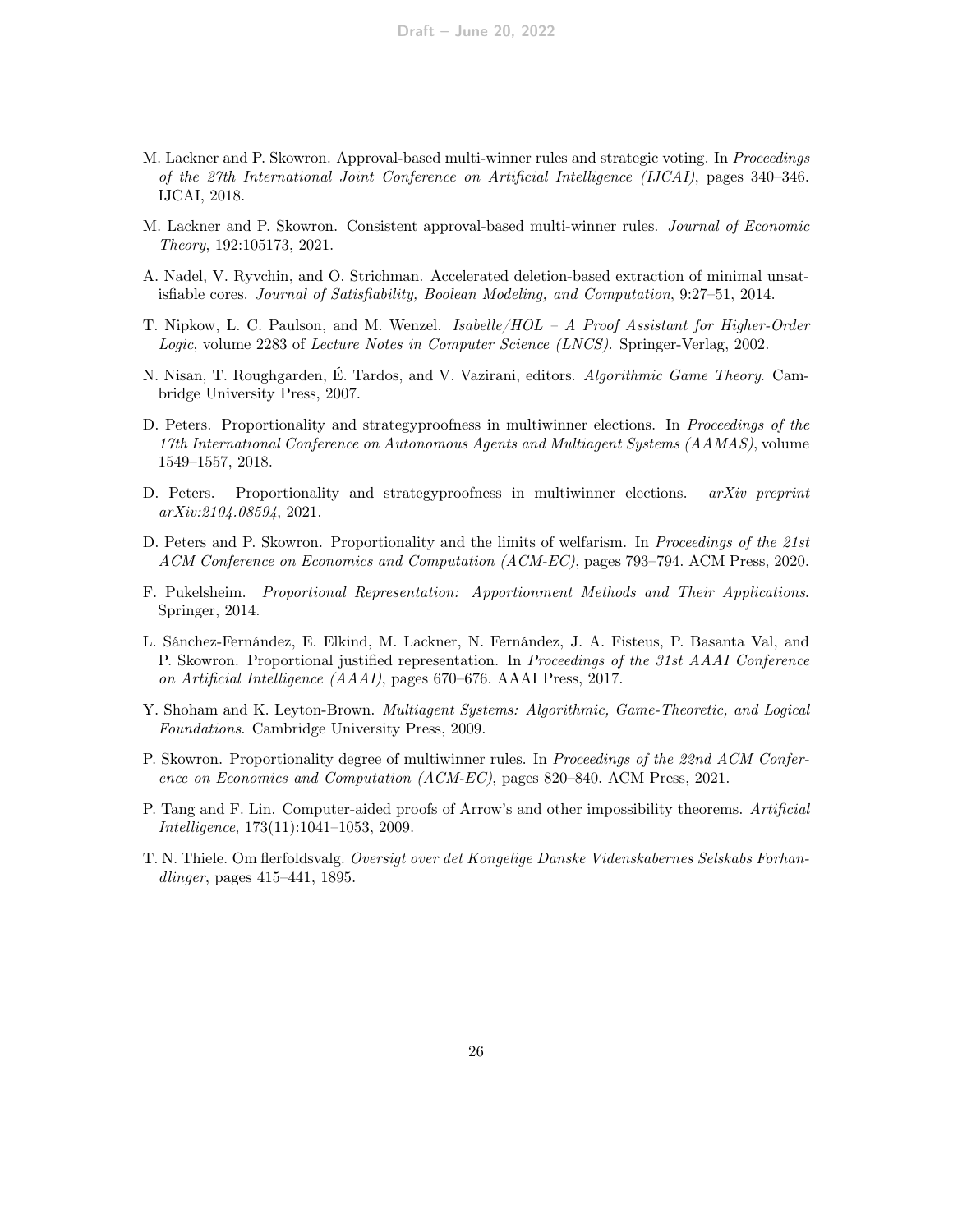M. Lackner and P. Skowron. Approval-based multi-winner rules and strategic voting. In *Proceedings of the 27th International Joint Conference on Artificial Intelligence (IJCAI)*, pages 340–346. IJCAI, 2018.

M. Lackner and P. Skowron. Consistent approval-based multi-winner rules. *Journal of Economic Theory*, 192:105173, 2021.

A. Nadel, V. Ryvchin, and O. Strichman. Accelerated deletion-based extraction of minimal unsatisfiable cores. *Journal of Satisfiability, Boolean Modeling, and Computation*, 9:27–51, 2014.

T. Nipkow, L. C. Paulson, and M. Wenzel. *Isabelle/HOL – A Proof Assistant for Higher-Order Logic*, volume 2283 of *Lecture Notes in Computer Science (LNCS)*. Springer-Verlag, 2002.

N. Nisan, T. Roughgarden, É. Tardos, and V. Vazirani, editors. *Algorithmic Game Theory*. Cambridge University Press, 2007.

D. Peters. Proportionality and strategyproofness in multiwinner elections. In *Proceedings of the 17th International Conference on Autonomous Agents and Multiagent Systems (AAMAS)*, volume 1549–1557, 2018.

D. Peters. Proportionality and strategyproofness in multiwinner elections. *arXiv preprint arXiv:2104.08594*, 2021.

D. Peters and P. Skowron. Proportionality and the limits of welfarism. In *Proceedings of the 21st ACM Conference on Economics and Computation (ACM-EC)*, pages 793–794. ACM Press, 2020.

F. Pukelsheim. *Proportional Representation: Apportionment Methods and Their Applications*. Springer, 2014.

L. Sánchez-Fernández, E. Elkind, M. Lackner, N. Fernández, J. A. Fisteus, P. Basanta Val, and P. Skowron. Proportional justified representation. In *Proceedings of the 31st AAAI Conference on Artificial Intelligence (AAAI)*, pages 670–676. AAAI Press, 2017.

Y. Shoham and K. Leyton-Brown. *Multiagent Systems: Algorithmic, Game-Theoretic, and Logical Foundations*. Cambridge University Press, 2009.

P. Skowron. Proportionality degree of multiwinner rules. In *Proceedings of the 22nd ACM Conference on Economics and Computation (ACM-EC)*, pages 820–840. ACM Press, 2021.

P. Tang and F. Lin. Computer-aided proofs of Arrow's and other impossibility theorems. *Artificial Intelligence*, 173(11):1041–1053, 2009.

T. N. Thiele. Om flerfoldsvalg. *Oversigt over det Kongelige Danske Videnskabernes Selskabs Forhandlinger*, pages 415–441, 1895.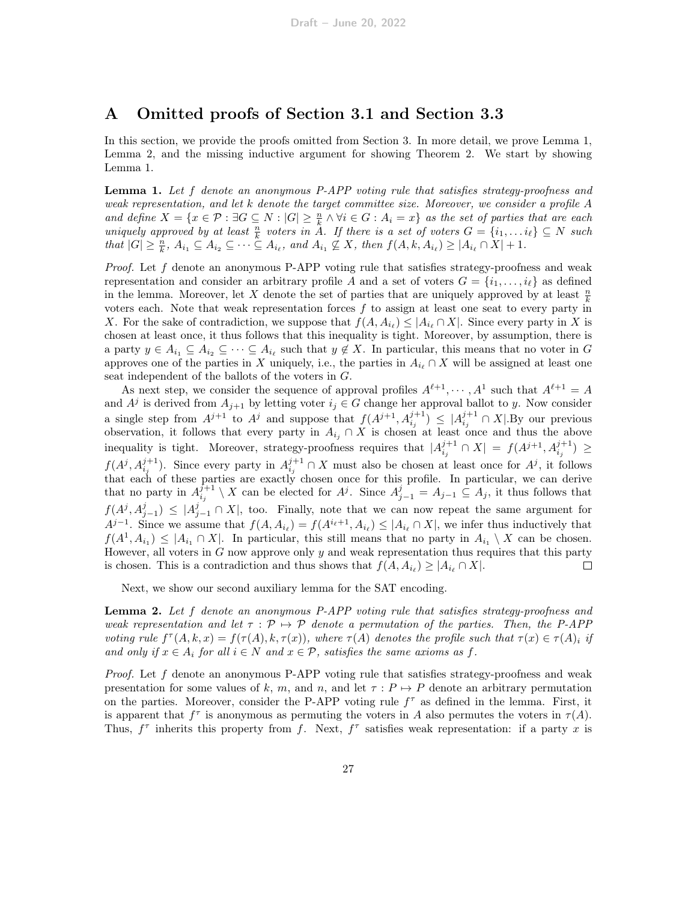## A Omitted proofs of Section 3.1 and Section 3.3

In this section, we provide the proofs omitted from Section 3. In more detail, we prove Lemma 1, Lemma 2, and the missing inductive argument for showing Theorem 2. We start by showing Lemma 1.

**Lemma 1.** *Let $f$ denote an anonymous P-APP voting rule that satisfies strategy-proofness and weak representation, and let $k$ denote the target committee size. Moreover, we consider a profile $A$ and define $X = \{x \in \mathcal{P} : \exists G \subseteq N : |G| \geq \frac{n}{k} \wedge \forall i \in G : A_i = x\}$ as the set of parties that are each uniquely approved by at least $\frac{n}{k}$ voters in $A$. If there is a set of voters $G = \{i_1, \dots i_\ell\} \subseteq N$ such that $|G| \geq \frac{n}{k}$, $A_{i_1} \subseteq A_{i_2} \subseteq \dots \subseteq A_{i_\ell}$, and $A_{i_1} \not\subseteq X$, then $f(A, k, A_{i_\ell}) \geq |A_{i_\ell} \cap X| + 1$.*

*Proof.* Let $f$ denote an anonymous P-APP voting rule that satisfies strategy-proofness and weak representation and consider an arbitrary profile $A$ and a set of voters $G = \{i_1, \dots, i_\ell\}$ as defined in the lemma. Moreover, let $X$ denote the set of parties that are uniquely approved by at least $\frac{n}{k}$ voters each. Note that weak representation forces $f$ to assign at least one seat to every party in $X$. For the sake of contradiction, we suppose that $f(A, A_{i_\ell}) \leq |A_{i_\ell} \cap X|$. Since every party in $X$ is chosen at least once, it thus follows that this inequality is tight. Moreover, by assumption, there is a party $y \in A_{i_1} \subseteq A_{i_2} \subseteq \dots \subseteq A_{i_\ell}$ such that $y \notin X$. In particular, this means that no voter in $G$ approves one of the parties in $X$ uniquely, i.e., the parties in $A_{i_\ell} \cap X$ will be assigned at least one seat independent of the ballots of the voters in $G$.

As next step, we consider the sequence of approval profiles $A^{\ell+1}, \cdots, A^1$ such that $A^{\ell+1} = A$ and $A^j$ is derived from $A_{j+1}$ by letting voter $i_j \in G$ change her approval ballot to $y$. Now consider a single step from $A^{j+1}$ to $A^j$ and suppose that $f(A^{j+1}, A^{j+1}_{i_j}) \leq |A^{j+1}_{i_j} \cap X|$.By our previous observation, it follows that every party in $A_{i_j} \cap X$ is chosen at least once and thus the above inequality is tight. Moreover, strategy-proofness requires that $|A^{j+1}_{i_j} \cap X| = f(A^{j+1}, A^{j+1}_{i_j}) \geq f(A^j, A^{j+1}_{i_j})$. Since every party in $A^{j+1}_{i_j} \cap X$ must also be chosen at least once for $A^j$, it follows that each of these parties are exactly chosen once for this profile. In particular, we can derive that no party in $A^{j+1}_{i_j} \setminus X$ can be elected for $A^j$. Since $A^j_{j-1} = A_{j-1} \subseteq A_j$, it thus follows that $f(A^j, A^j_{j-1}) \leq |A^j_{j-1} \cap X|$, too. Finally, note that we can now repeat the same argument for $A^{j-1}$. Since we assume that $f(A, A_{i_\ell}) = f(A^{i_\ell+1}, A_{i_\ell}) \leq |A_{i_\ell} \cap X|$, we infer thus inductively that $f(A^1, A_{i_1}) \leq |A_{i_1} \cap X|$. In particular, this still means that no party in $A_{i_1} \setminus X$ can be chosen. However, all voters in $G$ now approve only $y$ and weak representation thus requires that this party is chosen. This is a contradiction and thus shows that $f(A, A_{i_\ell}) \geq |A_{i_\ell} \cap X|$. $\square$

Next, we show our second auxiliary lemma for the SAT encoding.

**Lemma 2.** *Let $f$ denote an anonymous P-APP voting rule that satisfies strategy-proofness and weak representation and let $\tau : \mathcal{P} \mapsto \mathcal{P}$ denote a permutation of the parties. Then, the P-APP voting rule $f^\tau(A, k, x) = f(\tau(A), k, \tau(x))$, where $\tau(A)$ denotes the profile such that $\tau(x) \in \tau(A)_i$ if and only if $x \in A_i$ for all $i \in N$ and $x \in \mathcal{P}$, satisfies the same axioms as $f$.*

*Proof.* Let $f$ denote an anonymous P-APP voting rule that satisfies strategy-proofness and weak presentation for some values of $k$, $m$, and $n$, and let $\tau : P \mapsto P$ denote an arbitrary permutation on the parties. Moreover, consider the P-APP voting rule $f^\tau$ as defined in the lemma. First, it is apparent that $f^\tau$ is anonymous as permuting the voters in $A$ also permutes the voters in $\tau(A)$. Thus, $f^\tau$ inherits this property from $f$. Next, $f^\tau$ satisfies weak representation: if a party $x$ is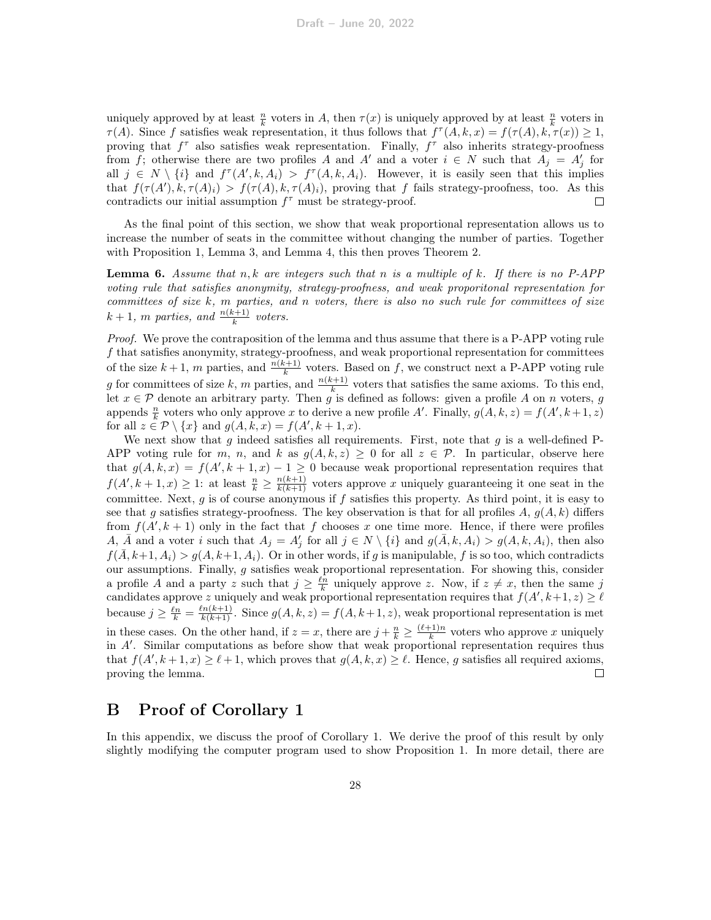uniquely approved by at least $\frac{n}{k}$ voters in $A$, then $\tau(x)$ is uniquely approved by at least $\frac{n}{k}$ voters in $\tau(A)$. Since $f$ satisfies weak representation, it thus follows that $f^\tau(A, k, x) = f(\tau(A), k, \tau(x)) \geq 1$, proving that $f^\tau$ also satisfies weak representation. Finally, $f^\tau$ also inherits strategy-proofness from $f$; otherwise there are two profiles $A$ and $A'$ and a voter $i \in N$ such that $A_j = A'_j$ for all $j \in N \setminus \{i\}$ and $f^\tau(A', k, A_i) > f^\tau(A, k, A_i)$. However, it is easily seen that this implies that $f(\tau(A'), k, \tau(A)_i) > f(\tau(A), k, \tau(A)_i)$, proving that $f$ fails strategy-proofness, too. As this contradicts our initial assumption $f^\tau$ must be strategy-proof. $\square$

As the final point of this section, we show that weak proportional representation allows us to increase the number of seats in the committee without changing the number of parties. Together with Proposition 1, Lemma 3, and Lemma 4, this then proves Theorem 2.

**Lemma 6.** *Assume that $n, k$ are integers such that $n$ is a multiple of $k$. If there is no P-APP voting rule that satisfies anonymity, strategy-proofness, and weak proporitonal representation for committees of size $k$, $m$ parties, and $n$ voters, there is also no such rule for committees of size $k+1$, $m$ parties, and $\frac{n(k+1)}{k}$ voters.*

*Proof.* We prove the contraposition of the lemma and thus assume that there is a P-APP voting rule $f$ that satisfies anonymity, strategy-proofness, and weak proportional representation for committees of the size $k+1$, $m$ parties, and $\frac{n(k+1)}{k}$ voters. Based on $f$, we construct next a P-APP voting rule $g$ for committees of size $k$, $m$ parties, and $\frac{n(k+1)}{k}$ voters that satisfies the same axioms. To this end, let $x \in \mathcal{P}$ denote an arbitrary party. Then $g$ is defined as follows: given a profile $A$ on $n$ voters, $g$ appends $\frac{n}{k}$ voters who only approve $x$ to derive a new profile $A'$. Finally, $g(A, k, z) = f(A', k+1, z)$ for all $z \in \mathcal{P} \setminus \{x\}$ and $g(A, k, x) = f(A', k+1, x)$.

We next show that $g$ indeed satisfies all requirements. First, note that $g$ is a well-defined P-APP voting rule for $m$, $n$, and $k$ as $g(A, k, z) \geq 0$ for all $z \in \mathcal{P}$. In particular, observe here that $g(A, k, x) = f(A', k+1, x) - 1 \geq 0$ because weak proportional representation requires that $f(A', k+1, x) \geq 1$: at least $\frac{n}{k} \geq \frac{n(k+1)}{k(k+1)}$ voters approve $x$ uniquely guaranteeing it one seat in the committee. Next, $g$ is of course anonymous if $f$ satisfies this property. As third point, it is easy to see that $g$ satisfies strategy-proofness. The key observation is that for all profiles $A$, $g(A, k)$ differs from $f(A', k+1)$ only in the fact that $f$ chooses $x$ one time more. Hence, if there were profiles $A$, $\bar{A}$ and a voter $i$ such that $A_j = A'_j$ for all $j \in N \setminus \{i\}$ and $g(\bar{A}, k, A_i) > g(A, k, A_i)$, then also $f(\bar{A}, k+1, A_i) > g(A, k+1, A_i)$. Or in other words, if $g$ is manipulable, $f$ is so too, which contradicts our assumptions. Finally, $g$ satisfies weak proportional representation. For showing this, consider a profile $A$ and a party $z$ such that $j \geq \frac{\ell n}{k}$ uniquely approve $z$. Now, if $z \neq x$, then the same $j$ candidates approve $z$ uniquely and weak proportional representation requires that $f(A', k+1, z) \geq \ell$ because $j \geq \frac{\ell n}{k} = \frac{\ell n(k+1)}{k(k+1)}$. Since $g(A, k, z) = f(A, k+1, z)$, weak proportional representation is met in these cases. On the other hand, if $z = x$, there are $j + \frac{n}{k} \geq \frac{(\ell+1)n}{k}$ voters who approve $x$ uniquely in $A'$. Similar computations as before show that weak proportional representation requires thus that $f(A', k+1, x) \geq \ell + 1$, which proves that $g(A, k, x) \geq \ell$. Hence, $g$ satisfies all required axioms, proving the lemma. $\square$

# B Proof of Corollary 1

In this appendix, we discuss the proof of Corollary 1. We derive the proof of this result by only slightly modifying the computer program used to show Proposition 1. In more detail, there are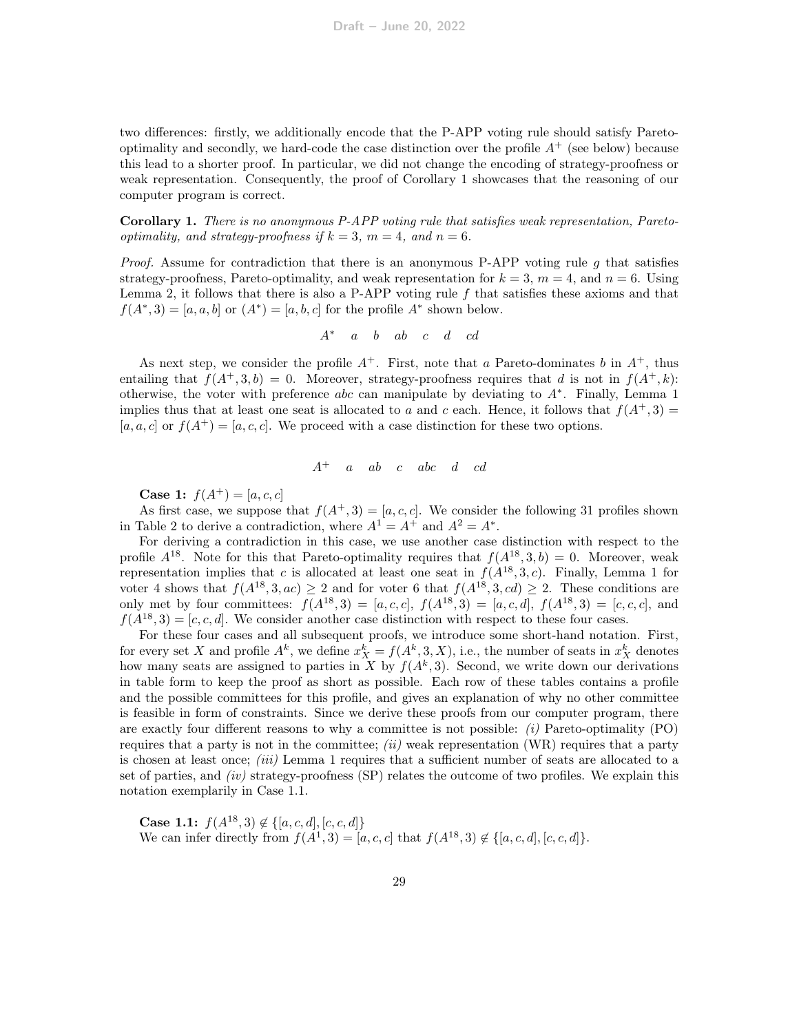two differences: firstly, we additionally encode that the P-APP voting rule should satisfy Pareto-optimality and secondly, we hard-code the case distinction over the profile $A^+$ (see below) because this lead to a shorter proof. In particular, we did not change the encoding of strategy-proofness or weak representation. Consequently, the proof of Corollary 1 showcases that the reasoning of our computer program is correct.

**Corollary 1.** *There is no anonymous P-APP voting rule that satisfies weak representation, Pareto-optimality, and strategy-proofness if $k = 3$, $m = 4$, and $n = 6$.*

*Proof.* Assume for contradiction that there is an anonymous P-APP voting rule $g$ that satisfies strategy-proofness, Pareto-optimality, and weak representation for $k = 3$, $m = 4$, and $n = 6$. Using Lemma 2, it follows that there is also a P-APP voting rule $f$ that satisfies these axioms and that $f(A^*, 3) = [a, a, b]$ or $(A^*) = [a, b, c]$ for the profile $A^*$ shown below.

$$A^* \quad a \quad b \quad ab \quad c \quad d \quad cd$$

As next step, we consider the profile $A^+$. First, note that $a$ Pareto-dominates $b$ in $A^+$, thus entailing that $f(A^+, 3, b) = 0$. Moreover, strategy-proofness requires that $d$ is not in $f(A^+, k)$: otherwise, the voter with preference $abc$ can manipulate by deviating to $A^*$. Finally, Lemma 1 implies thus that at least one seat is allocated to $a$ and $c$ each. Hence, it follows that $f(A^+, 3) = [a, a, c]$ or $f(A^+) = [a, c, c]$. We proceed with a case distinction for these two options.

$$A^+ \quad a \quad ab \quad c \quad abc \quad d \quad cd$$

**Case 1:** $f(A^+) = [a, c, c]$

As first case, we suppose that $f(A^+, 3) = [a, c, c]$. We consider the following 31 profiles shown in Table 2 to derive a contradiction, where $A^1 = A^+$ and $A^2 = A^*$.

For deriving a contradiction in this case, we use another case distinction with respect to the profile $A^{18}$. Note for this that Pareto-optimality requires that $f(A^{18}, 3, b) = 0$. Moreover, weak representation implies that $c$ is allocated at least one seat in $f(A^{18}, 3, c)$. Finally, Lemma 1 for voter 4 shows that $f(A^{18}, 3, ac) \geq 2$ and for voter 6 that $f(A^{18}, 3, cd) \geq 2$. These conditions are only met by four committees: $f(A^{18}, 3) = [a, c, c]$, $f(A^{18}, 3) = [a, c, d]$, $f(A^{18}, 3) = [c, c, c]$, and $f(A^{18}, 3) = [c, c, d]$. We consider another case distinction with respect to these four cases.

For these four cases and all subsequent proofs, we introduce some short-hand notation. First, for every set $X$ and profile $A^k$, we define $x^k_X = f(A^k, 3, X)$, i.e., the number of seats in $x^k_X$ denotes how many seats are assigned to parties in $X$ by $f(A^k, 3)$. Second, we write down our derivations in table form to keep the proof as short as possible. Each row of these tables contains a profile and the possible committees for this profile, and gives an explanation of why no other committee is feasible in form of constraints. Since we derive these proofs from our computer program, there are exactly four different reasons to why a committee is not possible: *(i)* Pareto-optimality (PO) requires that a party is not in the committee; *(ii)* weak representation (WR) requires that a party is chosen at least once; *(iii)* Lemma 1 requires that a sufficient number of seats are allocated to a set of parties, and *(iv)* strategy-proofness (SP) relates the outcome of two profiles. We explain this notation exemplarily in Case 1.1.

**Case 1.1:** $f(A^{18}, 3) \notin \{[a, c, d], [c, c, d]\}$

We can infer directly from $f(A^1, 3) = [a, c, c]$ that $f(A^{18}, 3) \notin \{[a, c, d], [c, c, d]\}$.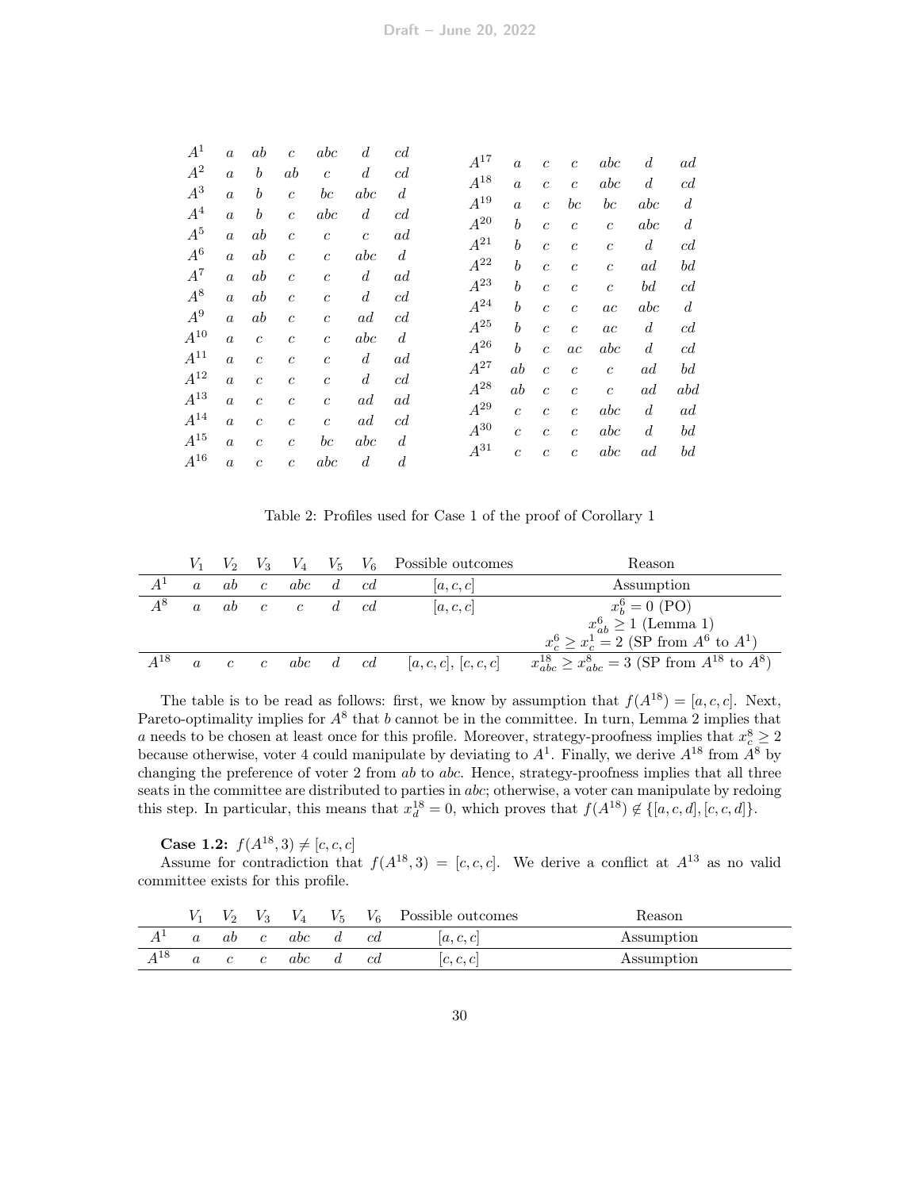| | | | | | | |
|---|---|---|---|---|---|---|
| $A^1$ | $a$ | $ab$ | $c$ | $abc$ | $d$ | $cd$ |
| $A^2$ | $a$ | $b$ | $ab$ | $c$ | $d$ | $cd$ |
| $A^3$ | $a$ | $b$ | $c$ | $bc$ | $abc$ | $d$ |
| $A^4$ | $a$ | $b$ | $c$ | $abc$ | $d$ | $cd$ |
| $A^5$ | $a$ | $ab$ | $c$ | $c$ | $c$ | $ad$ |
| $A^6$ | $a$ | $ab$ | $c$ | $c$ | $abc$ | $d$ |
| $A^7$ | $a$ | $ab$ | $c$ | $c$ | $d$ | $ad$ |
| $A^8$ | $a$ | $ab$ | $c$ | $c$ | $d$ | $cd$ |
| $A^9$ | $a$ | $ab$ | $c$ | $c$ | $ad$ | $cd$ |
| $A^{10}$ | $a$ | $c$ | $c$ | $c$ | $abc$ | $d$ |
| $A^{11}$ | $a$ | $c$ | $c$ | $c$ | $d$ | $ad$ |
| $A^{12}$ | $a$ | $c$ | $c$ | $c$ | $d$ | $cd$ |
| $A^{13}$ | $a$ | $c$ | $c$ | $c$ | $ad$ | $ad$ |
| $A^{14}$ | $a$ | $c$ | $c$ | $c$ | $ad$ | $cd$ |
| $A^{15}$ | $a$ | $c$ | $c$ | $bc$ | $abc$ | $d$ |
| $A^{16}$ | $a$ | $c$ | $c$ | $abc$ | $d$ | $d$ |
| $A^{17}$ | $a$ | $c$ | $c$ | $abc$ | $d$ | $ad$ |
| $A^{18}$ | $a$ | $c$ | $c$ | $abc$ | $d$ | $cd$ |
| $A^{19}$ | $a$ | $c$ | $bc$ | $bc$ | $abc$ | $d$ |
| $A^{20}$ | $b$ | $c$ | $c$ | $c$ | $abc$ | $d$ |
| $A^{21}$ | $b$ | $c$ | $c$ | $c$ | $d$ | $cd$ |
| $A^{22}$ | $b$ | $c$ | $c$ | $c$ | $ad$ | $bd$ |
| $A^{23}$ | $b$ | $c$ | $c$ | $c$ | $bd$ | $cd$ |
| $A^{24}$ | $b$ | $c$ | $c$ | $ac$ | $abc$ | $d$ |
| $A^{25}$ | $b$ | $c$ | $c$ | $ac$ | $d$ | $cd$ |
| $A^{26}$ | $b$ | $c$ | $ac$ | $abc$ | $d$ | $cd$ |
| $A^{27}$ | $ab$ | $c$ | $c$ | $c$ | $ad$ | $bd$ |
| $A^{28}$ | $ab$ | $c$ | $c$ | $c$ | $ad$ | $abd$ |
| $A^{29}$ | $c$ | $c$ | $c$ | $abc$ | $d$ | $ad$ |
| $A^{30}$ | $c$ | $c$ | $c$ | $abc$ | $d$ | $bd$ |
| $A^{31}$ | $c$ | $c$ | $c$ | $abc$ | $ad$ | $bd$ |

Table 2: Profiles used for Case 1 of the proof of Corollary 1

| | $V_1$ | $V_2$ | $V_3$ | $V_4$ | $V_5$ | $V_6$ | Possible outcomes | Reason |
|---|---|---|---|---|---|---|---|---|
| $A^1$ | $a$ | $ab$ | $c$ | $abc$ | $d$ | $cd$ | $[a,c,c]$ | Assumption |
| $A^8$ | $a$ | $ab$ | $c$ | $c$ | $d$ | $cd$ | $[a,c,c]$ | $x_b^6 = 0$ (PO) |
| | | | | | | | | $x_{ab}^6 \geq 1$ (Lemma 1) |
| | | | | | | | | $x_c^6 \geq x_c^1 = 2$ (SP from $A^6$ to $A^1$) |
| $A^{18}$ | $a$ | $c$ | $c$ | $abc$ | $d$ | $cd$ | $[a,c,c]$, $[c,c,c]$ | $x_{abc}^{18} \geq x_{abc}^8 = 3$ (SP from $A^{18}$ to $A^8$) |

The table is to be read as follows: first, we know by assumption that $f(A^{18}) = [a,c,c]$. Next, Pareto-optimality implies for $A^8$ that $b$ cannot be in the committee. In turn, Lemma 2 implies that $a$ needs to be chosen at least once for this profile. Moreover, strategy-proofness implies that $x_c^8 \geq 2$ because otherwise, voter 4 could manipulate by deviating to $A^1$. Finally, we derive $A^{18}$ from $A^8$ by changing the preference of voter 2 from $ab$ to $abc$. Hence, strategy-proofness implies that all three seats in the committee are distributed to parties in $abc$; otherwise, a voter can manipulate by redoing this step. In particular, this means that $x_d^{18} = 0$, which proves that $f(A^{18}) \notin \{[a,c,d],[c,c,d]\}$.

**Case 1.2:** $f(A^{18}, 3) \neq [c,c,c]$

Assume for contradiction that $f(A^{18}, 3) = [c,c,c]$. We derive a conflict at $A^{13}$ as no valid committee exists for this profile.

| | $V_1$ | $V_2$ | $V_3$ | $V_4$ | $V_5$ | $V_6$ | Possible outcomes | Reason |
|---|---|---|---|---|---|---|---|---|
| $A^1$ | $a$ | $ab$ | $c$ | $abc$ | $d$ | $cd$ | $[a,c,c]$ | Assumption |
| $A^{18}$ | $a$ | $c$ | $c$ | $abc$ | $d$ | $cd$ | $[c,c,c]$ | Assumption |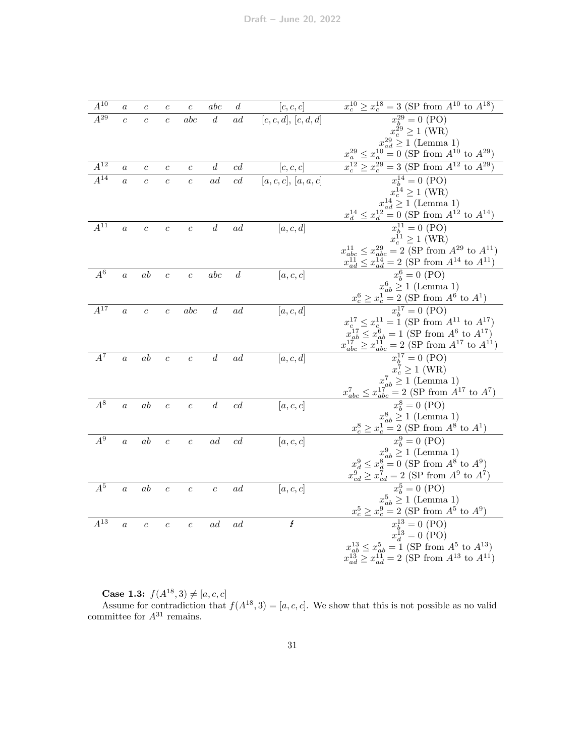| | | | | | | | | |
|---|---|---|---|---|---|---|---|---|
| $A^{10}$ | $a$ | $c$ | $c$ | $c$ | $abc$ | $d$ | $[c,c,c]$ | $x_c^{10} \geq x_c^{18} = 3$ (SP from $A^{10}$ to $A^{18}$) |
| $A^{29}$ | $c$ | $c$ | $c$ | $abc$ | $d$ | $ad$ | $[c,c,d]$, $[c,d,d]$ | $x_b^{29} = 0$ (PO)<br>$x_c^{29} \geq 1$ (WR)<br>$x_{ad}^{29} \geq 1$ (Lemma 1)<br>$x_a^{29} \leq x_a^{10} = 0$ (SP from $A^{10}$ to $A^{29}$) |
| $A^{12}$ | $a$ | $c$ | $c$ | $c$ | $d$ | $cd$ | $[c,c,c]$ | $x_c^{12} \geq x_c^{29} = 3$ (SP from $A^{12}$ to $A^{29}$) |
| $A^{14}$ | $a$ | $c$ | $c$ | $c$ | $ad$ | $cd$ | $[a,c,c]$, $[a,a,c]$ | $x_b^{14} = 0$ (PO)<br>$x_c^{14} \geq 1$ (WR)<br>$x_{ad}^{14} \geq 1$ (Lemma 1)<br>$x_d^{14} \leq x_d^{12} = 0$ (SP from $A^{12}$ to $A^{14}$) |
| $A^{11}$ | $a$ | $c$ | $c$ | $c$ | $d$ | $ad$ | $[a,c,d]$ | $x_b^{11} = 0$ (PO)<br>$x_c^{11} \geq 1$ (WR)<br>$x_{abc}^{11} \leq x_{abc}^{29} = 2$ (SP from $A^{29}$ to $A^{11}$)<br>$x_{ad}^{11} \leq x_{ad}^{14} = 2$ (SP from $A^{14}$ to $A^{11}$) |
| $A^{6}$ | $a$ | $ab$ | $c$ | $c$ | $abc$ | $d$ | $[a,c,c]$ | $x_b^{6} = 0$ (PO)<br>$x_{ab}^{6} \geq 1$ (Lemma 1)<br>$x_c^{6} \geq x_c^{1} = 2$ (SP from $A^{6}$ to $A^{1}$) |
| $A^{17}$ | $a$ | $c$ | $c$ | $abc$ | $d$ | $ad$ | $[a,c,d]$ | $x_b^{17} = 0$ (PO)<br>$x_c^{17} \leq x_c^{11} = 1$ (SP from $A^{11}$ to $A^{17}$)<br>$x_{ab}^{17} \leq x_{ab}^{6} = 1$ (SP from $A^{6}$ to $A^{17}$)<br>$x_{abc}^{17} \geq x_{abc}^{11} = 2$ (SP from $A^{17}$ to $A^{11}$) |
| $A^{7}$ | $a$ | $ab$ | $c$ | $c$ | $d$ | $ad$ | $[a,c,d]$ | $x_b^{17} = 0$ (PO)<br>$x_c^{7} \geq 1$ (WR)<br>$x_{ab}^{7} \geq 1$ (Lemma 1)<br>$x_{abc}^{7} \leq x_{abc}^{17} = 2$ (SP from $A^{17}$ to $A^{7}$) |
| $A^{8}$ | $a$ | $ab$ | $c$ | $c$ | $d$ | $cd$ | $[a,c,c]$ | $x_b^{8} = 0$ (PO)<br>$x_{ab}^{8} \geq 1$ (Lemma 1)<br>$x_c^{8} \geq x_c^{1} = 2$ (SP from $A^{8}$ to $A^{1}$) |
| $A^{9}$ | $a$ | $ab$ | $c$ | $c$ | $ad$ | $cd$ | $[a,c,c]$ | $x_b^{9} = 0$ (PO)<br>$x_{ab}^{9} \geq 1$ (Lemma 1)<br>$x_d^{9} \leq x_d^{8} = 0$ (SP from $A^{8}$ to $A^{9}$)<br>$x_{cd}^{9} \geq x_{cd}^{7} = 2$ (SP from $A^{9}$ to $A^{7}$) |
| $A^{5}$ | $a$ | $ab$ | $c$ | $c$ | $c$ | $ad$ | $[a,c,c]$ | $x_b^{5} = 0$ (PO)<br>$x_{ab}^{5} \geq 1$ (Lemma 1)<br>$x_c^{5} \geq x_c^{9} = 2$ (SP from $A^{5}$ to $A^{9}$) |
| $A^{13}$ | $a$ | $c$ | $c$ | $c$ | $ad$ | $ad$ | $\lightning$ | $x_b^{13} = 0$ (PO)<br>$x_d^{13} = 0$ (PO)<br>$x_{ab}^{13} \leq x_{ab}^{5} = 1$ (SP from $A^{5}$ to $A^{13}$)<br>$x_{ad}^{13} \geq x_{ad}^{11} = 2$ (SP from $A^{13}$ to $A^{11}$) |

**Case 1.3:** $f(A^{18}, 3) \neq [a, c, c]$

Assume for contradiction that $f(A^{18}, 3) = [a, c, c]$. We show that this is not possible as no valid committee for $A^{31}$ remains.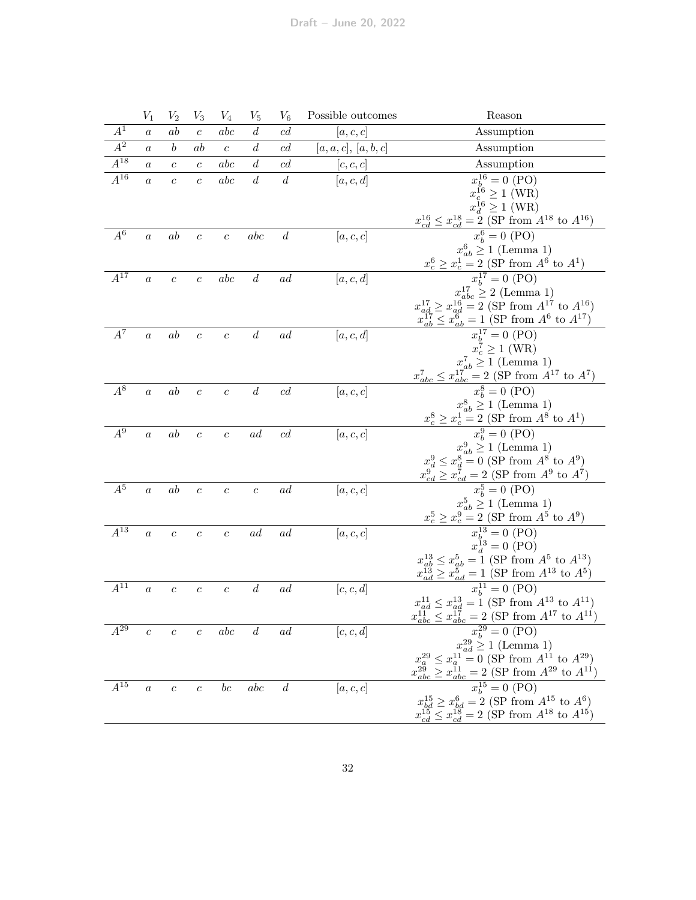|  | $V_1$ | $V_2$ | $V_3$ | $V_4$ | $V_5$ | $V_6$ | Possible outcomes | Reason |
|---|---|---|---|---|---|---|---|---|
| $A^1$ | $a$ | $ab$ | $c$ | $abc$ | $d$ | $cd$ | $[a,c,c]$ | Assumption |
| $A^2$ | $a$ | $b$ | $ab$ | $c$ | $d$ | $cd$ | $[a,a,c]$, $[a,b,c]$ | Assumption |
| $A^{18}$ | $a$ | $c$ | $c$ | $abc$ | $d$ | $cd$ | $[c,c,c]$ | Assumption |
| $A^{16}$ | $a$ | $c$ | $c$ | $abc$ | $d$ | $d$ | $[a,c,d]$ | $x_b^{16}=0$ (PO)<br>$x_c^{16}\geq 1$ (WR)<br>$x_d^{16}\geq 1$ (WR)<br>$x_{cd}^{16}\leq x_{cd}^{18}=2$ (SP from $A^{18}$ to $A^{16}$) |
| $A^6$ | $a$ | $ab$ | $c$ | $c$ | $abc$ | $d$ | $[a,c,c]$ | $x_b^6=0$ (PO)<br>$x_{ab}^6\geq 1$ (Lemma 1)<br>$x_c^6\geq x_c^1=2$ (SP from $A^6$ to $A^1$) |
| $A^{17}$ | $a$ | $c$ | $c$ | $abc$ | $d$ | $ad$ | $[a,c,d]$ | $x_b^{17}=0$ (PO)<br>$x_{abc}^{17}\geq 2$ (Lemma 1)<br>$x_{ad}^{17}\geq x_{ad}^{16}=2$ (SP from $A^{17}$ to $A^{16}$)<br>$x_{ab}^{17}\leq x_{ab}^{6}=1$ (SP from $A^6$ to $A^{17}$) |
| $A^7$ | $a$ | $ab$ | $c$ | $c$ | $d$ | $ad$ | $[a,c,d]$ | $x_b^{17}=0$ (PO)<br>$x_c^7\geq 1$ (WR)<br>$x_{ab}^7\geq 1$ (Lemma 1)<br>$x_{abc}^7\leq x_{abc}^{17}=2$ (SP from $A^{17}$ to $A^7$) |
| $A^8$ | $a$ | $ab$ | $c$ | $c$ | $d$ | $cd$ | $[a,c,c]$ | $x_b^8=0$ (PO)<br>$x_{ab}^8\geq 1$ (Lemma 1)<br>$x_c^8\geq x_c^1=2$ (SP from $A^8$ to $A^1$) |
| $A^9$ | $a$ | $ab$ | $c$ | $c$ | $ad$ | $cd$ | $[a,c,c]$ | $x_b^9=0$ (PO)<br>$x_{ab}^9\geq 1$ (Lemma 1)<br>$x_d^9\leq x_d^8=0$ (SP from $A^8$ to $A^9$)<br>$x_{cd}^9\geq x_{cd}^7=2$ (SP from $A^9$ to $A^7$) |
| $A^5$ | $a$ | $ab$ | $c$ | $c$ | $c$ | $ad$ | $[a,c,c]$ | $x_b^5=0$ (PO)<br>$x_{ab}^5\geq 1$ (Lemma 1)<br>$x_c^5\geq x_c^9=2$ (SP from $A^5$ to $A^9$) |
| $A^{13}$ | $a$ | $c$ | $c$ | $c$ | $ad$ | $ad$ | $[a,c,c]$ | $x_b^{13}=0$ (PO)<br>$x_d^{13}=0$ (PO)<br>$x_{ab}^{13}\leq x_{ab}^5=1$ (SP from $A^5$ to $A^{13}$)<br>$x_{ad}^{13}\geq x_{ad}^5=1$ (SP from $A^{13}$ to $A^5$) |
| $A^{11}$ | $a$ | $c$ | $c$ | $c$ | $d$ | $ad$ | $[c,c,d]$ | $x_b^{11}=0$ (PO)<br>$x_{ad}^{11}\leq x_{ad}^{13}=1$ (SP from $A^{13}$ to $A^{11}$)<br>$x_{abc}^{11}\leq x_{abc}^{17}=2$ (SP from $A^{17}$ to $A^{11}$) |
| $A^{29}$ | $c$ | $c$ | $c$ | $abc$ | $d$ | $ad$ | $[c,c,d]$ | $x_b^{29}=0$ (PO)<br>$x_{ad}^{29}\geq 1$ (Lemma 1)<br>$x_a^{29}\leq x_a^{11}=0$ (SP from $A^{11}$ to $A^{29}$)<br>$x_{abc}^{29}\geq x_{abc}^{11}=2$ (SP from $A^{29}$ to $A^{11}$) |
| $A^{15}$ | $a$ | $c$ | $c$ | $bc$ | $abc$ | $d$ | $[a,c,c]$ | $x_b^{15}=0$ (PO)<br>$x_{bd}^{15}\geq x_{bd}^6=2$ (SP from $A^{15}$ to $A^6$)<br>$x_{cd}^{15}\leq x_{cd}^{18}=2$ (SP from $A^{18}$ to $A^{15}$) |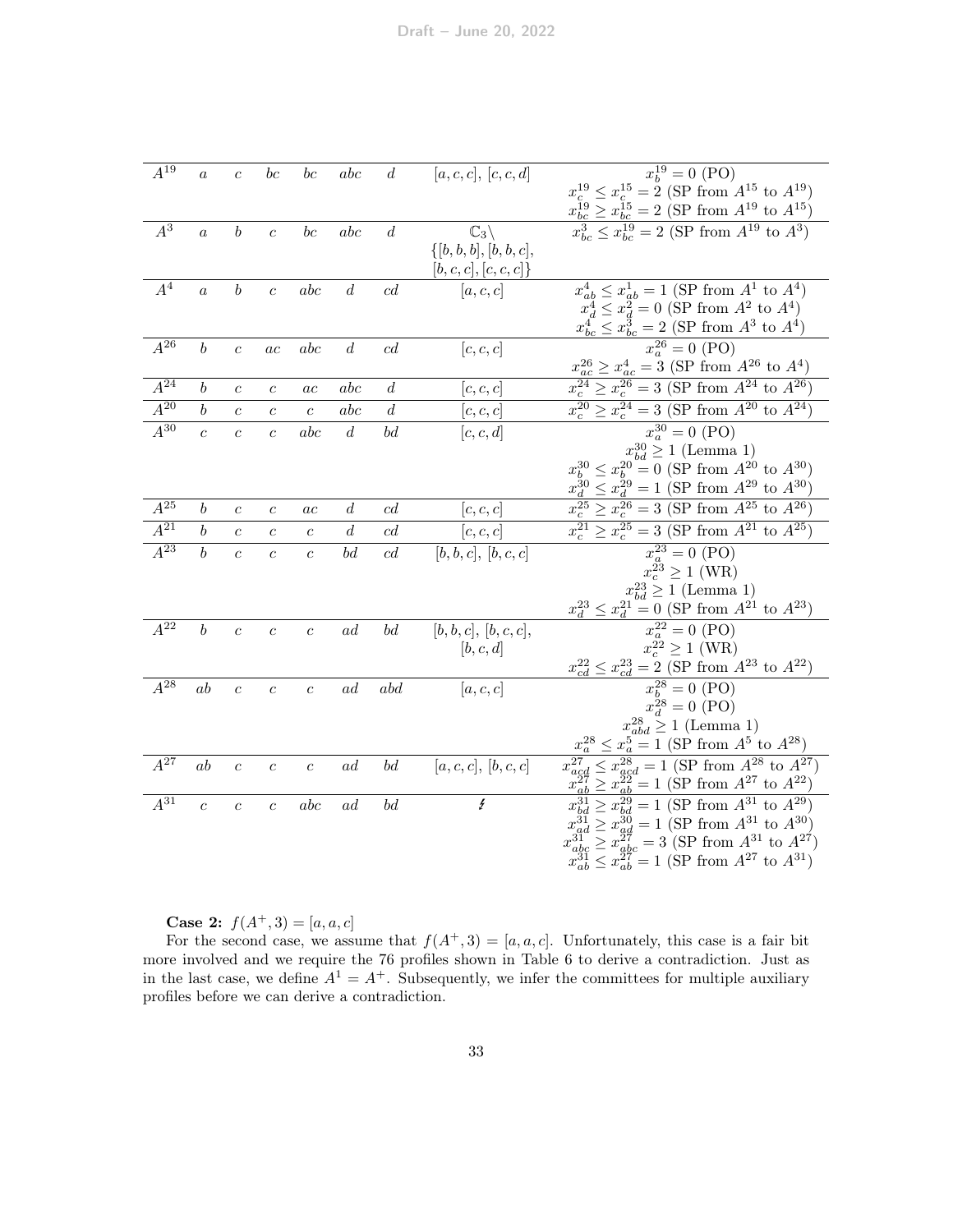| | | | | | | | | |
|---|---|---|---|---|---|---|---|---|
| $A^{19}$ | $a$ | $c$ | $bc$ | $bc$ | $abc$ | $d$ | $[a,c,c]$, $[c,c,d]$ | $x_b^{19} = 0$ (PO)<br>$x_c^{19} \leq x_c^{15} = 2$ (SP from $A^{15}$ to $A^{19}$)<br>$x_{bc}^{19} \geq x_{bc}^{15} = 2$ (SP from $A^{19}$ to $A^{15}$) |
| $A^{3}$ | $a$ | $b$ | $c$ | $bc$ | $abc$ | $d$ | $\mathbb{C}_3 \setminus \{[b,b,b],[b,b,c],[b,c,c],[c,c,c]\}$ | $x_{bc}^{3} \leq x_{bc}^{19} = 2$ (SP from $A^{19}$ to $A^{3}$) |
| $A^{4}$ | $a$ | $b$ | $c$ | $abc$ | $d$ | $cd$ | $[a,c,c]$ | $x_{ab}^{4} \leq x_{ab}^{1} = 1$ (SP from $A^{1}$ to $A^{4}$)<br>$x_d^{4} \leq x_d^{2} = 0$ (SP from $A^{2}$ to $A^{4}$)<br>$x_{bc}^{4} \leq x_{bc}^{3} = 2$ (SP from $A^{3}$ to $A^{4}$) |
| $A^{26}$ | $b$ | $c$ | $ac$ | $abc$ | $d$ | $cd$ | $[c,c,c]$ | $x_a^{26} = 0$ (PO)<br>$x_{ac}^{26} \geq x_{ac}^{4} = 3$ (SP from $A^{26}$ to $A^{4}$) |
| $A^{24}$ | $b$ | $c$ | $c$ | $ac$ | $abc$ | $d$ | $[c,c,c]$ | $x_c^{24} \geq x_c^{26} = 3$ (SP from $A^{24}$ to $A^{26}$) |
| $A^{20}$ | $b$ | $c$ | $c$ | $c$ | $abc$ | $d$ | $[c,c,c]$ | $x_c^{20} \geq x_c^{24} = 3$ (SP from $A^{20}$ to $A^{24}$) |
| $A^{30}$ | $c$ | $c$ | $c$ | $abc$ | $d$ | $bd$ | $[c,c,d]$ | $x_a^{30} = 0$ (PO)<br>$x_{bd}^{30} \geq 1$ (Lemma 1)<br>$x_b^{30} \leq x_b^{20} = 0$ (SP from $A^{20}$ to $A^{30}$)<br>$x_d^{30} \leq x_d^{29} = 1$ (SP from $A^{29}$ to $A^{30}$) |
| $A^{25}$ | $b$ | $c$ | $c$ | $ac$ | $d$ | $cd$ | $[c,c,c]$ | $x_c^{25} \geq x_c^{26} = 3$ (SP from $A^{25}$ to $A^{26}$) |
| $A^{21}$ | $b$ | $c$ | $c$ | $c$ | $d$ | $cd$ | $[c,c,c]$ | $x_c^{21} \geq x_c^{25} = 3$ (SP from $A^{21}$ to $A^{25}$) |
| $A^{23}$ | $b$ | $c$ | $c$ | $c$ | $bd$ | $cd$ | $[b,b,c]$, $[b,c,c]$ | $x_a^{23} = 0$ (PO)<br>$x_c^{23} \geq 1$ (WR)<br>$x_{bd}^{23} \geq 1$ (Lemma 1)<br>$x_d^{23} \leq x_d^{21} = 0$ (SP from $A^{21}$ to $A^{23}$) |
| $A^{22}$ | $b$ | $c$ | $c$ | $c$ | $ad$ | $bd$ | $[b,b,c]$, $[b,c,c]$, $[b,c,d]$ | $x_a^{22} = 0$ (PO)<br>$x_c^{22} \geq 1$ (WR)<br>$x_{cd}^{22} \leq x_{cd}^{23} = 2$ (SP from $A^{23}$ to $A^{22}$) |
| $A^{28}$ | $ab$ | $c$ | $c$ | $c$ | $ad$ | $abd$ | $[a,c,c]$ | $x_b^{28} = 0$ (PO)<br>$x_d^{28} = 0$ (PO)<br>$x_{abd}^{28} \geq 1$ (Lemma 1)<br>$x_a^{28} \leq x_a^{5} = 1$ (SP from $A^{5}$ to $A^{28}$) |
| $A^{27}$ | $ab$ | $c$ | $c$ | $c$ | $ad$ | $bd$ | $[a,c,c]$, $[b,c,c]$ | $x_{acd}^{27} \leq x_{acd}^{28} = 1$ (SP from $A^{28}$ to $A^{27}$)<br>$x_{ab}^{27} \geq x_{ab}^{22} = 1$ (SP from $A^{27}$ to $A^{22}$) |
| $A^{31}$ | $c$ | $c$ | $c$ | $abc$ | $ad$ | $bd$ | $\lightning$ | $x_{bd}^{31} \geq x_{bd}^{29} = 1$ (SP from $A^{31}$ to $A^{29}$)<br>$x_{ad}^{31} \geq x_{ad}^{30} = 1$ (SP from $A^{31}$ to $A^{30}$)<br>$x_{abc}^{31} \geq x_{abc}^{27} = 3$ (SP from $A^{31}$ to $A^{27}$)<br>$x_{ab}^{31} \leq x_{ab}^{27} = 1$ (SP from $A^{27}$ to $A^{31}$) |

**Case 2:** $f(A^+, 3) = [a, a, c]$

For the second case, we assume that $f(A^+, 3) = [a, a, c]$. Unfortunately, this case is a fair bit more involved and we require the 76 profiles shown in Table 6 to derive a contradiction. Just as in the last case, we define $A^1 = A^+$. Subsequently, we infer the committees for multiple auxiliary profiles before we can derive a contradiction.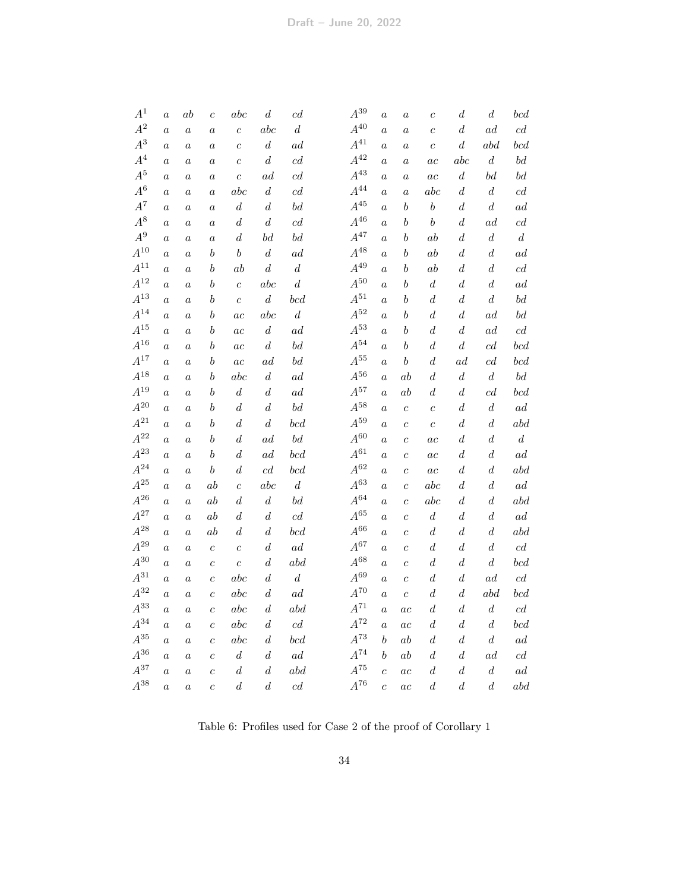| | | | | | | | | | | | | | |
|---|---|---|---|---|---|---|---|---|---|---|---|---|---|
| $A^1$ | $a$ | $ab$ | $c$ | $abc$ | $d$ | $cd$ | $A^{39}$ | $a$ | $a$ | $c$ | $d$ | $d$ | $bcd$ |
| $A^2$ | $a$ | $a$ | $a$ | $c$ | $abc$ | $d$ | $A^{40}$ | $a$ | $a$ | $c$ | $d$ | $ad$ | $cd$ |
| $A^3$ | $a$ | $a$ | $a$ | $c$ | $d$ | $ad$ | $A^{41}$ | $a$ | $a$ | $c$ | $d$ | $abd$ | $bcd$ |
| $A^4$ | $a$ | $a$ | $a$ | $c$ | $d$ | $cd$ | $A^{42}$ | $a$ | $a$ | $ac$ | $abc$ | $d$ | $bd$ |
| $A^5$ | $a$ | $a$ | $a$ | $c$ | $ad$ | $cd$ | $A^{43}$ | $a$ | $a$ | $ac$ | $d$ | $bd$ | $bd$ |
| $A^6$ | $a$ | $a$ | $a$ | $abc$ | $d$ | $cd$ | $A^{44}$ | $a$ | $a$ | $abc$ | $d$ | $d$ | $cd$ |
| $A^7$ | $a$ | $a$ | $a$ | $d$ | $d$ | $bd$ | $A^{45}$ | $a$ | $b$ | $b$ | $d$ | $d$ | $ad$ |
| $A^8$ | $a$ | $a$ | $a$ | $d$ | $d$ | $cd$ | $A^{46}$ | $a$ | $b$ | $b$ | $d$ | $ad$ | $cd$ |
| $A^9$ | $a$ | $a$ | $a$ | $d$ | $bd$ | $bd$ | $A^{47}$ | $a$ | $b$ | $ab$ | $d$ | $d$ | $d$ |
| $A^{10}$ | $a$ | $a$ | $b$ | $b$ | $d$ | $ad$ | $A^{48}$ | $a$ | $b$ | $ab$ | $d$ | $d$ | $ad$ |
| $A^{11}$ | $a$ | $a$ | $b$ | $ab$ | $d$ | $d$ | $A^{49}$ | $a$ | $b$ | $ab$ | $d$ | $d$ | $cd$ |
| $A^{12}$ | $a$ | $a$ | $b$ | $c$ | $abc$ | $d$ | $A^{50}$ | $a$ | $b$ | $d$ | $d$ | $d$ | $ad$ |
| $A^{13}$ | $a$ | $a$ | $b$ | $c$ | $d$ | $bcd$ | $A^{51}$ | $a$ | $b$ | $d$ | $d$ | $d$ | $bd$ |
| $A^{14}$ | $a$ | $a$ | $b$ | $ac$ | $abc$ | $d$ | $A^{52}$ | $a$ | $b$ | $d$ | $d$ | $ad$ | $bd$ |
| $A^{15}$ | $a$ | $a$ | $b$ | $ac$ | $d$ | $ad$ | $A^{53}$ | $a$ | $b$ | $d$ | $d$ | $ad$ | $cd$ |
| $A^{16}$ | $a$ | $a$ | $b$ | $ac$ | $d$ | $bd$ | $A^{54}$ | $a$ | $b$ | $d$ | $d$ | $cd$ | $bcd$ |
| $A^{17}$ | $a$ | $a$ | $b$ | $ac$ | $ad$ | $bd$ | $A^{55}$ | $a$ | $b$ | $d$ | $ad$ | $cd$ | $bcd$ |
| $A^{18}$ | $a$ | $a$ | $b$ | $abc$ | $d$ | $ad$ | $A^{56}$ | $a$ | $ab$ | $d$ | $d$ | $d$ | $bd$ |
| $A^{19}$ | $a$ | $a$ | $b$ | $d$ | $d$ | $ad$ | $A^{57}$ | $a$ | $ab$ | $d$ | $d$ | $cd$ | $bcd$ |
| $A^{20}$ | $a$ | $a$ | $b$ | $d$ | $d$ | $bd$ | $A^{58}$ | $a$ | $c$ | $c$ | $d$ | $d$ | $ad$ |
| $A^{21}$ | $a$ | $a$ | $b$ | $d$ | $d$ | $bcd$ | $A^{59}$ | $a$ | $c$ | $c$ | $d$ | $d$ | $abd$ |
| $A^{22}$ | $a$ | $a$ | $b$ | $d$ | $ad$ | $bd$ | $A^{60}$ | $a$ | $c$ | $ac$ | $d$ | $d$ | $d$ |
| $A^{23}$ | $a$ | $a$ | $b$ | $d$ | $ad$ | $bcd$ | $A^{61}$ | $a$ | $c$ | $ac$ | $d$ | $d$ | $ad$ |
| $A^{24}$ | $a$ | $a$ | $b$ | $d$ | $cd$ | $bcd$ | $A^{62}$ | $a$ | $c$ | $ac$ | $d$ | $d$ | $abd$ |
| $A^{25}$ | $a$ | $a$ | $ab$ | $c$ | $abc$ | $d$ | $A^{63}$ | $a$ | $c$ | $abc$ | $d$ | $d$ | $ad$ |
| $A^{26}$ | $a$ | $a$ | $ab$ | $d$ | $d$ | $bd$ | $A^{64}$ | $a$ | $c$ | $abc$ | $d$ | $d$ | $abd$ |
| $A^{27}$ | $a$ | $a$ | $ab$ | $d$ | $d$ | $cd$ | $A^{65}$ | $a$ | $c$ | $d$ | $d$ | $d$ | $ad$ |
| $A^{28}$ | $a$ | $a$ | $ab$ | $d$ | $d$ | $bcd$ | $A^{66}$ | $a$ | $c$ | $d$ | $d$ | $d$ | $abd$ |
| $A^{29}$ | $a$ | $a$ | $c$ | $c$ | $d$ | $ad$ | $A^{67}$ | $a$ | $c$ | $d$ | $d$ | $d$ | $cd$ |
| $A^{30}$ | $a$ | $a$ | $c$ | $c$ | $d$ | $abd$ | $A^{68}$ | $a$ | $c$ | $d$ | $d$ | $d$ | $bcd$ |
| $A^{31}$ | $a$ | $a$ | $c$ | $abc$ | $d$ | $d$ | $A^{69}$ | $a$ | $c$ | $d$ | $d$ | $ad$ | $cd$ |
| $A^{32}$ | $a$ | $a$ | $c$ | $abc$ | $d$ | $ad$ | $A^{70}$ | $a$ | $c$ | $d$ | $d$ | $abd$ | $bcd$ |
| $A^{33}$ | $a$ | $a$ | $c$ | $abc$ | $d$ | $abd$ | $A^{71}$ | $a$ | $ac$ | $d$ | $d$ | $d$ | $cd$ |
| $A^{34}$ | $a$ | $a$ | $c$ | $abc$ | $d$ | $cd$ | $A^{72}$ | $a$ | $ac$ | $d$ | $d$ | $d$ | $bcd$ |
| $A^{35}$ | $a$ | $a$ | $c$ | $abc$ | $d$ | $bcd$ | $A^{73}$ | $b$ | $ab$ | $d$ | $d$ | $d$ | $ad$ |
| $A^{36}$ | $a$ | $a$ | $c$ | $d$ | $d$ | $ad$ | $A^{74}$ | $b$ | $ab$ | $d$ | $d$ | $ad$ | $cd$ |
| $A^{37}$ | $a$ | $a$ | $c$ | $d$ | $d$ | $abd$ | $A^{75}$ | $c$ | $ac$ | $d$ | $d$ | $d$ | $ad$ |
| $A^{38}$ | $a$ | $a$ | $c$ | $d$ | $d$ | $cd$ | $A^{76}$ | $c$ | $ac$ | $d$ | $d$ | $d$ | $abd$ |

Table 6: Profiles used for Case 2 of the proof of Corollary 1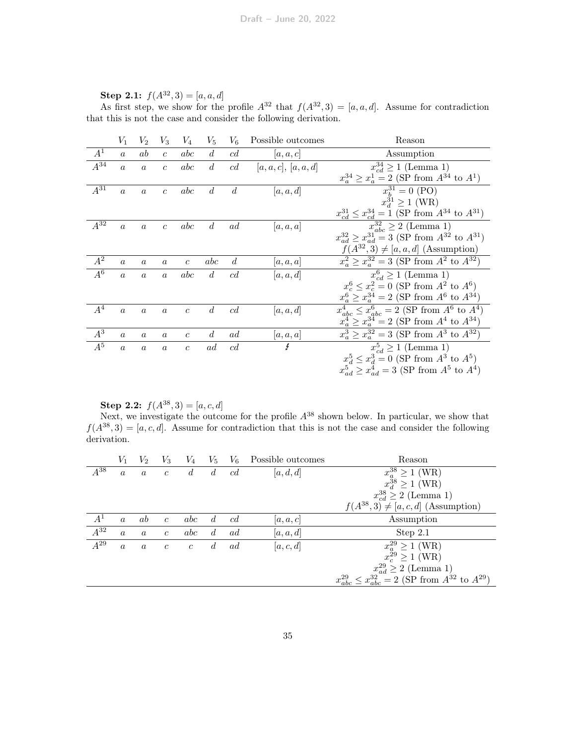**Step 2.1:** $f(A^{32}, 3) = [a, a, d]$

As first step, we show for the profile $A^{32}$ that $f(A^{32}, 3) = [a, a, d]$. Assume for contradiction that this is not the case and consider the following derivation.

| | $V_1$ | $V_2$ | $V_3$ | $V_4$ | $V_5$ | $V_6$ | Possible outcomes | Reason |
|---|---|---|---|---|---|---|---|---|
| $A^1$ | $a$ | $ab$ | $c$ | $abc$ | $d$ | $cd$ | $[a, a, c]$ | Assumption |
| $A^{34}$ | $a$ | $a$ | $c$ | $abc$ | $d$ | $cd$ | $[a, a, c]$, $[a, a, d]$ | $x^{34}_{cd} \geq 1$ (Lemma 1)<br>$x^{34}_a \geq x^1_a = 2$ (SP from $A^{34}$ to $A^1$) |
| $A^{31}$ | $a$ | $a$ | $c$ | $abc$ | $d$ | $d$ | $[a, a, d]$ | $x^{31}_b = 0$ (PO)<br>$x^{31}_d \geq 1$ (WR)<br>$x^{31}_{cd} \leq x^{34}_{cd} = 1$ (SP from $A^{34}$ to $A^{31}$) |
| $A^{32}$ | $a$ | $a$ | $c$ | $abc$ | $d$ | $ad$ | $[a, a, a]$ | $x^{32}_{abc} \geq 2$ (Lemma 1)<br>$x^{32}_{ad} \geq x^{31}_{ad} = 3$ (SP from $A^{32}$ to $A^{31}$)<br>$f(A^{32}, 3) \neq [a, a, d]$ (Assumption) |
| $A^2$ | $a$ | $a$ | $a$ | $c$ | $abc$ | $d$ | $[a, a, a]$ | $x^2_a \geq x^{32}_a = 3$ (SP from $A^2$ to $A^{32}$) |
| $A^6$ | $a$ | $a$ | $a$ | $abc$ | $d$ | $cd$ | $[a, a, d]$ | $x^6_{cd} \geq 1$ (Lemma 1)<br>$x^6_c \leq x^2_c = 0$ (SP from $A^2$ to $A^6$)<br>$x^6_a \geq x^{34}_a = 2$ (SP from $A^6$ to $A^{34}$) |
| $A^4$ | $a$ | $a$ | $a$ | $c$ | $d$ | $cd$ | $[a, a, d]$ | $x^4_{abc} \leq x^6_{abc} = 2$ (SP from $A^6$ to $A^4$)<br>$x^4_a \geq x^{34}_a = 2$ (SP from $A^4$ to $A^{34}$) |
| $A^3$ | $a$ | $a$ | $a$ | $c$ | $d$ | $ad$ | $[a, a, a]$ | $x^3_a \geq x^{32}_a = 3$ (SP from $A^3$ to $A^{32}$) |
| $A^5$ | $a$ | $a$ | $a$ | $c$ | $ad$ | $cd$ | $\lightning$ | $x^5_{cd} \geq 1$ (Lemma 1)<br>$x^5_d \leq x^3_d = 0$ (SP from $A^3$ to $A^5$)<br>$x^5_{ad} \geq x^4_{ad} = 3$ (SP from $A^5$ to $A^4$) |

**Step 2.2:** $f(A^{38}, 3) = [a, c, d]$

Next, we investigate the outcome for the profile $A^{38}$ shown below. In particular, we show that $f(A^{38}, 3) = [a, c, d]$. Assume for contradiction that this is not the case and consider the following derivation.

| | $V_1$ | $V_2$ | $V_3$ | $V_4$ | $V_5$ | $V_6$ | Possible outcomes | Reason |
|---|---|---|---|---|---|---|---|---|
| $A^{38}$ | $a$ | $a$ | $c$ | $d$ | $d$ | $cd$ | $[a, d, d]$ | $x^{38}_a \geq 1$ (WR)<br>$x^{38}_d \geq 1$ (WR)<br>$x^{38}_{cd} \geq 2$ (Lemma 1)<br>$f(A^{38}, 3) \neq [a, c, d]$ (Assumption) |
| $A^1$ | $a$ | $ab$ | $c$ | $abc$ | $d$ | $cd$ | $[a, a, c]$ | Assumption |
| $A^{32}$ | $a$ | $a$ | $c$ | $abc$ | $d$ | $ad$ | $[a, a, d]$ | Step 2.1 |
| $A^{29}$ | $a$ | $a$ | $c$ | $c$ | $d$ | $ad$ | $[a, c, d]$ | $x^{29}_a \geq 1$ (WR)<br>$x^{29}_c \geq 1$ (WR)<br>$x^{29}_{ad} \geq 2$ (Lemma 1)<br>$x^{29}_{abc} \leq x^{32}_{abc} = 2$ (SP from $A^{32}$ to $A^{29}$) |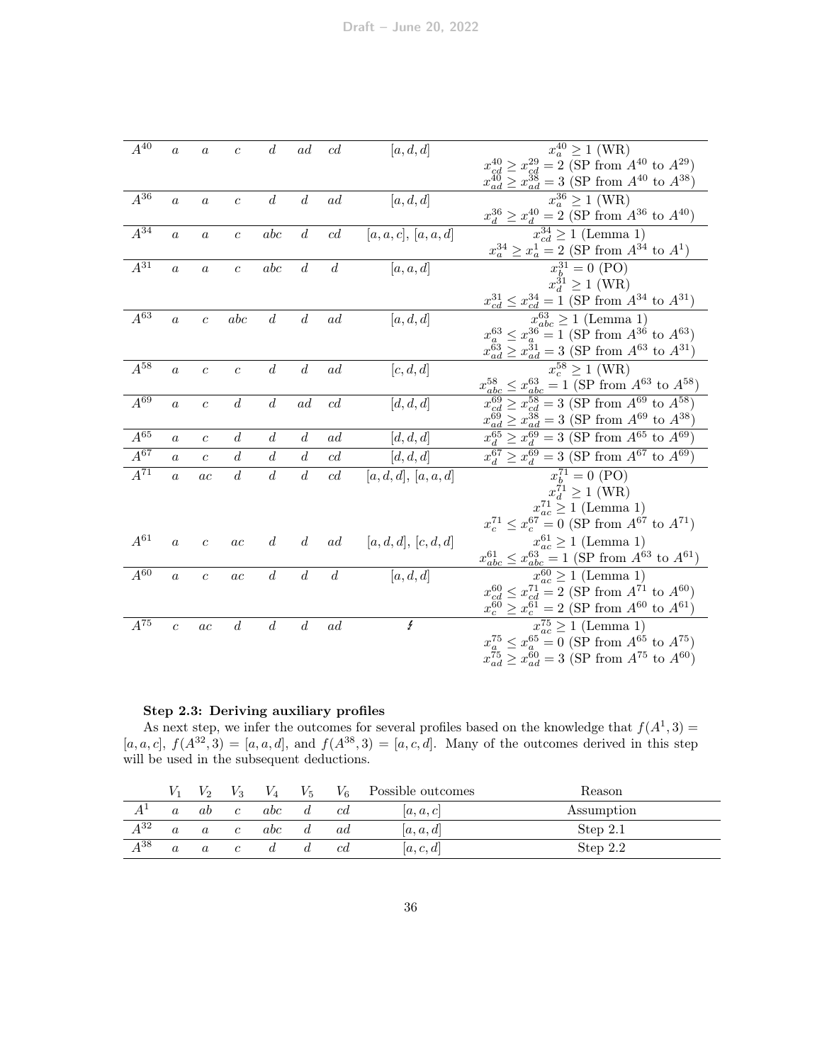| | | | | | | | | |
|---|---|---|---|---|---|---|---|---|
| $A^{40}$ | $a$ | $a$ | $c$ | $d$ | $ad$ | $cd$ | $[a,d,d]$ | $x_a^{40} \geq 1$ (WR) |
| | | | | | | | | $x_{cd}^{40} \geq x_{cd}^{29} = 2$ (SP from $A^{40}$ to $A^{29}$) |
| | | | | | | | | $x_{ad}^{40} \geq x_{ad}^{38} = 3$ (SP from $A^{40}$ to $A^{38}$) |
| $A^{36}$ | $a$ | $a$ | $c$ | $d$ | $d$ | $ad$ | $[a,d,d]$ | $x_a^{36} \geq 1$ (WR) |
| | | | | | | | | $x_d^{36} \geq x_d^{40} = 2$ (SP from $A^{36}$ to $A^{40}$) |
| $A^{34}$ | $a$ | $a$ | $c$ | $abc$ | $d$ | $cd$ | $[a,a,c]$, $[a,a,d]$ | $x_{cd}^{34} \geq 1$ (Lemma 1) |
| | | | | | | | | $x_a^{34} \geq x_a^{1} = 2$ (SP from $A^{34}$ to $A^{1}$) |
| $A^{31}$ | $a$ | $a$ | $c$ | $abc$ | $d$ | $d$ | $[a,a,d]$ | $x_b^{31} = 0$ (PO) |
| | | | | | | | | $x_d^{31} \geq 1$ (WR) |
| | | | | | | | | $x_{cd}^{31} \leq x_{cd}^{34} = 1$ (SP from $A^{34}$ to $A^{31}$) |
| $A^{63}$ | $a$ | $c$ | $abc$ | $d$ | $d$ | $ad$ | $[a,d,d]$ | $x_{abc}^{63} \geq 1$ (Lemma 1) |
| | | | | | | | | $x_a^{63} \leq x_a^{36} = 1$ (SP from $A^{36}$ to $A^{63}$) |
| | | | | | | | | $x_{ad}^{63} \geq x_{ad}^{31} = 3$ (SP from $A^{63}$ to $A^{31}$) |
| $A^{58}$ | $a$ | $c$ | $c$ | $d$ | $d$ | $ad$ | $[c,d,d]$ | $x_c^{58} \geq 1$ (WR) |
| | | | | | | | | $x_{abc}^{58} \leq x_{abc}^{63} = 1$ (SP from $A^{63}$ to $A^{58}$) |
| $A^{69}$ | $a$ | $c$ | $d$ | $d$ | $ad$ | $cd$ | $[d,d,d]$ | $x_{cd}^{69} \geq x_{cd}^{58} = 3$ (SP from $A^{69}$ to $A^{58}$) |
| | | | | | | | | $x_{ad}^{69} \geq x_{ad}^{38} = 3$ (SP from $A^{69}$ to $A^{38}$) |
| $A^{65}$ | $a$ | $c$ | $d$ | $d$ | $d$ | $ad$ | $[d,d,d]$ | $x_d^{65} \geq x_d^{69} = 3$ (SP from $A^{65}$ to $A^{69}$) |
| $A^{67}$ | $a$ | $c$ | $d$ | $d$ | $d$ | $cd$ | $[d,d,d]$ | $x_d^{67} \geq x_d^{69} = 3$ (SP from $A^{67}$ to $A^{69}$) |
| $A^{71}$ | $a$ | $ac$ | $d$ | $d$ | $d$ | $cd$ | $[a,d,d]$, $[a,a,d]$ | $x_b^{71} = 0$ (PO) |
| | | | | | | | | $x_d^{71} \geq 1$ (WR) |
| | | | | | | | | $x_{ac}^{71} \geq 1$ (Lemma 1) |
| | | | | | | | | $x_c^{71} \leq x_c^{67} = 0$ (SP from $A^{67}$ to $A^{71}$) |
| $A^{61}$ | $a$ | $c$ | $ac$ | $d$ | $d$ | $ad$ | $[a,d,d]$, $[c,d,d]$ | $x_{ac}^{61} \geq 1$ (Lemma 1) |
| | | | | | | | | $x_{abc}^{61} \leq x_{abc}^{63} = 1$ (SP from $A^{63}$ to $A^{61}$) |
| $A^{60}$ | $a$ | $c$ | $ac$ | $d$ | $d$ | $d$ | $[a,d,d]$ | $x_{ac}^{60} \geq 1$ (Lemma 1) |
| | | | | | | | | $x_{cd}^{60} \leq x_{cd}^{71} = 2$ (SP from $A^{71}$ to $A^{60}$) |
| | | | | | | | | $x_c^{60} \geq x_c^{61} = 2$ (SP from $A^{60}$ to $A^{61}$) |
| $A^{75}$ | $c$ | $ac$ | $d$ | $d$ | $d$ | $ad$ | $\lightning$ | $x_{ac}^{75} \geq 1$ (Lemma 1) |
| | | | | | | | | $x_a^{75} \leq x_a^{65} = 0$ (SP from $A^{65}$ to $A^{75}$) |
| | | | | | | | | $x_{ad}^{75} \geq x_{ad}^{60} = 3$ (SP from $A^{75}$ to $A^{60}$) |

**Step 2.3: Deriving auxiliary profiles**

As next step, we infer the outcomes for several profiles based on the knowledge that $f(A^1, 3) = [a, a, c]$, $f(A^{32}, 3) = [a, a, d]$, and $f(A^{38}, 3) = [a, c, d]$. Many of the outcomes derived in this step will be used in the subsequent deductions.

| | $V_1$ | $V_2$ | $V_3$ | $V_4$ | $V_5$ | $V_6$ | Possible outcomes | Reason |
|---|---|---|---|---|---|---|---|---|
| $A^1$ | $a$ | $ab$ | $c$ | $abc$ | $d$ | $cd$ | $[a,a,c]$ | Assumption |
| $A^{32}$ | $a$ | $a$ | $c$ | $abc$ | $d$ | $ad$ | $[a,a,d]$ | Step 2.1 |
| $A^{38}$ | $a$ | $a$ | $c$ | $d$ | $d$ | $cd$ | $[a,c,d]$ | Step 2.2 |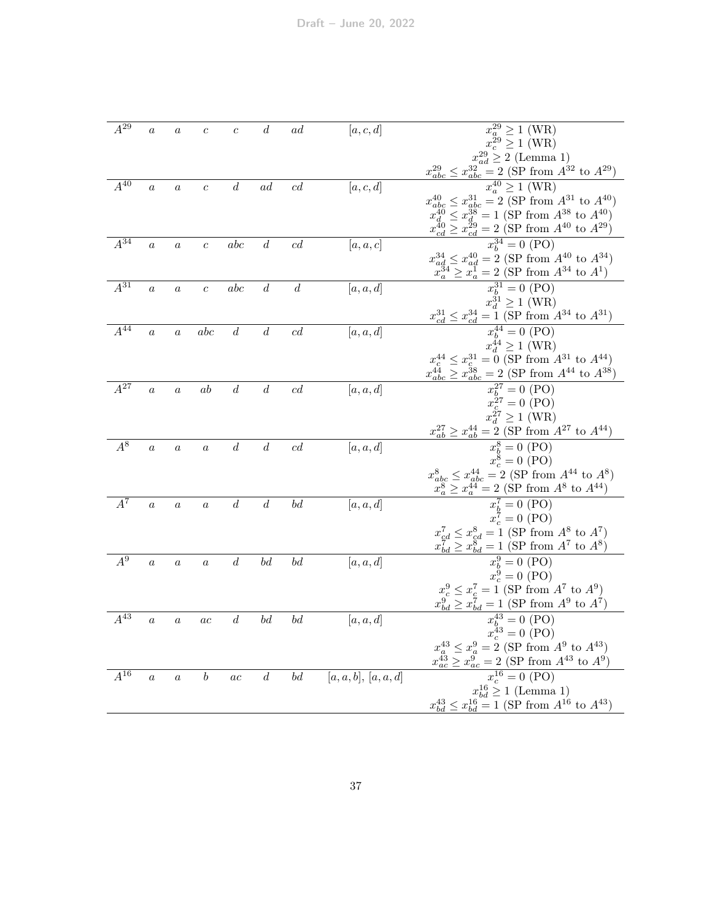| | | | | | | | | |
|---|---|---|---|---|---|---|---|---|
| $A^{29}$ | $a$ | $a$ | $c$ | $c$ | $d$ | $ad$ | $[a,c,d]$ | $x_a^{29} \geq 1$ (WR)<br>$x_c^{29} \geq 1$ (WR)<br>$x_{ad}^{29} \geq 2$ (Lemma 1)<br>$x_{abc}^{29} \leq x_{abc}^{32} = 2$ (SP from $A^{32}$ to $A^{29}$) |
| $A^{40}$ | $a$ | $a$ | $c$ | $d$ | $ad$ | $cd$ | $[a,c,d]$ | $x_a^{40} \geq 1$ (WR)<br>$x_{abc}^{40} \leq x_{abc}^{31} = 2$ (SP from $A^{31}$ to $A^{40}$)<br>$x_d^{40} \leq x_d^{38} = 1$ (SP from $A^{38}$ to $A^{40}$)<br>$x_{cd}^{40} \geq x_{cd}^{29} = 2$ (SP from $A^{40}$ to $A^{29}$) |
| $A^{34}$ | $a$ | $a$ | $c$ | $abc$ | $d$ | $cd$ | $[a,a,c]$ | $x_b^{34} = 0$ (PO)<br>$x_{ad}^{34} \leq x_{ad}^{40} = 2$ (SP from $A^{40}$ to $A^{34}$)<br>$x_a^{34} \geq x_a^{1} = 2$ (SP from $A^{34}$ to $A^{1}$) |
| $A^{31}$ | $a$ | $a$ | $c$ | $abc$ | $d$ | $d$ | $[a,a,d]$ | $x_b^{31} = 0$ (PO)<br>$x_d^{31} \geq 1$ (WR)<br>$x_{cd}^{31} \leq x_{cd}^{34} = 1$ (SP from $A^{34}$ to $A^{31}$) |
| $A^{44}$ | $a$ | $a$ | $abc$ | $d$ | $d$ | $cd$ | $[a,a,d]$ | $x_b^{44} = 0$ (PO)<br>$x_d^{44} \geq 1$ (WR)<br>$x_c^{44} \leq x_c^{31} = 0$ (SP from $A^{31}$ to $A^{44}$)<br>$x_{abc}^{44} \geq x_{abc}^{38} = 2$ (SP from $A^{44}$ to $A^{38}$) |
| $A^{27}$ | $a$ | $a$ | $ab$ | $d$ | $d$ | $cd$ | $[a,a,d]$ | $x_b^{27} = 0$ (PO)<br>$x_c^{27} = 0$ (PO)<br>$x_d^{27} \geq 1$ (WR)<br>$x_{ab}^{27} \geq x_{ab}^{44} = 2$ (SP from $A^{27}$ to $A^{44}$) |
| $A^{8}$ | $a$ | $a$ | $a$ | $d$ | $d$ | $cd$ | $[a,a,d]$ | $x_b^{8} = 0$ (PO)<br>$x_c^{8} = 0$ (PO)<br>$x_{abc}^{8} \leq x_{abc}^{44} = 2$ (SP from $A^{44}$ to $A^{8}$)<br>$x_a^{8} \geq x_a^{44} = 2$ (SP from $A^{8}$ to $A^{44}$) |
| $A^{7}$ | $a$ | $a$ | $a$ | $d$ | $d$ | $bd$ | $[a,a,d]$ | $x_b^{7} = 0$ (PO)<br>$x_c^{7} = 0$ (PO)<br>$x_{cd}^{7} \leq x_{cd}^{8} = 1$ (SP from $A^{8}$ to $A^{7}$)<br>$x_{bd}^{7} \geq x_{bd}^{8} = 1$ (SP from $A^{7}$ to $A^{8}$) |
| $A^{9}$ | $a$ | $a$ | $a$ | $d$ | $bd$ | $bd$ | $[a,a,d]$ | $x_b^{9} = 0$ (PO)<br>$x_c^{9} = 0$ (PO)<br>$x_c^{9} \leq x_c^{7} = 1$ (SP from $A^{7}$ to $A^{9}$)<br>$x_{bd}^{9} \geq x_{bd}^{7} = 1$ (SP from $A^{9}$ to $A^{7}$) |
| $A^{43}$ | $a$ | $a$ | $ac$ | $d$ | $bd$ | $bd$ | $[a,a,d]$ | $x_b^{43} = 0$ (PO)<br>$x_c^{43} = 0$ (PO)<br>$x_a^{43} \leq x_a^{9} = 2$ (SP from $A^{9}$ to $A^{43}$)<br>$x_{ac}^{43} \geq x_{ac}^{9} = 2$ (SP from $A^{43}$ to $A^{9}$) |
| $A^{16}$ | $a$ | $a$ | $b$ | $ac$ | $d$ | $bd$ | $[a,a,b]$, $[a,a,d]$ | $x_c^{16} = 0$ (PO)<br>$x_{bd}^{16} \geq 1$ (Lemma 1)<br>$x_{bd}^{43} \leq x_{bd}^{16} = 1$ (SP from $A^{16}$ to $A^{43}$) |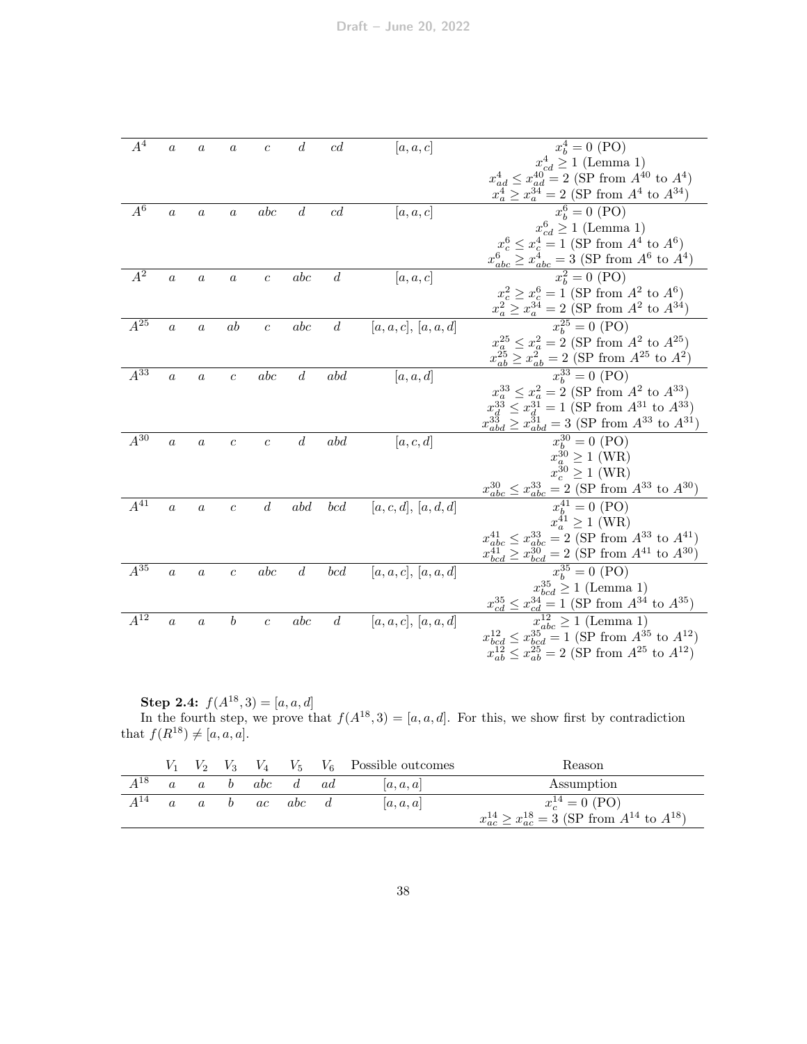| | | | | | | | | |
|---|---|---|---|---|---|---|---|---|
| $A^4$ | $a$ | $a$ | $a$ | $c$ | $d$ | $cd$ | $[a,a,c]$ | $x_b^4 = 0$ (PO) <br> $x_{cd}^4 \geq 1$ (Lemma 1) <br> $x_{ad}^4 \leq x_{ad}^{40} = 2$ (SP from $A^{40}$ to $A^4$) <br> $x_a^4 \geq x_a^{34} = 2$ (SP from $A^4$ to $A^{34}$) |
| $A^6$ | $a$ | $a$ | $a$ | $abc$ | $d$ | $cd$ | $[a,a,c]$ | $x_b^6 = 0$ (PO) <br> $x_{cd}^6 \geq 1$ (Lemma 1) <br> $x_c^6 \leq x_c^4 = 1$ (SP from $A^4$ to $A^6$) <br> $x_{abc}^6 \geq x_{abc}^4 = 3$ (SP from $A^6$ to $A^4$) |
| $A^2$ | $a$ | $a$ | $a$ | $c$ | $abc$ | $d$ | $[a,a,c]$ | $x_b^2 = 0$ (PO) <br> $x_c^2 \geq x_c^6 = 1$ (SP from $A^2$ to $A^6$) <br> $x_a^2 \geq x_a^{34} = 2$ (SP from $A^2$ to $A^{34}$) |
| $A^{25}$ | $a$ | $a$ | $ab$ | $c$ | $abc$ | $d$ | $[a,a,c]$, $[a,a,d]$ | $x_b^{25} = 0$ (PO) <br> $x_a^{25} \leq x_a^2 = 2$ (SP from $A^2$ to $A^{25}$) <br> $x_{ab}^{25} \geq x_{ab}^2 = 2$ (SP from $A^{25}$ to $A^2$) |
| $A^{33}$ | $a$ | $a$ | $c$ | $abc$ | $d$ | $abd$ | $[a,a,d]$ | $x_b^{33} = 0$ (PO) <br> $x_a^{33} \leq x_a^2 = 2$ (SP from $A^2$ to $A^{33}$) <br> $x_d^{33} \leq x_d^{31} = 1$ (SP from $A^{31}$ to $A^{33}$) <br> $x_{abd}^{33} \geq x_{abd}^{31} = 3$ (SP from $A^{33}$ to $A^{31}$) |
| $A^{30}$ | $a$ | $a$ | $c$ | $c$ | $d$ | $abd$ | $[a,c,d]$ | $x_b^{30} = 0$ (PO) <br> $x_a^{30} \geq 1$ (WR) <br> $x_c^{30} \geq 1$ (WR) <br> $x_{abc}^{30} \leq x_{abc}^{33} = 2$ (SP from $A^{33}$ to $A^{30}$) |
| $A^{41}$ | $a$ | $a$ | $c$ | $d$ | $abd$ | $bcd$ | $[a,c,d]$, $[a,d,d]$ | $x_b^{41} = 0$ (PO) <br> $x_a^{41} \geq 1$ (WR) <br> $x_{abc}^{41} \leq x_{abc}^{33} = 2$ (SP from $A^{33}$ to $A^{41}$) <br> $x_{bcd}^{41} \geq x_{bcd}^{30} = 2$ (SP from $A^{41}$ to $A^{30}$) |
| $A^{35}$ | $a$ | $a$ | $c$ | $abc$ | $d$ | $bcd$ | $[a,a,c]$, $[a,a,d]$ | $x_b^{35} = 0$ (PO) <br> $x_{bcd}^{35} \geq 1$ (Lemma 1) <br> $x_{cd}^{35} \leq x_{cd}^{34} = 1$ (SP from $A^{34}$ to $A^{35}$) |
| $A^{12}$ | $a$ | $a$ | $b$ | $c$ | $abc$ | $d$ | $[a,a,c]$, $[a,a,d]$ | $x_{abc}^{12} \geq 1$ (Lemma 1) <br> $x_{bcd}^{12} \leq x_{bcd}^{35} = 1$ (SP from $A^{35}$ to $A^{12}$) <br> $x_{ab}^{12} \leq x_{ab}^{25} = 2$ (SP from $A^{25}$ to $A^{12}$) |

**Step 2.4:** $f(A^{18}, 3) = [a, a, d]$

In the fourth step, we prove that $f(A^{18}, 3) = [a, a, d]$. For this, we show first by contradiction that $f(R^{18}) \neq [a, a, a]$.

| | $V_1$ | $V_2$ | $V_3$ | $V_4$ | $V_5$ | $V_6$ | Possible outcomes | Reason |
|---|---|---|---|---|---|---|---|---|
| $A^{18}$ | $a$ | $a$ | $b$ | $abc$ | $d$ | $ad$ | $[a,a,a]$ | Assumption |
| $A^{14}$ | $a$ | $a$ | $b$ | $ac$ | $abc$ | $d$ | $[a,a,a]$ | $x_c^{14} = 0$ (PO) <br> $x_{ac}^{14} \geq x_{ac}^{18} = 3$ (SP from $A^{14}$ to $A^{18}$) |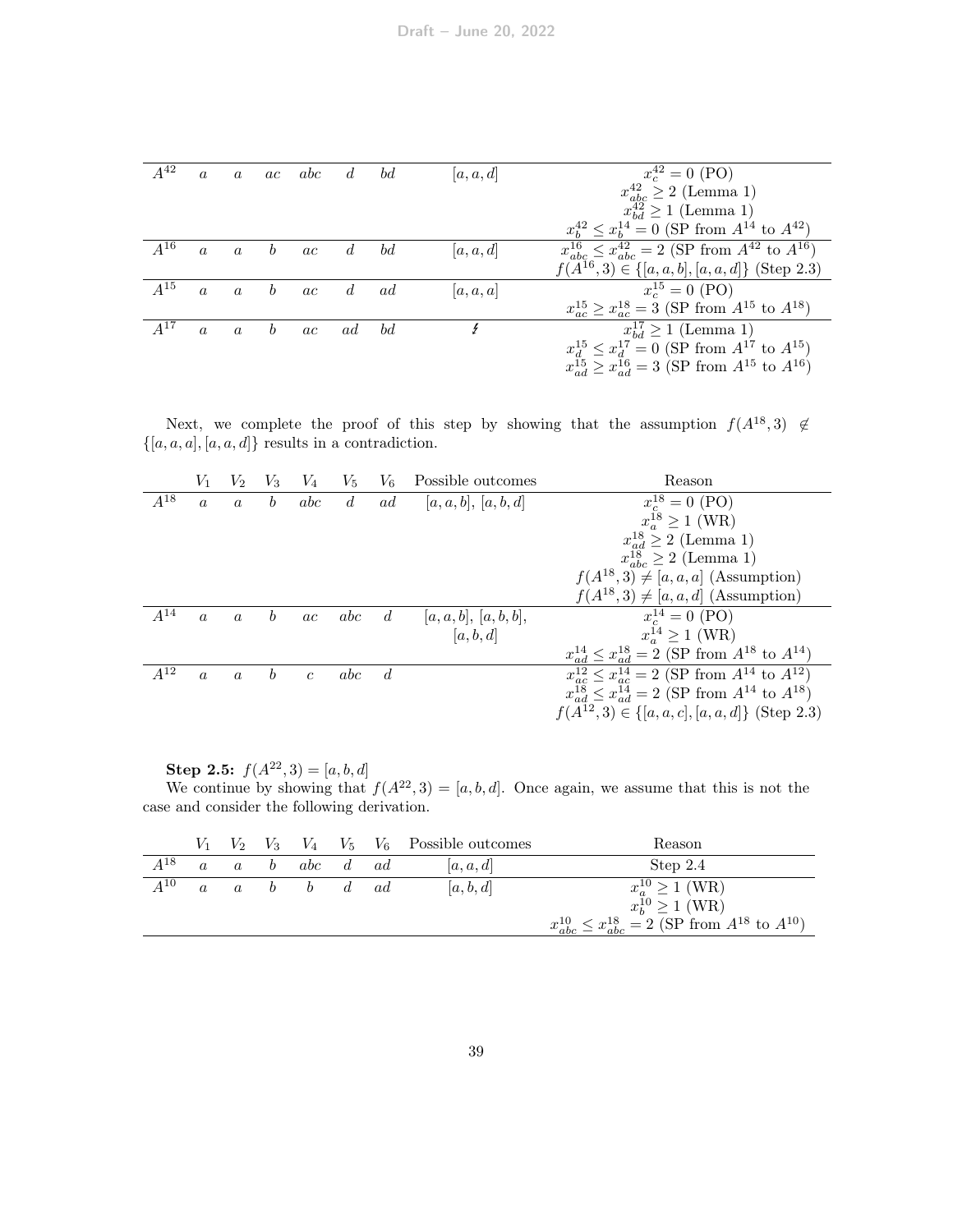|  |  |  |  |  |  |  |  |  |
|---|---|---|---|---|---|---|---|---|
| $A^{42}$ | $a$ | $a$ | $ac$ | $abc$ | $d$ | $bd$ | $[a, a, d]$ | $x_c^{42} = 0$ (PO) |
|  |  |  |  |  |  |  |  | $x_{abc}^{42} \geq 2$ (Lemma 1) |
|  |  |  |  |  |  |  |  | $x_{bd}^{42} \geq 1$ (Lemma 1) |
|  |  |  |  |  |  |  |  | $x_b^{42} \leq x_b^{14} = 0$ (SP from $A^{14}$ to $A^{42}$) |
| $A^{16}$ | $a$ | $a$ | $b$ | $ac$ | $d$ | $bd$ | $[a, a, d]$ | $x_{abc}^{16} \leq x_{abc}^{42} = 2$ (SP from $A^{42}$ to $A^{16}$) |
|  |  |  |  |  |  |  |  | $f(A^{16}, 3) \in \{[a, a, b], [a, a, d]\}$ (Step 2.3) |
| $A^{15}$ | $a$ | $a$ | $b$ | $ac$ | $d$ | $ad$ | $[a, a, a]$ | $x_c^{15} = 0$ (PO) |
|  |  |  |  |  |  |  |  | $x_{ac}^{15} \geq x_{ac}^{18} = 3$ (SP from $A^{15}$ to $A^{18}$) |
| $A^{17}$ | $a$ | $a$ | $b$ | $ac$ | $ad$ | $bd$ | $\lightning$ | $x_{bd}^{17} \geq 1$ (Lemma 1) |
|  |  |  |  |  |  |  |  | $x_d^{15} \leq x_d^{17} = 0$ (SP from $A^{17}$ to $A^{15}$) |
|  |  |  |  |  |  |  |  | $x_{ad}^{15} \geq x_{ad}^{16} = 3$ (SP from $A^{15}$ to $A^{16}$) |

Next, we complete the proof of this step by showing that the assumption $f(A^{18}, 3) \notin \{[a, a, a], [a, a, d]\}$ results in a contradiction.

|  | $V_1$ | $V_2$ | $V_3$ | $V_4$ | $V_5$ | $V_6$ | Possible outcomes | Reason |
|---|---|---|---|---|---|---|---|---|
| $A^{18}$ | $a$ | $a$ | $b$ | $abc$ | $d$ | $ad$ | $[a, a, b]$, $[a, b, d]$ | $x_c^{18} = 0$ (PO) |
|  |  |  |  |  |  |  |  | $x_a^{18} \geq 1$ (WR) |
|  |  |  |  |  |  |  |  | $x_{ad}^{18} \geq 2$ (Lemma 1) |
|  |  |  |  |  |  |  |  | $x_{abc}^{18} \geq 2$ (Lemma 1) |
|  |  |  |  |  |  |  |  | $f(A^{18}, 3) \neq [a, a, a]$ (Assumption) |
|  |  |  |  |  |  |  |  | $f(A^{18}, 3) \neq [a, a, d]$ (Assumption) |
| $A^{14}$ | $a$ | $a$ | $b$ | $ac$ | $abc$ | $d$ | $[a, a, b]$, $[a, b, b]$, $[a, b, d]$ | $x_c^{14} = 0$ (PO) |
|  |  |  |  |  |  |  |  | $x_a^{14} \geq 1$ (WR) |
|  |  |  |  |  |  |  |  | $x_{ad}^{14} \leq x_{ad}^{18} = 2$ (SP from $A^{18}$ to $A^{14}$) |
| $A^{12}$ | $a$ | $a$ | $b$ | $c$ | $abc$ | $d$ |  | $x_{ac}^{12} \leq x_{ac}^{14} = 2$ (SP from $A^{14}$ to $A^{12}$) |
|  |  |  |  |  |  |  |  | $x_{ad}^{18} \leq x_{ad}^{14} = 2$ (SP from $A^{14}$ to $A^{18}$) |
|  |  |  |  |  |  |  |  | $f(A^{12}, 3) \in \{[a, a, c], [a, a, d]\}$ (Step 2.3) |

**Step 2.5:** $f(A^{22}, 3) = [a, b, d]$

We continue by showing that $f(A^{22}, 3) = [a, b, d]$. Once again, we assume that this is not the case and consider the following derivation.

|  | $V_1$ | $V_2$ | $V_3$ | $V_4$ | $V_5$ | $V_6$ | Possible outcomes | Reason |
|---|---|---|---|---|---|---|---|---|
| $A^{18}$ | $a$ | $a$ | $b$ | $abc$ | $d$ | $ad$ | $[a, a, d]$ | Step 2.4 |
| $A^{10}$ | $a$ | $a$ | $b$ | $b$ | $d$ | $ad$ | $[a, b, d]$ | $x_a^{10} \geq 1$ (WR) |
|  |  |  |  |  |  |  |  | $x_b^{10} \geq 1$ (WR) |
|  |  |  |  |  |  |  |  | $x_{abc}^{10} \leq x_{abc}^{18} = 2$ (SP from $A^{18}$ to $A^{10}$) |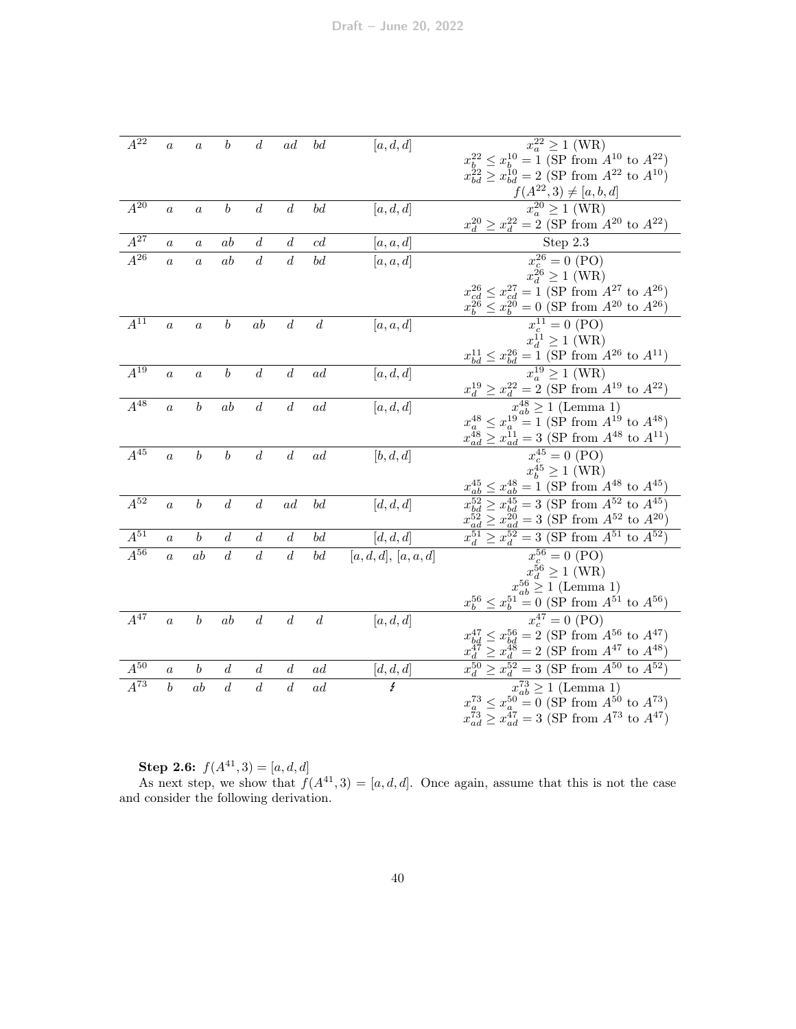| | | | | | | | | |
|---|---|---|---|---|---|---|---|---|
| $A^{22}$ | $a$ | $a$ | $b$ | $d$ | $ad$ | $bd$ | $[a,d,d]$ | $x_a^{22} \geq 1$ (WR) <br> $x_b^{22} \leq x_b^{10} = 1$ (SP from $A^{10}$ to $A^{22}$) <br> $x_{bd}^{22} \geq x_{bd}^{10} = 2$ (SP from $A^{22}$ to $A^{10}$) <br> $f(A^{22},3) \neq [a,b,d]$ |
| $A^{20}$ | $a$ | $a$ | $b$ | $d$ | $d$ | $bd$ | $[a,d,d]$ | $x_a^{20} \geq 1$ (WR) <br> $x_d^{20} \geq x_d^{22} = 2$ (SP from $A^{20}$ to $A^{22}$) |
| $A^{27}$ | $a$ | $a$ | $ab$ | $d$ | $d$ | $cd$ | $[a,a,d]$ | Step 2.3 |
| $A^{26}$ | $a$ | $a$ | $ab$ | $d$ | $d$ | $bd$ | $[a,a,d]$ | $x_c^{26} = 0$ (PO) <br> $x_d^{26} \geq 1$ (WR) <br> $x_{cd}^{26} \leq x_{cd}^{27} = 1$ (SP from $A^{27}$ to $A^{26}$) <br> $x_b^{26} \leq x_b^{20} = 0$ (SP from $A^{20}$ to $A^{26}$) |
| $A^{11}$ | $a$ | $a$ | $b$ | $ab$ | $d$ | $d$ | $[a,a,d]$ | $x_c^{11} = 0$ (PO) <br> $x_d^{11} \geq 1$ (WR) <br> $x_{bd}^{11} \leq x_{bd}^{26} = 1$ (SP from $A^{26}$ to $A^{11}$) |
| $A^{19}$ | $a$ | $a$ | $b$ | $d$ | $d$ | $ad$ | $[a,d,d]$ | $x_a^{19} \geq 1$ (WR) <br> $x_d^{19} \geq x_d^{22} = 2$ (SP from $A^{19}$ to $A^{22}$) |
| $A^{48}$ | $a$ | $b$ | $ab$ | $d$ | $d$ | $ad$ | $[a,d,d]$ | $x_{ab}^{48} \geq 1$ (Lemma 1) <br> $x_a^{48} \leq x_a^{19} = 1$ (SP from $A^{19}$ to $A^{48}$) <br> $x_{ad}^{48} \geq x_{ad}^{11} = 3$ (SP from $A^{48}$ to $A^{11}$) |
| $A^{45}$ | $a$ | $b$ | $b$ | $d$ | $d$ | $ad$ | $[b,d,d]$ | $x_c^{45} = 0$ (PO) <br> $x_b^{45} \geq 1$ (WR) <br> $x_{ab}^{45} \leq x_{ab}^{48} = 1$ (SP from $A^{48}$ to $A^{45}$) |
| $A^{52}$ | $a$ | $b$ | $d$ | $d$ | $ad$ | $bd$ | $[d,d,d]$ | $x_{bd}^{52} \geq x_{bd}^{45} = 3$ (SP from $A^{52}$ to $A^{45}$) <br> $x_{ad}^{52} \geq x_{ad}^{20} = 3$ (SP from $A^{52}$ to $A^{20}$) |
| $A^{51}$ | $a$ | $b$ | $d$ | $d$ | $d$ | $bd$ | $[d,d,d]$ | $x_d^{51} \geq x_d^{52} = 3$ (SP from $A^{51}$ to $A^{52}$) |
| $A^{56}$ | $a$ | $ab$ | $d$ | $d$ | $d$ | $bd$ | $[a,d,d]$, $[a,a,d]$ | $x_c^{56} = 0$ (PO) <br> $x_d^{56} \geq 1$ (WR) <br> $x_{ab}^{56} \geq 1$ (Lemma 1) <br> $x_b^{56} \leq x_b^{51} = 0$ (SP from $A^{51}$ to $A^{56}$) |
| $A^{47}$ | $a$ | $b$ | $ab$ | $d$ | $d$ | $d$ | $[a,d,d]$ | $x_c^{47} = 0$ (PO) <br> $x_{bd}^{47} \leq x_{bd}^{56} = 2$ (SP from $A^{56}$ to $A^{47}$) <br> $x_d^{47} \geq x_d^{48} = 2$ (SP from $A^{47}$ to $A^{48}$) |
| $A^{50}$ | $a$ | $b$ | $d$ | $d$ | $d$ | $ad$ | $[d,d,d]$ | $x_d^{50} \geq x_d^{52} = 3$ (SP from $A^{50}$ to $A^{52}$) |
| $A^{73}$ | $b$ | $ab$ | $d$ | $d$ | $d$ | $ad$ | $\lightning$ | $x_{ab}^{73} \geq 1$ (Lemma 1) <br> $x_a^{73} \leq x_a^{50} = 0$ (SP from $A^{50}$ to $A^{73}$) <br> $x_{ad}^{73} \geq x_{ad}^{47} = 3$ (SP from $A^{73}$ to $A^{47}$) |

**Step 2.6:** $f(A^{41}, 3) = [a, d, d]$

As next step, we show that $f(A^{41}, 3) = [a, d, d]$. Once again, assume that this is not the case and consider the following derivation.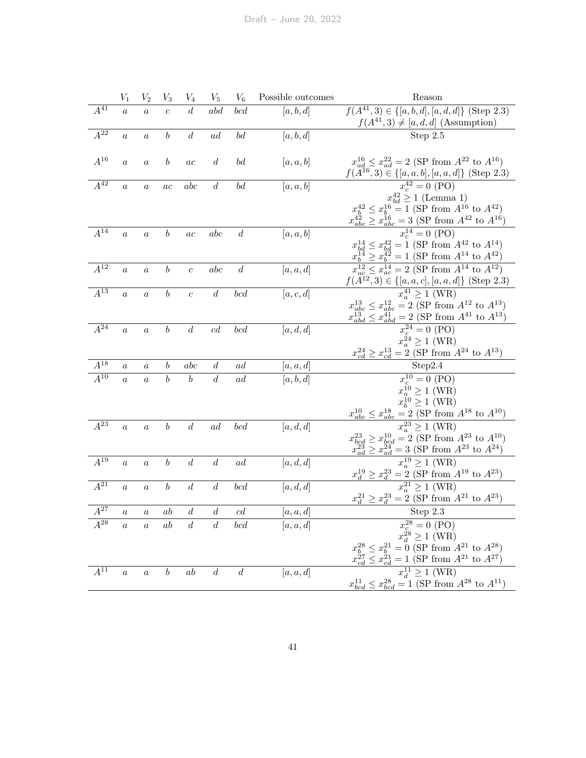|  | $V_1$ | $V_2$ | $V_3$ | $V_4$ | $V_5$ | $V_6$ | Possible outcomes | Reason |
|---|---|---|---|---|---|---|---|---|
| $A^{41}$ | $a$ | $a$ | $c$ | $d$ | $abd$ | $bcd$ | $[a,b,d]$ | $f(A^{41},3) \in \{[a,b,d],[a,d,d]\}$ (Step 2.3) |
|  |  |  |  |  |  |  |  | $f(A^{41},3) \neq [a,d,d]$ (Assumption) |
| $A^{22}$ | $a$ | $a$ | $b$ | $d$ | $ad$ | $bd$ | $[a,b,d]$ | Step 2.5 |
| $A^{16}$ | $a$ | $a$ | $b$ | $ac$ | $d$ | $bd$ | $[a,a,b]$ | $x^{16}_{ad} \leq x^{22}_{ad} = 2$ (SP from $A^{22}$ to $A^{16}$) |
|  |  |  |  |  |  |  |  | $f(A^{16},3) \in \{[a,a,b],[a,a,d]\}$ (Step 2.3) |
| $A^{42}$ | $a$ | $a$ | $ac$ | $abc$ | $d$ | $bd$ | $[a,a,b]$ | $x^{42}_{c} = 0$ (PO) |
|  |  |  |  |  |  |  |  | $x^{42}_{bd} \geq 1$ (Lemma 1) |
|  |  |  |  |  |  |  |  | $x^{42}_{b} \leq x^{16}_{b} = 1$ (SP from $A^{16}$ to $A^{42}$) |
|  |  |  |  |  |  |  |  | $x^{42}_{abc} \geq x^{16}_{abc} = 3$ (SP from $A^{42}$ to $A^{16}$) |
| $A^{14}$ | $a$ | $a$ | $b$ | $ac$ | $abc$ | $d$ | $[a,a,b]$ | $x^{14}_{c} = 0$ (PO) |
|  |  |  |  |  |  |  |  | $x^{14}_{bd} \leq x^{42}_{bd} = 1$ (SP from $A^{42}$ to $A^{14}$) |
|  |  |  |  |  |  |  |  | $x^{14}_{b} \geq x^{42}_{b} = 1$ (SP from $A^{14}$ to $A^{42}$) |
| $A^{12}$ | $a$ | $a$ | $b$ | $c$ | $abc$ | $d$ | $[a,a,d]$ | $x^{12}_{ac} \leq x^{14}_{ac} = 2$ (SP from $A^{14}$ to $A^{12}$) |
|  |  |  |  |  |  |  |  | $f(A^{12},3) \in \{[a,a,c],[a,a,d]\}$ (Step 2.3) |
| $A^{13}$ | $a$ | $a$ | $b$ | $c$ | $d$ | $bcd$ | $[a,c,d]$ | $x^{41}_{a} \geq 1$ (WR) |
|  |  |  |  |  |  |  |  | $x^{13}_{abc} \leq x^{12}_{abc} = 2$ (SP from $A^{12}$ to $A^{13}$) |
|  |  |  |  |  |  |  |  | $x^{13}_{abd} \leq x^{41}_{abd} = 2$ (SP from $A^{41}$ to $A^{13}$) |
| $A^{24}$ | $a$ | $a$ | $b$ | $d$ | $cd$ | $bcd$ | $[a,d,d]$ | $x^{24}_{c} = 0$ (PO) |
|  |  |  |  |  |  |  |  | $x^{24}_{a} \geq 1$ (WR) |
|  |  |  |  |  |  |  |  | $x^{24}_{cd} \geq x^{13}_{cd} = 2$ (SP from $A^{24}$ to $A^{13}$) |
| $A^{18}$ | $a$ | $a$ | $b$ | $abc$ | $d$ | $ad$ | $[a,a,d]$ | Step2.4 |
| $A^{10}$ | $a$ | $a$ | $b$ | $b$ | $d$ | $ad$ | $[a,b,d]$ | $x^{10}_{c} = 0$ (PO) |
|  |  |  |  |  |  |  |  | $x^{10}_{a} \geq 1$ (WR) |
|  |  |  |  |  |  |  |  | $x^{10}_{b} \geq 1$ (WR) |
|  |  |  |  |  |  |  |  | $x^{10}_{abc} \leq x^{18}_{abc} = 2$ (SP from $A^{18}$ to $A^{10}$) |
| $A^{23}$ | $a$ | $a$ | $b$ | $d$ | $ad$ | $bcd$ | $[a,d,d]$ | $x^{23}_{a} \geq 1$ (WR) |
|  |  |  |  |  |  |  |  | $x^{23}_{bcd} \geq x^{10}_{bcd} = 2$ (SP from $A^{23}$ to $A^{10}$) |
|  |  |  |  |  |  |  |  | $x^{23}_{ad} \geq x^{24}_{ad} = 3$ (SP from $A^{23}$ to $A^{24}$) |
| $A^{19}$ | $a$ | $a$ | $b$ | $d$ | $d$ | $ad$ | $[a,d,d]$ | $x^{19}_{a} \geq 1$ (WR) |
|  |  |  |  |  |  |  |  | $x^{19}_{d} \geq x^{23}_{d} = 2$ (SP from $A^{19}$ to $A^{23}$) |
| $A^{21}$ | $a$ | $a$ | $b$ | $d$ | $d$ | $bcd$ | $[a,d,d]$ | $x^{21}_{a} \geq 1$ (WR) |
|  |  |  |  |  |  |  |  | $x^{21}_{d} \geq x^{23}_{d} = 2$ (SP from $A^{21}$ to $A^{23}$) |
| $A^{27}$ | $a$ | $a$ | $ab$ | $d$ | $d$ | $cd$ | $[a,a,d]$ | Step 2.3 |
| $A^{28}$ | $a$ | $a$ | $ab$ | $d$ | $d$ | $bcd$ | $[a,a,d]$ | $x^{28}_{c} = 0$ (PO) |
|  |  |  |  |  |  |  |  | $x^{28}_{d} \geq 1$ (WR) |
|  |  |  |  |  |  |  |  | $x^{28}_{b} \leq x^{21}_{b} = 0$ (SP from $A^{21}$ to $A^{28}$) |
|  |  |  |  |  |  |  |  | $x^{27}_{cd} \leq x^{21}_{cd} = 1$ (SP from $A^{21}$ to $A^{27}$) |
| $A^{11}$ | $a$ | $a$ | $b$ | $ab$ | $d$ | $d$ | $[a,a,d]$ | $x^{11}_{d} \geq 1$ (WR) |
|  |  |  |  |  |  |  |  | $x^{11}_{bcd} \leq x^{28}_{bcd} = 1$ (SP from $A^{28}$ to $A^{11}$) |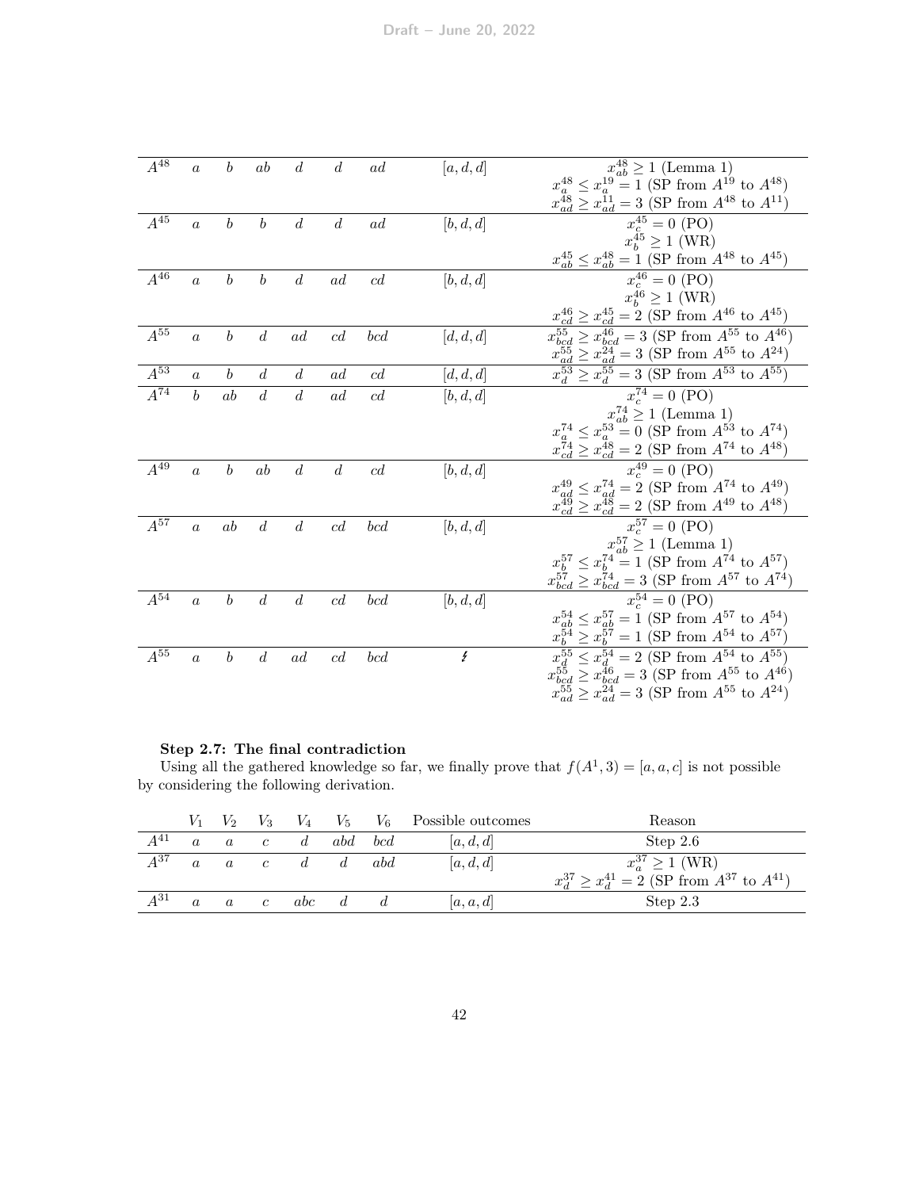| | | | | | | | | |
|---|---|---|---|---|---|---|---|---|
| $A^{48}$ | $a$ | $b$ | $ab$ | $d$ | $d$ | $ad$ | $[a,d,d]$ | $x^{48}_{ab} \geq 1$ (Lemma 1)<br>$x^{48}_{a} \leq x^{19}_{a} = 1$ (SP from $A^{19}$ to $A^{48}$)<br>$x^{48}_{ad} \geq x^{11}_{ad} = 3$ (SP from $A^{48}$ to $A^{11}$) |
| $A^{45}$ | $a$ | $b$ | $b$ | $d$ | $d$ | $ad$ | $[b,d,d]$ | $x^{45}_{c} = 0$ (PO)<br>$x^{45}_{b} \geq 1$ (WR)<br>$x^{45}_{ab} \leq x^{48}_{ab} = 1$ (SP from $A^{48}$ to $A^{45}$) |
| $A^{46}$ | $a$ | $b$ | $b$ | $d$ | $ad$ | $cd$ | $[b,d,d]$ | $x^{46}_{c} = 0$ (PO)<br>$x^{46}_{b} \geq 1$ (WR)<br>$x^{46}_{cd} \geq x^{45}_{cd} = 2$ (SP from $A^{46}$ to $A^{45}$) |
| $A^{55}$ | $a$ | $b$ | $d$ | $ad$ | $cd$ | $bcd$ | $[d,d,d]$ | $x^{55}_{bcd} \geq x^{46}_{bcd} = 3$ (SP from $A^{55}$ to $A^{46}$)<br>$x^{55}_{ad} \geq x^{24}_{ad} = 3$ (SP from $A^{55}$ to $A^{24}$) |
| $A^{53}$ | $a$ | $b$ | $d$ | $d$ | $ad$ | $cd$ | $[d,d,d]$ | $x^{53}_{d} \geq x^{55}_{d} = 3$ (SP from $A^{53}$ to $A^{55}$) |
| $A^{74}$ | $b$ | $ab$ | $d$ | $d$ | $ad$ | $cd$ | $[b,d,d]$ | $x^{74}_{c} = 0$ (PO)<br>$x^{74}_{ab} \geq 1$ (Lemma 1)<br>$x^{74}_{a} \leq x^{53}_{a} = 0$ (SP from $A^{53}$ to $A^{74}$)<br>$x^{74}_{cd} \geq x^{48}_{cd} = 2$ (SP from $A^{74}$ to $A^{48}$) |
| $A^{49}$ | $a$ | $b$ | $ab$ | $d$ | $d$ | $cd$ | $[b,d,d]$ | $x^{49}_{c} = 0$ (PO)<br>$x^{49}_{ad} \leq x^{74}_{ad} = 2$ (SP from $A^{74}$ to $A^{49}$)<br>$x^{49}_{cd} \geq x^{48}_{cd} = 2$ (SP from $A^{49}$ to $A^{48}$) |
| $A^{57}$ | $a$ | $ab$ | $d$ | $d$ | $cd$ | $bcd$ | $[b,d,d]$ | $x^{57}_{c} = 0$ (PO)<br>$x^{57}_{ab} \geq 1$ (Lemma 1)<br>$x^{57}_{b} \leq x^{74}_{b} = 1$ (SP from $A^{74}$ to $A^{57}$)<br>$x^{57}_{bcd} \geq x^{74}_{bcd} = 3$ (SP from $A^{57}$ to $A^{74}$) |
| $A^{54}$ | $a$ | $b$ | $d$ | $d$ | $cd$ | $bcd$ | $[b,d,d]$ | $x^{54}_{c} = 0$ (PO)<br>$x^{54}_{ab} \leq x^{57}_{ab} = 1$ (SP from $A^{57}$ to $A^{54}$)<br>$x^{54}_{b} \geq x^{57}_{b} = 1$ (SP from $A^{54}$ to $A^{57}$) |
| $A^{55}$ | $a$ | $b$ | $d$ | $ad$ | $cd$ | $bcd$ | ↯ | $x^{55}_{d} \leq x^{54}_{d} = 2$ (SP from $A^{54}$ to $A^{55}$)<br>$x^{55}_{bcd} \geq x^{46}_{bcd} = 3$ (SP from $A^{55}$ to $A^{46}$)<br>$x^{55}_{ad} \geq x^{24}_{ad} = 3$ (SP from $A^{55}$ to $A^{24}$) |

**Step 2.7: The final contradiction**

Using all the gathered knowledge so far, we finally prove that $f(A^1, 3) = [a, a, c]$ is not possible by considering the following derivation.

| | $V_1$ | $V_2$ | $V_3$ | $V_4$ | $V_5$ | $V_6$ | Possible outcomes | Reason |
|---|---|---|---|---|---|---|---|---|
| $A^{41}$ | $a$ | $a$ | $c$ | $d$ | $abd$ | $bcd$ | $[a,d,d]$ | Step 2.6 |
| $A^{37}$ | $a$ | $a$ | $c$ | $d$ | $d$ | $abd$ | $[a,d,d]$ | $x^{37}_{a} \geq 1$ (WR)<br>$x^{37}_{d} \geq x^{41}_{d} = 2$ (SP from $A^{37}$ to $A^{41}$) |
| $A^{31}$ | $a$ | $a$ | $c$ | $abc$ | $d$ | $d$ | $[a,a,d]$ | Step 2.3 |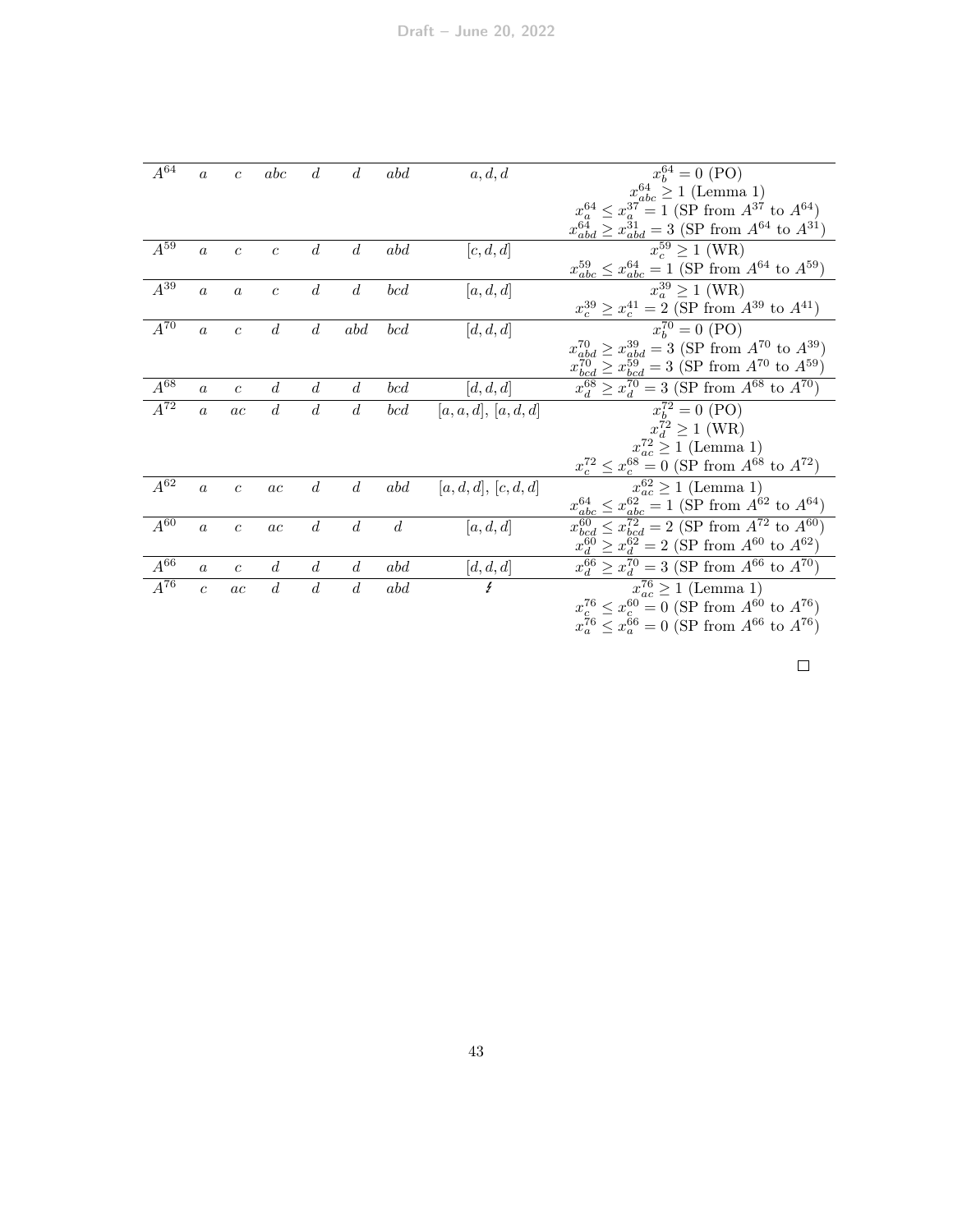| | | | | | | | | |
|---|---|---|---|---|---|---|---|---|
| $A^{64}$ | $a$ | $c$ | $abc$ | $d$ | $d$ | $abd$ | $a, d, d$ | $x_b^{64} = 0$ (PO) |
| | | | | | | | | $x_{abc}^{64} \geq 1$ (Lemma 1) |
| | | | | | | | | $x_a^{64} \leq x_a^{37} = 1$ (SP from $A^{37}$ to $A^{64}$) |
| | | | | | | | | $x_{abd}^{64} \geq x_{abd}^{31} = 3$ (SP from $A^{64}$ to $A^{31}$) |
| $A^{59}$ | $a$ | $c$ | $c$ | $d$ | $d$ | $abd$ | $[c, d, d]$ | $x_c^{59} \geq 1$ (WR) |
| | | | | | | | | $x_{abc}^{59} \leq x_{abc}^{64} = 1$ (SP from $A^{64}$ to $A^{59}$) |
| $A^{39}$ | $a$ | $a$ | $c$ | $d$ | $d$ | $bcd$ | $[a, d, d]$ | $x_a^{39} \geq 1$ (WR) |
| | | | | | | | | $x_c^{39} \geq x_c^{41} = 2$ (SP from $A^{39}$ to $A^{41}$) |
| $A^{70}$ | $a$ | $c$ | $d$ | $d$ | $abd$ | $bcd$ | $[d, d, d]$ | $x_b^{70} = 0$ (PO) |
| | | | | | | | | $x_{abd}^{70} \geq x_{abd}^{39} = 3$ (SP from $A^{70}$ to $A^{39}$) |
| | | | | | | | | $x_{bcd}^{70} \geq x_{bcd}^{59} = 3$ (SP from $A^{70}$ to $A^{59}$) |
| $A^{68}$ | $a$ | $c$ | $d$ | $d$ | $d$ | $bcd$ | $[d, d, d]$ | $x_d^{68} \geq x_d^{70} = 3$ (SP from $A^{68}$ to $A^{70}$) |
| $A^{72}$ | $a$ | $ac$ | $d$ | $d$ | $d$ | $bcd$ | $[a, a, d]$, $[a, d, d]$ | $x_b^{72} = 0$ (PO) |
| | | | | | | | | $x_d^{72} \geq 1$ (WR) |
| | | | | | | | | $x_{ac}^{72} \geq 1$ (Lemma 1) |
| | | | | | | | | $x_c^{72} \leq x_c^{68} = 0$ (SP from $A^{68}$ to $A^{72}$) |
| $A^{62}$ | $a$ | $c$ | $ac$ | $d$ | $d$ | $abd$ | $[a, d, d]$, $[c, d, d]$ | $x_{ac}^{62} \geq 1$ (Lemma 1) |
| | | | | | | | | $x_{abc}^{64} \leq x_{abc}^{62} = 1$ (SP from $A^{62}$ to $A^{64}$) |
| $A^{60}$ | $a$ | $c$ | $ac$ | $d$ | $d$ | $d$ | $[a, d, d]$ | $x_{bcd}^{60} \leq x_{bcd}^{72} = 2$ (SP from $A^{72}$ to $A^{60}$) |
| | | | | | | | | $x_d^{60} \geq x_d^{62} = 2$ (SP from $A^{60}$ to $A^{62}$) |
| $A^{66}$ | $a$ | $c$ | $d$ | $d$ | $d$ | $abd$ | $[d, d, d]$ | $x_d^{66} \geq x_d^{70} = 3$ (SP from $A^{66}$ to $A^{70}$) |
| $A^{76}$ | $c$ | $ac$ | $d$ | $d$ | $d$ | $abd$ | $\lightning$ | $x_{ac}^{76} \geq 1$ (Lemma 1) |
| | | | | | | | | $x_c^{76} \leq x_c^{60} = 0$ (SP from $A^{60}$ to $A^{76}$) |
| | | | | | | | | $x_a^{76} \leq x_a^{66} = 0$ (SP from $A^{66}$ to $A^{76}$) |

□